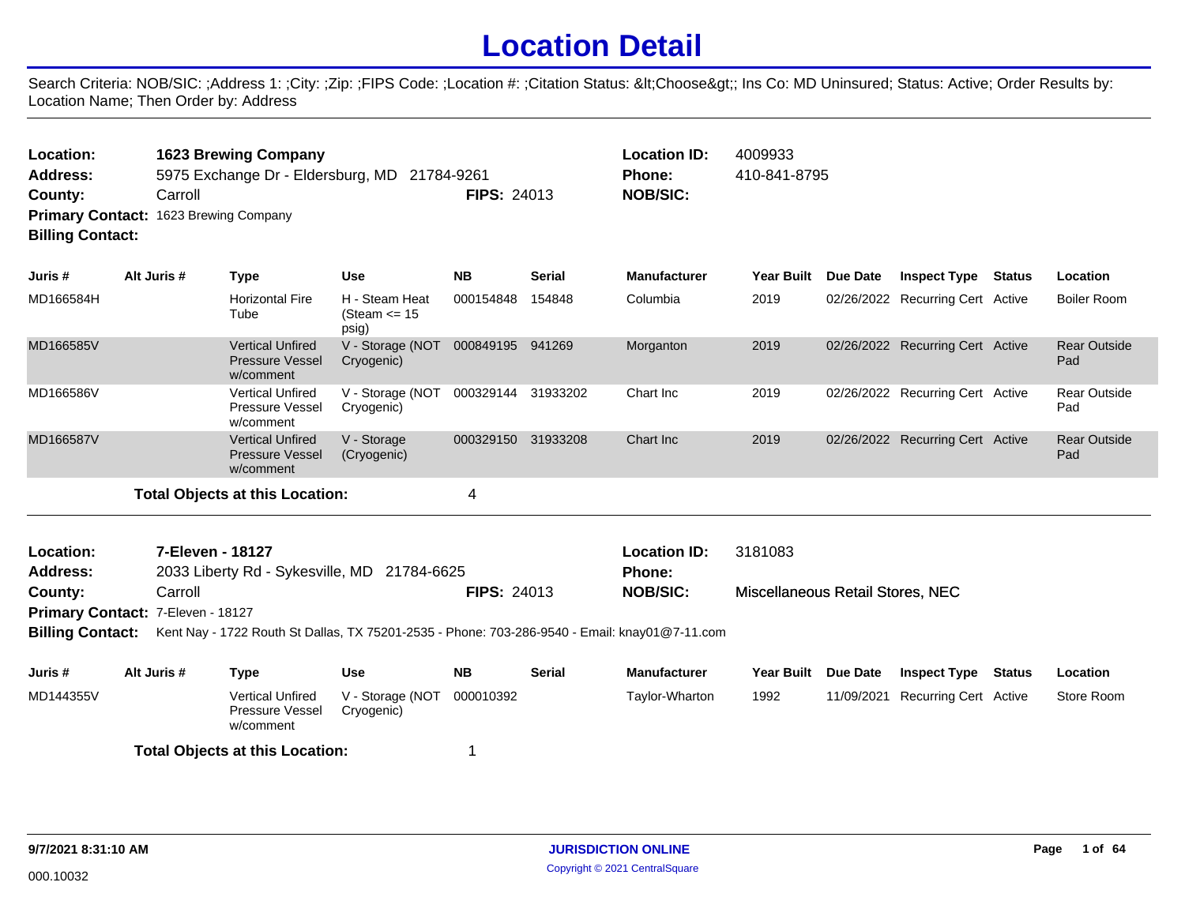# Location Detail

Search Criteria: NOB/SIC: ;Address 1: ;City: ;Zip: ;FIPS Code: ;Location #: ;Citation Status: &lt;Choose&gt;; Ins Co: MD Uninsured; Status: Active; Order Results by: Location Name; Then Order by: Address

---

**Location:** 1623 Brewing Company
**Location ID:** 4009933
**Address:** 5975 Exchange Dr - Eldersburg, MD 21784-9261
**Phone:** 410-841-8795
**County:** Carroll
**FIPS:** 24013
**NOB/SIC:**
**Primary Contact:** 1623 Brewing Company
**Billing Contact:**

| Juris # | Alt Juris # | Type | Use | NB | Serial | Manufacturer | Year Built | Due Date | Inspect Type | Status | Location |
|---|---|---|---|---|---|---|---|---|---|---|---|
| MD166584H | | Horizontal Fire Tube | H - Steam Heat (Steam <= 15 psig) | 000154848 | 154848 | Columbia | 2019 | 02/26/2022 | Recurring Cert | Active | Boiler Room |
| MD166585V | | Vertical Unfired Pressure Vessel w/comment | V - Storage (NOT Cryogenic) | 000849195 | 941269 | Morganton | 2019 | 02/26/2022 | Recurring Cert | Active | Rear Outside Pad |
| MD166586V | | Vertical Unfired Pressure Vessel w/comment | V - Storage (NOT Cryogenic) | 000329144 | 31933202 | Chart Inc | 2019 | 02/26/2022 | Recurring Cert | Active | Rear Outside Pad |
| MD166587V | | Vertical Unfired Pressure Vessel w/comment | V - Storage (Cryogenic) | 000329150 | 31933208 | Chart Inc | 2019 | 02/26/2022 | Recurring Cert | Active | Rear Outside Pad |

**Total Objects at this Location:** 4

---

**Location:** 7-Eleven - 18127
**Location ID:** 3181083
**Address:** 2033 Liberty Rd - Sykesville, MD 21784-6625
**Phone:**
**County:** Carroll
**FIPS:** 24013
**NOB/SIC:** Miscellaneous Retail Stores, NEC
**Primary Contact:** 7-Eleven - 18127
**Billing Contact:** Kent Nay - 1722 Routh St Dallas, TX 75201-2535 - Phone: 703-286-9540 - Email: knay01@7-11.com

| Juris # | Alt Juris # | Type | Use | NB | Serial | Manufacturer | Year Built | Due Date | Inspect Type | Status | Location |
|---|---|---|---|---|---|---|---|---|---|---|---|
| MD144355V | | Vertical Unfired Pressure Vessel w/comment | V - Storage (NOT Cryogenic) | 000010392 | | Taylor-Wharton | 1992 | 11/09/2021 | Recurring Cert | Active | Store Room |

**Total Objects at this Location:** 1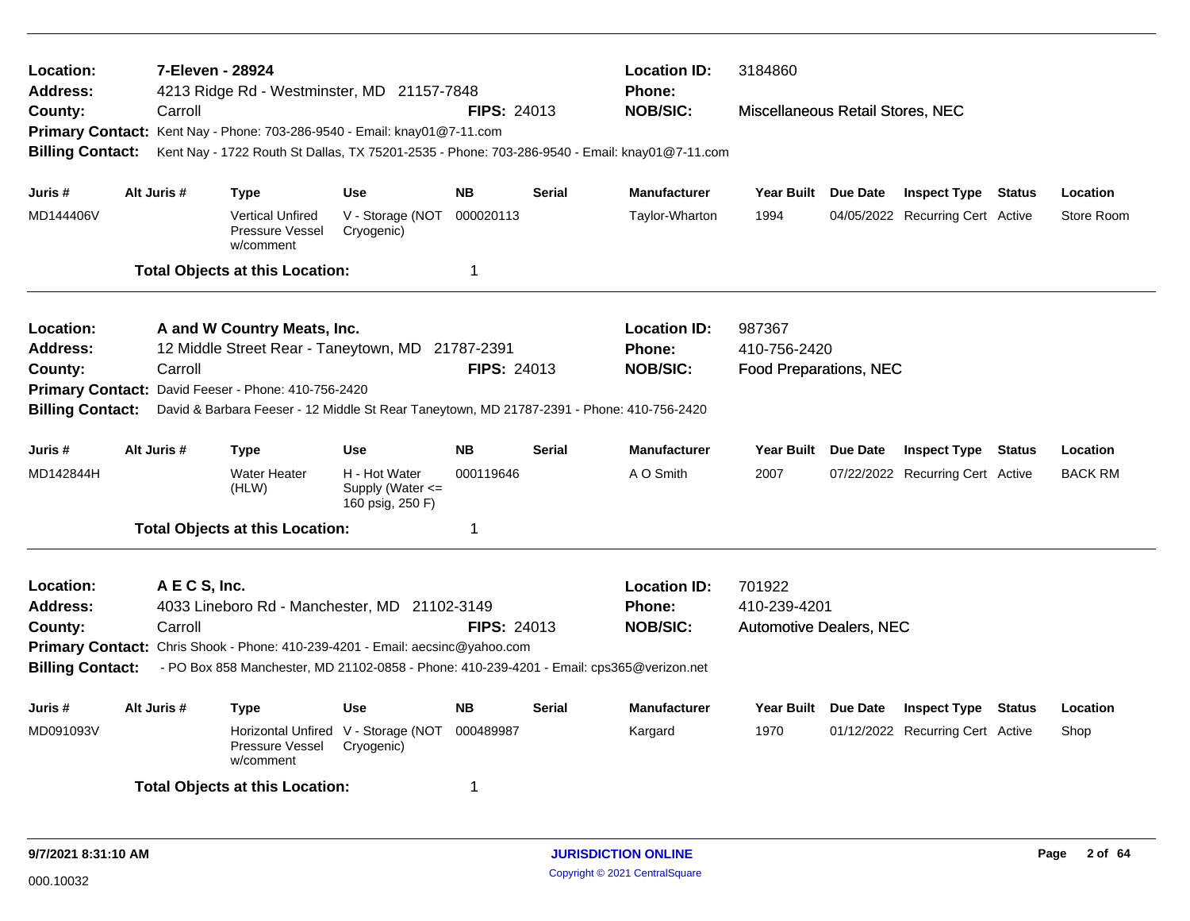**Location:** 7-Eleven - 28924
**Address:** 4213 Ridge Rd - Westminster, MD 21157-7848
**County:** Carroll
**FIPS:** 24013
**Location ID:** 3184860
**Phone:**
**NOB/SIC:** Miscellaneous Retail Stores, NEC
**Primary Contact:** Kent Nay - Phone: 703-286-9540 - Email: knay01@7-11.com
**Billing Contact:** Kent Nay - 1722 Routh St Dallas, TX 75201-2535 - Phone: 703-286-9540 - Email: knay01@7-11.com

| Juris # | Alt Juris # | Type | Use | NB | Serial | Manufacturer | Year Built | Due Date | Inspect Type | Status | Location |
|---|---|---|---|---|---|---|---|---|---|---|---|
| MD144406V | | Vertical Unfired Pressure Vessel w/comment | V - Storage (NOT Cryogenic) | 000020113 | | Taylor-Wharton | 1994 | 04/05/2022 | Recurring Cert | Active | Store Room |

**Total Objects at this Location:** 1

---

**Location:** A and W Country Meats, Inc.
**Address:** 12 Middle Street Rear - Taneytown, MD 21787-2391
**County:** Carroll
**FIPS:** 24013
**Location ID:** 987367
**Phone:** 410-756-2420
**NOB/SIC:** Food Preparations, NEC
**Primary Contact:** David Feeser - Phone: 410-756-2420
**Billing Contact:** David & Barbara Feeser - 12 Middle St Rear Taneytown, MD 21787-2391 - Phone: 410-756-2420

| Juris # | Alt Juris # | Type | Use | NB | Serial | Manufacturer | Year Built | Due Date | Inspect Type | Status | Location |
|---|---|---|---|---|---|---|---|---|---|---|---|
| MD142844H | | Water Heater (HLW) | H - Hot Water Supply (Water <= 160 psig, 250 F) | 000119646 | | A O Smith | 2007 | 07/22/2022 | Recurring Cert | Active | BACK RM |

**Total Objects at this Location:** 1

---

**Location:** A E C S, Inc.
**Address:** 4033 Lineboro Rd - Manchester, MD 21102-3149
**County:** Carroll
**FIPS:** 24013
**Location ID:** 701922
**Phone:** 410-239-4201
**NOB/SIC:** Automotive Dealers, NEC
**Primary Contact:** Chris Shook - Phone: 410-239-4201 - Email: aecsinc@yahoo.com
**Billing Contact:** - PO Box 858 Manchester, MD 21102-0858 - Phone: 410-239-4201 - Email: cps365@verizon.net

| Juris # | Alt Juris # | Type | Use | NB | Serial | Manufacturer | Year Built | Due Date | Inspect Type | Status | Location |
|---|---|---|---|---|---|---|---|---|---|---|---|
| MD091093V | | Horizontal Unfired Pressure Vessel w/comment | V - Storage (NOT Cryogenic) | 000489987 | | Kargard | 1970 | 01/12/2022 | Recurring Cert | Active | Shop |

**Total Objects at this Location:** 1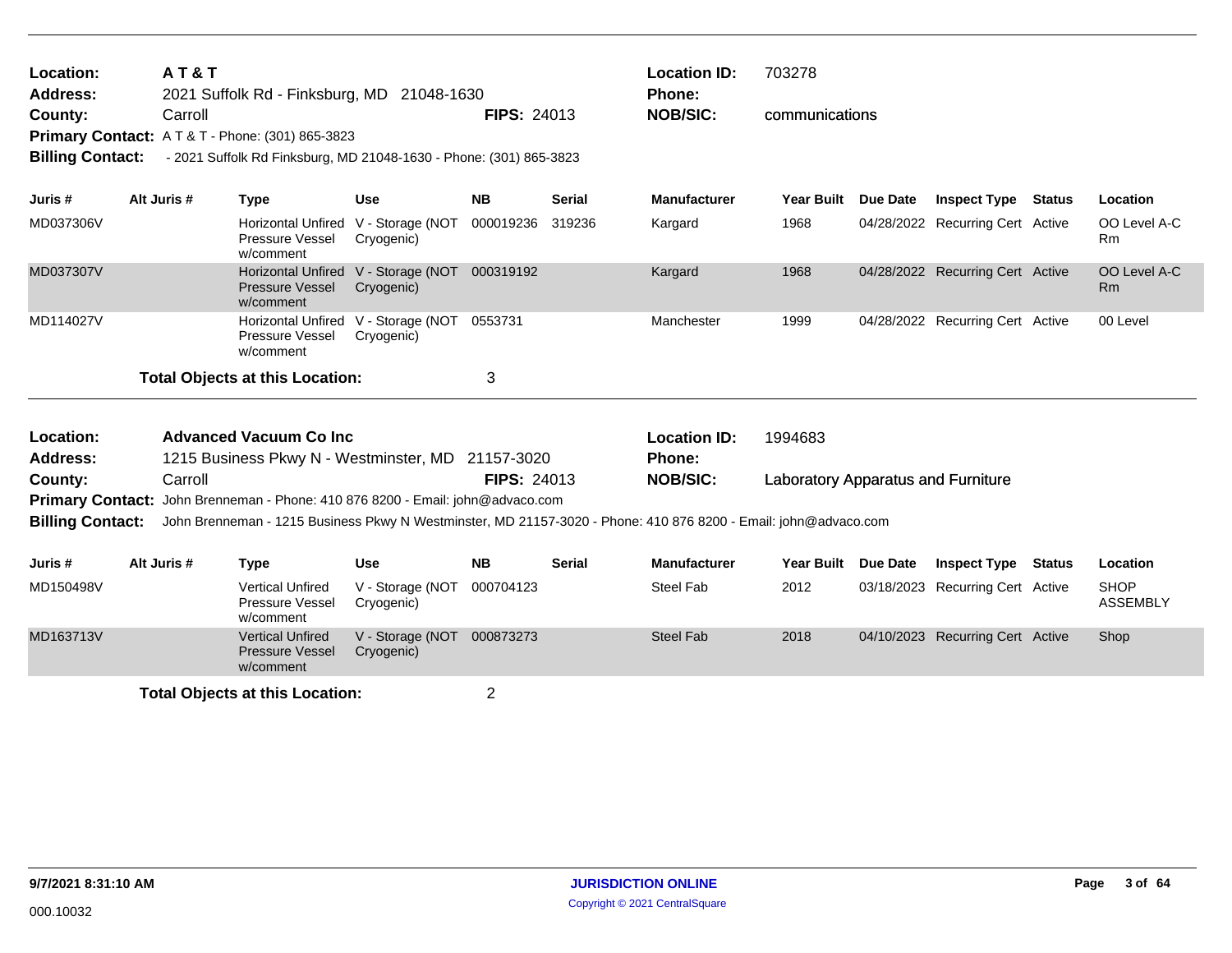**Location:** A T & T  
**Address:** 2021 Suffolk Rd - Finksburg, MD 21048-1630  
**County:** Carroll  **FIPS:** 24013  
**Primary Contact:** A T & T - Phone: (301) 865-3823  
**Billing Contact:** - 2021 Suffolk Rd Finksburg, MD 21048-1630 - Phone: (301) 865-3823  

**Location ID:** 703278  
**Phone:**  
**NOB/SIC:** communications

| Juris # | Alt Juris # | Type | Use | NB | Serial | Manufacturer | Year Built | Due Date | Inspect Type | Status | Location |
|---|---|---|---|---|---|---|---|---|---|---|---|
| MD037306V | | Horizontal Unfired Pressure Vessel w/comment | V - Storage (NOT Cryogenic) | 000019236 | 319236 | Kargard | 1968 | 04/28/2022 | Recurring Cert | Active | OO Level A-C Rm |
| MD037307V | | Horizontal Unfired Pressure Vessel w/comment | V - Storage (NOT Cryogenic) | 000319192 | | Kargard | 1968 | 04/28/2022 | Recurring Cert | Active | OO Level A-C Rm |
| MD114027V | | Horizontal Unfired Pressure Vessel w/comment | V - Storage (NOT Cryogenic) | 0553731 | | Manchester | 1999 | 04/28/2022 | Recurring Cert | Active | 00 Level |

**Total Objects at this Location:** 3

**Location:** Advanced Vacuum Co Inc  
**Address:** 1215 Business Pkwy N - Westminster, MD 21157-3020  
**County:** Carroll  **FIPS:** 24013  
**Primary Contact:** John Brenneman - Phone: 410 876 8200 - Email: john@advaco.com  
**Billing Contact:** John Brenneman - 1215 Business Pkwy N Westminster, MD 21157-3020 - Phone: 410 876 8200 - Email: john@advaco.com  

**Location ID:** 1994683  
**Phone:**  
**NOB/SIC:** Laboratory Apparatus and Furniture

| Juris # | Alt Juris # | Type | Use | NB | Serial | Manufacturer | Year Built | Due Date | Inspect Type | Status | Location |
|---|---|---|---|---|---|---|---|---|---|---|---|
| MD150498V | | Vertical Unfired Pressure Vessel w/comment | V - Storage (NOT Cryogenic) | 000704123 | | Steel Fab | 2012 | 03/18/2023 | Recurring Cert | Active | SHOP ASSEMBLY |
| MD163713V | | Vertical Unfired Pressure Vessel w/comment | V - Storage (NOT Cryogenic) | 000873273 | | Steel Fab | 2018 | 04/10/2023 | Recurring Cert | Active | Shop |

**Total Objects at this Location:** 2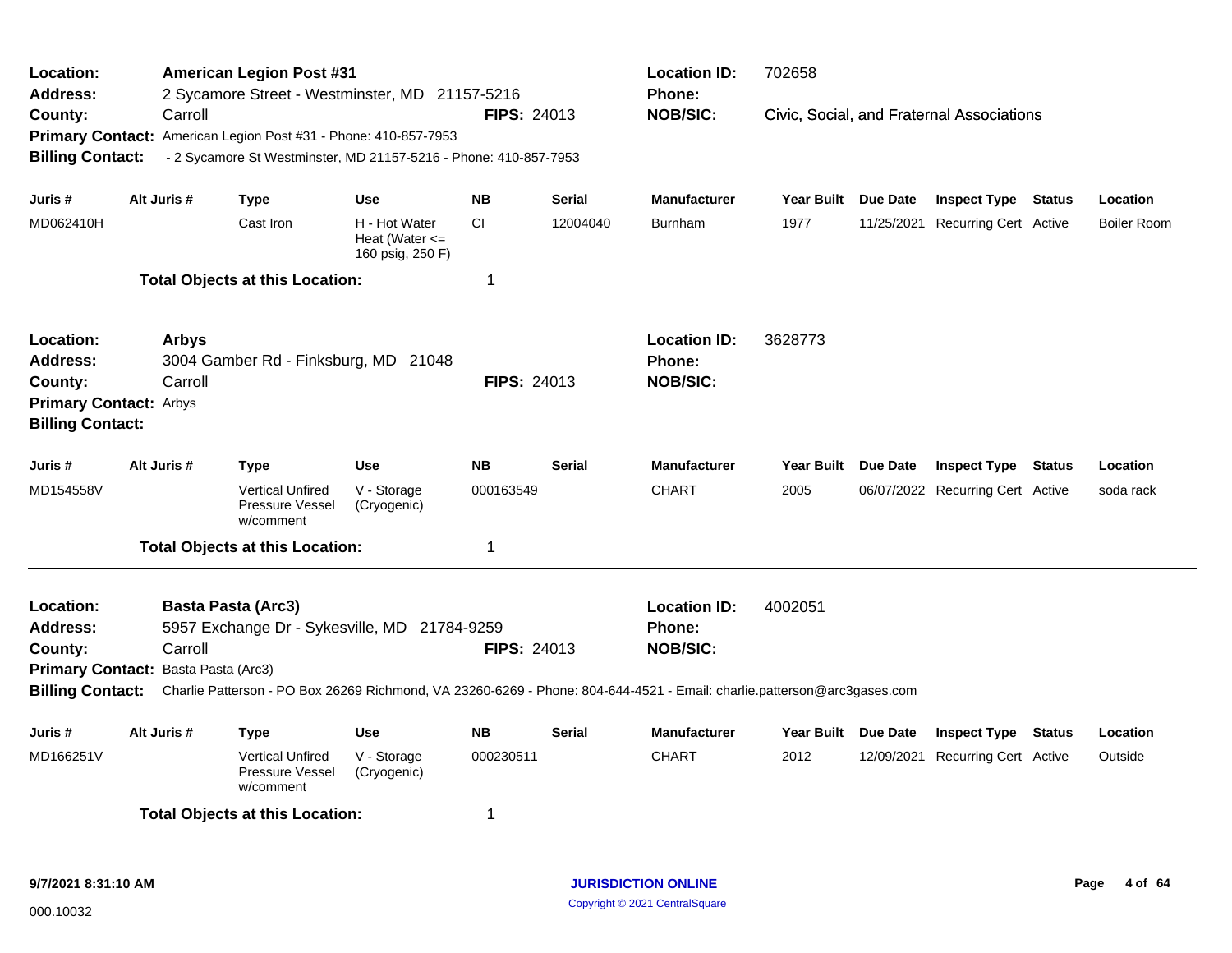**Location:** American Legion Post #31
**Address:** 2 Sycamore Street - Westminster, MD 21157-5216
**County:** Carroll
**FIPS:** 24013
**Location ID:** 702658
**Phone:**
**NOB/SIC:** Civic, Social, and Fraternal Associations
**Primary Contact:** American Legion Post #31 - Phone: 410-857-7953
**Billing Contact:** - 2 Sycamore St Westminster, MD 21157-5216 - Phone: 410-857-7953

| Juris # | Alt Juris # | Type | Use | NB | Serial | Manufacturer | Year Built | Due Date | Inspect Type | Status | Location |
|---|---|---|---|---|---|---|---|---|---|---|---|
| MD062410H | | Cast Iron | H - Hot Water Heat (Water <= 160 psig, 250 F) | CI | 12004040 | Burnham | 1977 | 11/25/2021 | Recurring Cert | Active | Boiler Room |

**Total Objects at this Location:** 1

---

**Location:** Arbys
**Address:** 3004 Gamber Rd - Finksburg, MD 21048
**County:** Carroll
**FIPS:** 24013
**Location ID:** 3628773
**Phone:**
**NOB/SIC:**
**Primary Contact:** Arbys
**Billing Contact:**

| Juris # | Alt Juris # | Type | Use | NB | Serial | Manufacturer | Year Built | Due Date | Inspect Type | Status | Location |
|---|---|---|---|---|---|---|---|---|---|---|---|
| MD154558V | | Vertical Unfired Pressure Vessel w/comment | V - Storage (Cryogenic) | 000163549 | | CHART | 2005 | 06/07/2022 | Recurring Cert | Active | soda rack |

**Total Objects at this Location:** 1

---

**Location:** Basta Pasta (Arc3)
**Address:** 5957 Exchange Dr - Sykesville, MD 21784-9259
**County:** Carroll
**FIPS:** 24013
**Location ID:** 4002051
**Phone:**
**NOB/SIC:**
**Primary Contact:** Basta Pasta (Arc3)
**Billing Contact:** Charlie Patterson - PO Box 26269 Richmond, VA 23260-6269 - Phone: 804-644-4521 - Email: charlie.patterson@arc3gases.com

| Juris # | Alt Juris # | Type | Use | NB | Serial | Manufacturer | Year Built | Due Date | Inspect Type | Status | Location |
|---|---|---|---|---|---|---|---|---|---|---|---|
| MD166251V | | Vertical Unfired Pressure Vessel w/comment | V - Storage (Cryogenic) | 000230511 | | CHART | 2012 | 12/09/2021 | Recurring Cert | Active | Outside |

**Total Objects at this Location:** 1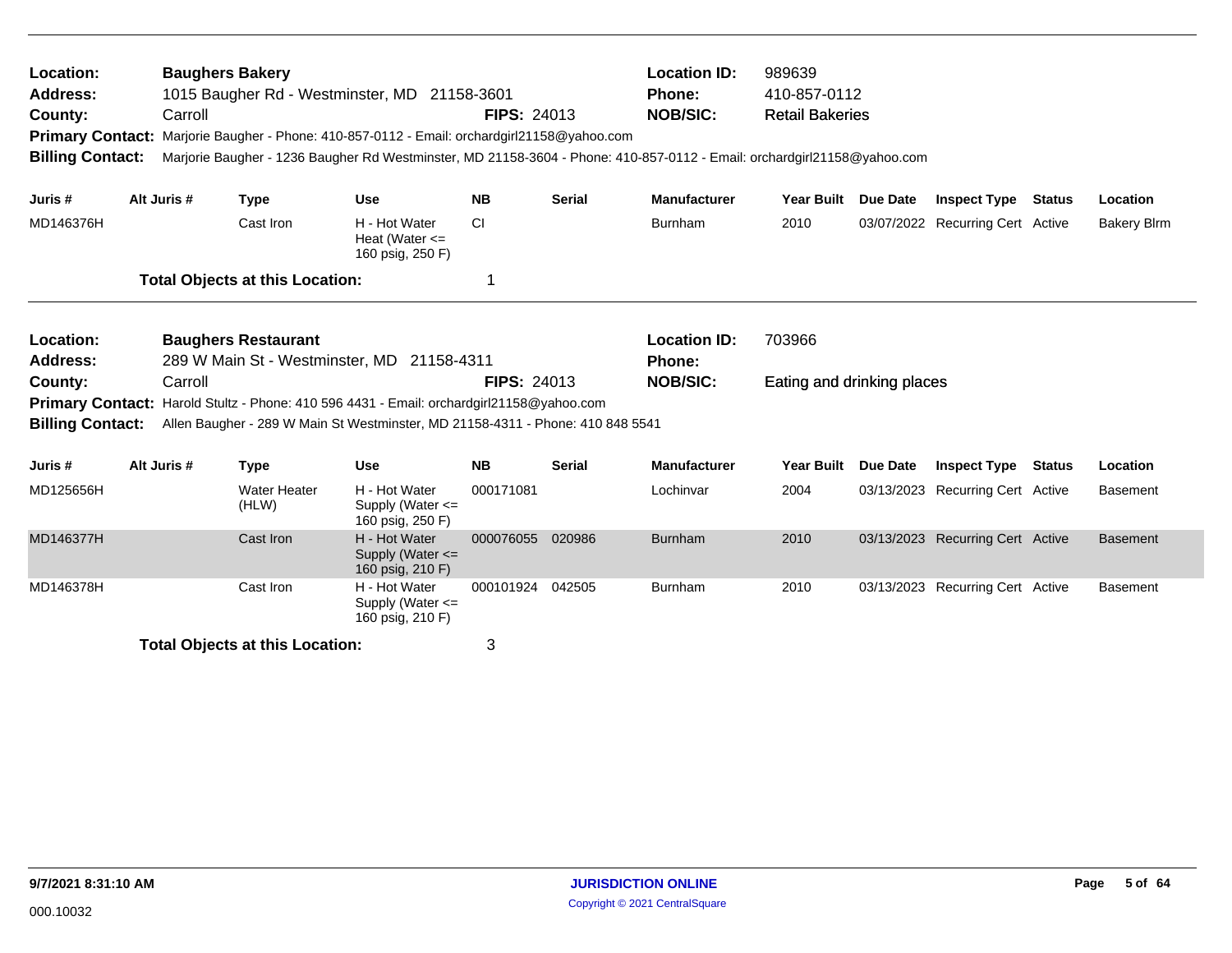| | | | |
|---|---|---|---|
| **Location:** | **Baughers Bakery** | **Location ID:** | 989639 |
| **Address:** | 1015 Baugher Rd - Westminster, MD 21158-3601 | **Phone:** | 410-857-0112 |
| **County:** | Carroll **FIPS:** 24013 | **NOB/SIC:** | Retail Bakeries |

**Primary Contact:** Marjorie Baugher - Phone: 410-857-0112 - Email: orchardgirl21158@yahoo.com

**Billing Contact:** Marjorie Baugher - 1236 Baugher Rd Westminster, MD 21158-3604 - Phone: 410-857-0112 - Email: orchardgirl21158@yahoo.com

| Juris # | Alt Juris # | Type | Use | NB | Serial | Manufacturer | Year Built | Due Date | Inspect Type | Status | Location |
|---|---|---|---|---|---|---|---|---|---|---|---|
| MD146376H | | Cast Iron | H - Hot Water Heat (Water <= 160 psig, 250 F) | CI | | Burnham | 2010 | 03/07/2022 | Recurring Cert | Active | Bakery Blrm |

**Total Objects at this Location:** 1

| | | | |
|---|---|---|---|
| **Location:** | **Baughers Restaurant** | **Location ID:** | 703966 |
| **Address:** | 289 W Main St - Westminster, MD 21158-4311 | **Phone:** | |
| **County:** | Carroll **FIPS:** 24013 | **NOB/SIC:** | Eating and drinking places |

**Primary Contact:** Harold Stultz - Phone: 410 596 4431 - Email: orchardgirl21158@yahoo.com

**Billing Contact:** Allen Baugher - 289 W Main St Westminster, MD 21158-4311 - Phone: 410 848 5541

| Juris # | Alt Juris # | Type | Use | NB | Serial | Manufacturer | Year Built | Due Date | Inspect Type | Status | Location |
|---|---|---|---|---|---|---|---|---|---|---|---|
| MD125656H | | Water Heater (HLW) | H - Hot Water Supply (Water <= 160 psig, 250 F) | 000171081 | | Lochinvar | 2004 | 03/13/2023 | Recurring Cert | Active | Basement |
| MD146377H | | Cast Iron | H - Hot Water Supply (Water <= 160 psig, 210 F) | 000076055 | 020986 | Burnham | 2010 | 03/13/2023 | Recurring Cert | Active | Basement |
| MD146378H | | Cast Iron | H - Hot Water Supply (Water <= 160 psig, 210 F) | 000101924 | 042505 | Burnham | 2010 | 03/13/2023 | Recurring Cert | Active | Basement |

**Total Objects at this Location:** 3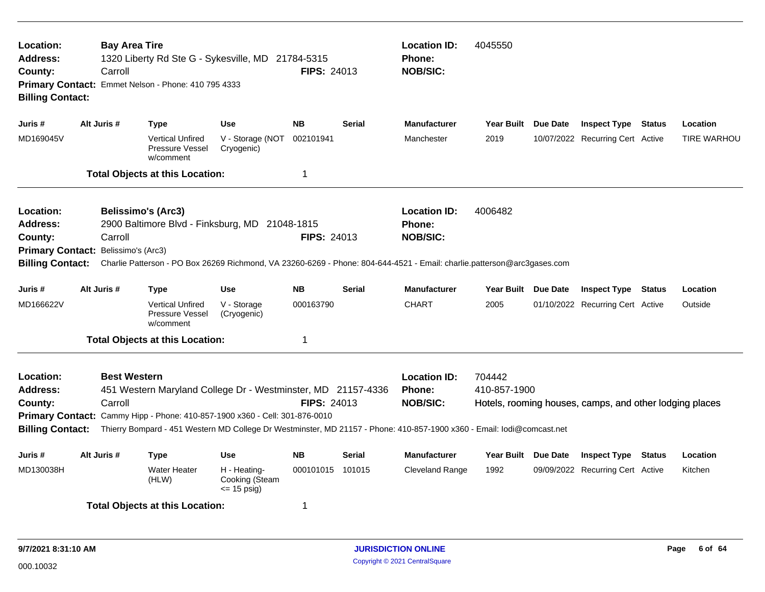**Location:** Bay Area Tire
**Address:** 1320 Liberty Rd Ste G - Sykesville, MD 21784-5315
**County:** Carroll
**FIPS:** 24013
**Location ID:** 4045550
**Phone:**
**NOB/SIC:**
**Primary Contact:** Emmet Nelson - Phone: 410 795 4333
**Billing Contact:**

| Juris # | Alt Juris # | Type | Use | NB | Serial | Manufacturer | Year Built | Due Date | Inspect Type | Status | Location |
|---|---|---|---|---|---|---|---|---|---|---|---|
| MD169045V | | Vertical Unfired Pressure Vessel w/comment | V - Storage (NOT Cryogenic) | 002101941 | | Manchester | 2019 | 10/07/2022 | Recurring Cert | Active | TIRE WARHOU |

**Total Objects at this Location:** 1

---

**Location:** Belissimo's (Arc3)
**Address:** 2900 Baltimore Blvd - Finksburg, MD 21048-1815
**County:** Carroll
**FIPS:** 24013
**Location ID:** 4006482
**Phone:**
**NOB/SIC:**
**Primary Contact:** Belissimo's (Arc3)
**Billing Contact:** Charlie Patterson - PO Box 26269 Richmond, VA 23260-6269 - Phone: 804-644-4521 - Email: charlie.patterson@arc3gases.com

| Juris # | Alt Juris # | Type | Use | NB | Serial | Manufacturer | Year Built | Due Date | Inspect Type | Status | Location |
|---|---|---|---|---|---|---|---|---|---|---|---|
| MD166622V | | Vertical Unfired Pressure Vessel w/comment | V - Storage (Cryogenic) | 000163790 | | CHART | 2005 | 01/10/2022 | Recurring Cert | Active | Outside |

**Total Objects at this Location:** 1

---

**Location:** Best Western
**Address:** 451 Western Maryland College Dr - Westminster, MD 21157-4336
**County:** Carroll
**FIPS:** 24013
**Location ID:** 704442
**Phone:** 410-857-1900
**NOB/SIC:** Hotels, rooming houses, camps, and other lodging places
**Primary Contact:** Cammy Hipp - Phone: 410-857-1900 x360 - Cell: 301-876-0010
**Billing Contact:** Thierry Bompard - 451 Western MD College Dr Westminster, MD 21157 - Phone: 410-857-1900 x360 - Email: lodi@comcast.net

| Juris # | Alt Juris # | Type | Use | NB | Serial | Manufacturer | Year Built | Due Date | Inspect Type | Status | Location |
|---|---|---|---|---|---|---|---|---|---|---|---|
| MD130038H | | Water Heater (HLW) | H - Heating-Cooking (Steam <= 15 psig) | 000101015 | 101015 | Cleveland Range | 1992 | 09/09/2022 | Recurring Cert | Active | Kitchen |

**Total Objects at this Location:** 1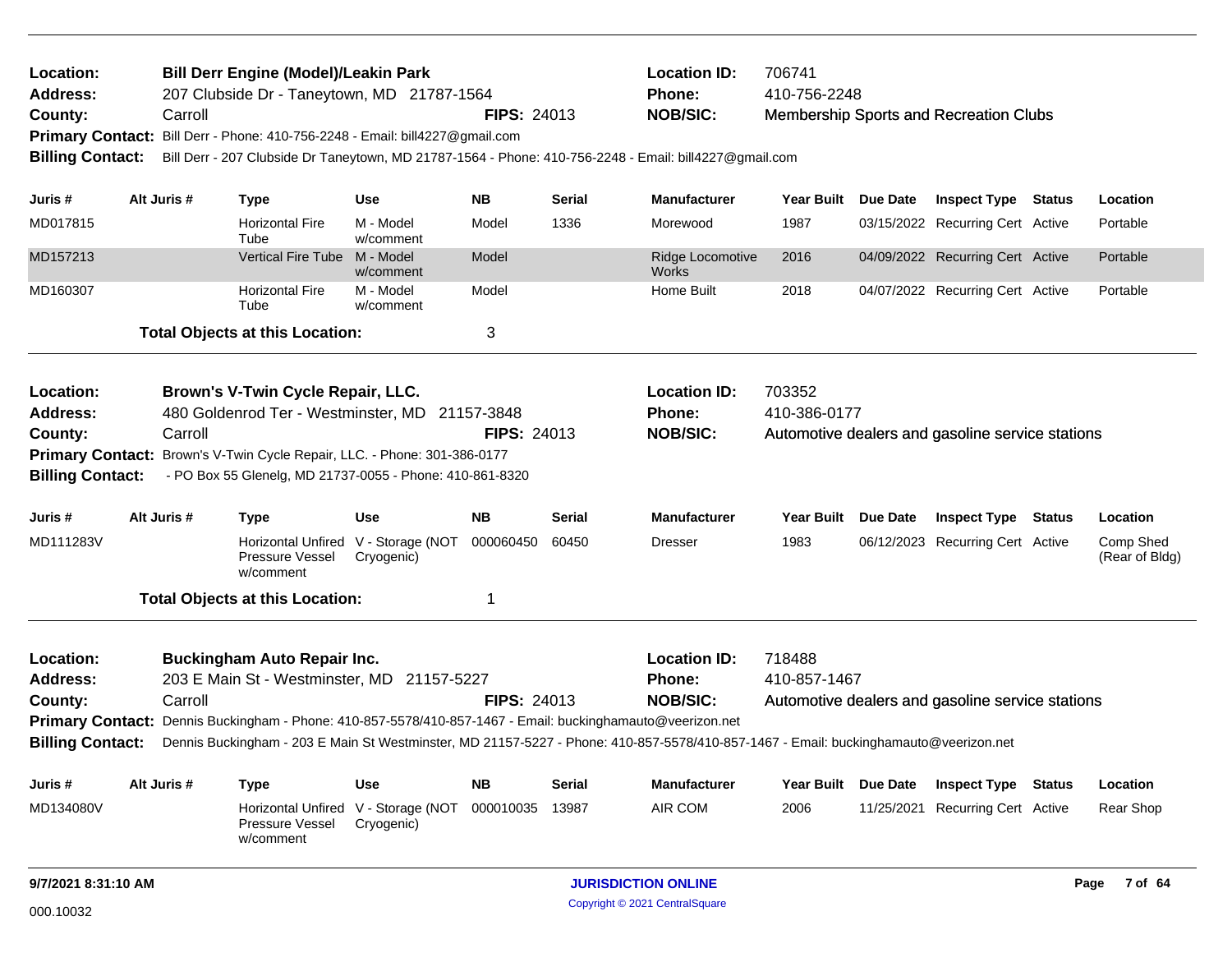**Location:** Bill Derr Engine (Model)/Leakin Park
**Address:** 207 Clubside Dr - Taneytown, MD 21787-1564
**County:** Carroll
**FIPS:** 24013
**Location ID:** 706741
**Phone:** 410-756-2248
**NOB/SIC:** Membership Sports and Recreation Clubs
**Primary Contact:** Bill Derr - Phone: 410-756-2248 - Email: bill4227@gmail.com
**Billing Contact:** Bill Derr - 207 Clubside Dr Taneytown, MD 21787-1564 - Phone: 410-756-2248 - Email: bill4227@gmail.com

| Juris # | Alt Juris # | Type | Use | NB | Serial | Manufacturer | Year Built | Due Date | Inspect Type | Status | Location |
|---|---|---|---|---|---|---|---|---|---|---|---|
| MD017815 | | Horizontal Fire Tube | M - Model w/comment | Model | 1336 | Morewood | 1987 | 03/15/2022 | Recurring Cert | Active | Portable |
| MD157213 | | Vertical Fire Tube | M - Model w/comment | Model | | Ridge Locomotive Works | 2016 | 04/09/2022 | Recurring Cert | Active | Portable |
| MD160307 | | Horizontal Fire Tube | M - Model w/comment | Model | | Home Built | 2018 | 04/07/2022 | Recurring Cert | Active | Portable |

**Total Objects at this Location:** 3

**Location:** Brown's V-Twin Cycle Repair, LLC.
**Address:** 480 Goldenrod Ter - Westminster, MD 21157-3848
**County:** Carroll
**FIPS:** 24013
**Location ID:** 703352
**Phone:** 410-386-0177
**NOB/SIC:** Automotive dealers and gasoline service stations
**Primary Contact:** Brown's V-Twin Cycle Repair, LLC. - Phone: 301-386-0177
**Billing Contact:** - PO Box 55 Glenelg, MD 21737-0055 - Phone: 410-861-8320

| Juris # | Alt Juris # | Type | Use | NB | Serial | Manufacturer | Year Built | Due Date | Inspect Type | Status | Location |
|---|---|---|---|---|---|---|---|---|---|---|---|
| MD111283V | | Horizontal Unfired Pressure Vessel w/comment | V - Storage (NOT Cryogenic) | 000060450 | 60450 | Dresser | 1983 | 06/12/2023 | Recurring Cert | Active | Comp Shed (Rear of Bldg) |

**Total Objects at this Location:** 1

**Location:** Buckingham Auto Repair Inc.
**Address:** 203 E Main St - Westminster, MD 21157-5227
**County:** Carroll
**FIPS:** 24013
**Location ID:** 718488
**Phone:** 410-857-1467
**NOB/SIC:** Automotive dealers and gasoline service stations
**Primary Contact:** Dennis Buckingham - Phone: 410-857-5578/410-857-1467 - Email: buckinghamauto@veerizon.net
**Billing Contact:** Dennis Buckingham - 203 E Main St Westminster, MD 21157-5227 - Phone: 410-857-5578/410-857-1467 - Email: buckinghamauto@veerizon.net

| Juris # | Alt Juris # | Type | Use | NB | Serial | Manufacturer | Year Built | Due Date | Inspect Type | Status | Location |
|---|---|---|---|---|---|---|---|---|---|---|---|
| MD134080V | | Horizontal Unfired Pressure Vessel w/comment | V - Storage (NOT Cryogenic) | 000010035 | 13987 | AIR COM | 2006 | 11/25/2021 | Recurring Cert | Active | Rear Shop |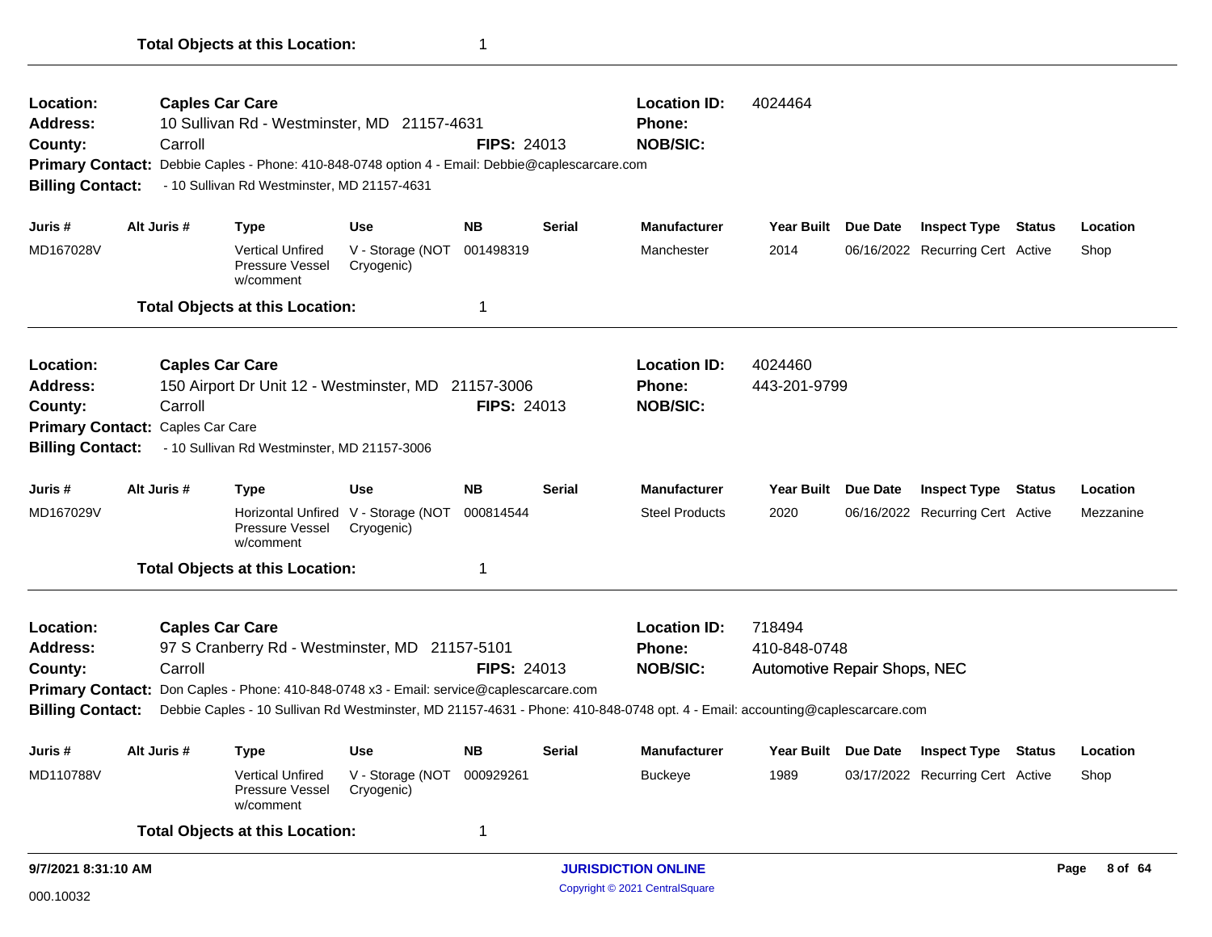**Total Objects at this Location:** 1

---

**Location:** Caples Car Care
**Address:** 10 Sullivan Rd - Westminster, MD 21157-4631
**County:** Carroll
**FIPS:** 24013
**Location ID:** 4024464
**Phone:**
**NOB/SIC:**
**Primary Contact:** Debbie Caples - Phone: 410-848-0748 option 4 - Email: Debbie@caplescarcare.com
**Billing Contact:** - 10 Sullivan Rd Westminster, MD 21157-4631

| Juris # | Alt Juris # | Type | Use | NB | Serial | Manufacturer | Year Built | Due Date | Inspect Type | Status | Location |
|---|---|---|---|---|---|---|---|---|---|---|---|
| MD167028V | | Vertical Unfired Pressure Vessel w/comment | V - Storage (NOT Cryogenic) | 001498319 | | Manchester | 2014 | 06/16/2022 | Recurring Cert | Active | Shop |

**Total Objects at this Location:** 1

---

**Location:** Caples Car Care
**Address:** 150 Airport Dr Unit 12 - Westminster, MD 21157-3006
**County:** Carroll
**FIPS:** 24013
**Location ID:** 4024460
**Phone:** 443-201-9799
**NOB/SIC:**
**Primary Contact:** Caples Car Care
**Billing Contact:** - 10 Sullivan Rd Westminster, MD 21157-3006

| Juris # | Alt Juris # | Type | Use | NB | Serial | Manufacturer | Year Built | Due Date | Inspect Type | Status | Location |
|---|---|---|---|---|---|---|---|---|---|---|---|
| MD167029V | | Horizontal Unfired Pressure Vessel w/comment | V - Storage (NOT Cryogenic) | 000814544 | | Steel Products | 2020 | 06/16/2022 | Recurring Cert | Active | Mezzanine |

**Total Objects at this Location:** 1

---

**Location:** Caples Car Care
**Address:** 97 S Cranberry Rd - Westminster, MD 21157-5101
**County:** Carroll
**FIPS:** 24013
**Location ID:** 718494
**Phone:** 410-848-0748
**NOB/SIC:** Automotive Repair Shops, NEC
**Primary Contact:** Don Caples - Phone: 410-848-0748 x3 - Email: service@caplescarcare.com
**Billing Contact:** Debbie Caples - 10 Sullivan Rd Westminster, MD 21157-4631 - Phone: 410-848-0748 opt. 4 - Email: accounting@caplescarcare.com

| Juris # | Alt Juris # | Type | Use | NB | Serial | Manufacturer | Year Built | Due Date | Inspect Type | Status | Location |
|---|---|---|---|---|---|---|---|---|---|---|---|
| MD110788V | | Vertical Unfired Pressure Vessel w/comment | V - Storage (NOT Cryogenic) | 000929261 | | Buckeye | 1989 | 03/17/2022 | Recurring Cert | Active | Shop |

**Total Objects at this Location:** 1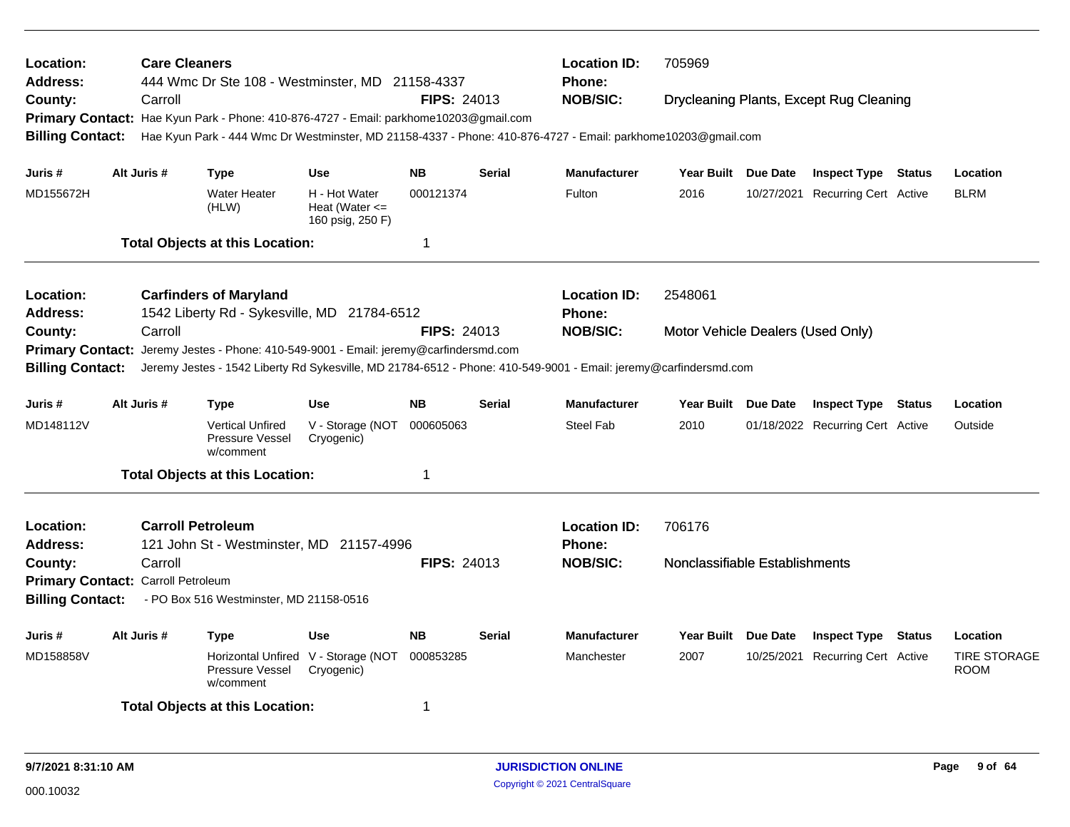**Location:** **Care Cleaners** | **Location ID:** 705969
**Address:** 444 Wmc Dr Ste 108 - Westminster, MD 21158-4337 | **Phone:**
**County:** Carroll | **FIPS:** 24013 | **NOB/SIC:** Drycleaning Plants, Except Rug Cleaning
**Primary Contact:** Hae Kyun Park - Phone: 410-876-4727 - Email: parkhome10203@gmail.com
**Billing Contact:** Hae Kyun Park - 444 Wmc Dr Westminster, MD 21158-4337 - Phone: 410-876-4727 - Email: parkhome10203@gmail.com

| Juris # | Alt Juris # | Type | Use | NB | Serial | Manufacturer | Year Built | Due Date | Inspect Type | Status | Location |
|---|---|---|---|---|---|---|---|---|---|---|---|
| MD155672H | | Water Heater (HLW) | H - Hot Water Heat (Water <= 160 psig, 250 F) | 000121374 | | Fulton | 2016 | 10/27/2021 | Recurring Cert | Active | BLRM |

**Total Objects at this Location:** 1

---

**Location:** **Carfinders of Maryland** | **Location ID:** 2548061
**Address:** 1542 Liberty Rd - Sykesville, MD 21784-6512 | **Phone:**
**County:** Carroll | **FIPS:** 24013 | **NOB/SIC:** Motor Vehicle Dealers (Used Only)
**Primary Contact:** Jeremy Jestes - Phone: 410-549-9001 - Email: jeremy@carfindersmd.com
**Billing Contact:** Jeremy Jestes - 1542 Liberty Rd Sykesville, MD 21784-6512 - Phone: 410-549-9001 - Email: jeremy@carfindersmd.com

| Juris # | Alt Juris # | Type | Use | NB | Serial | Manufacturer | Year Built | Due Date | Inspect Type | Status | Location |
|---|---|---|---|---|---|---|---|---|---|---|---|
| MD148112V | | Vertical Unfired Pressure Vessel w/comment | V - Storage (NOT Cryogenic) | 000605063 | | Steel Fab | 2010 | 01/18/2022 | Recurring Cert | Active | Outside |

**Total Objects at this Location:** 1

---

**Location:** **Carroll Petroleum** | **Location ID:** 706176
**Address:** 121 John St - Westminster, MD 21157-4996 | **Phone:**
**County:** Carroll | **FIPS:** 24013 | **NOB/SIC:** Nonclassifiable Establishments
**Primary Contact:** Carroll Petroleum
**Billing Contact:** - PO Box 516 Westminster, MD 21158-0516

| Juris # | Alt Juris # | Type | Use | NB | Serial | Manufacturer | Year Built | Due Date | Inspect Type | Status | Location |
|---|---|---|---|---|---|---|---|---|---|---|---|
| MD158858V | | Horizontal Unfired Pressure Vessel w/comment | V - Storage (NOT Cryogenic) | 000853285 | | Manchester | 2007 | 10/25/2021 | Recurring Cert | Active | TIRE STORAGE ROOM |

**Total Objects at this Location:** 1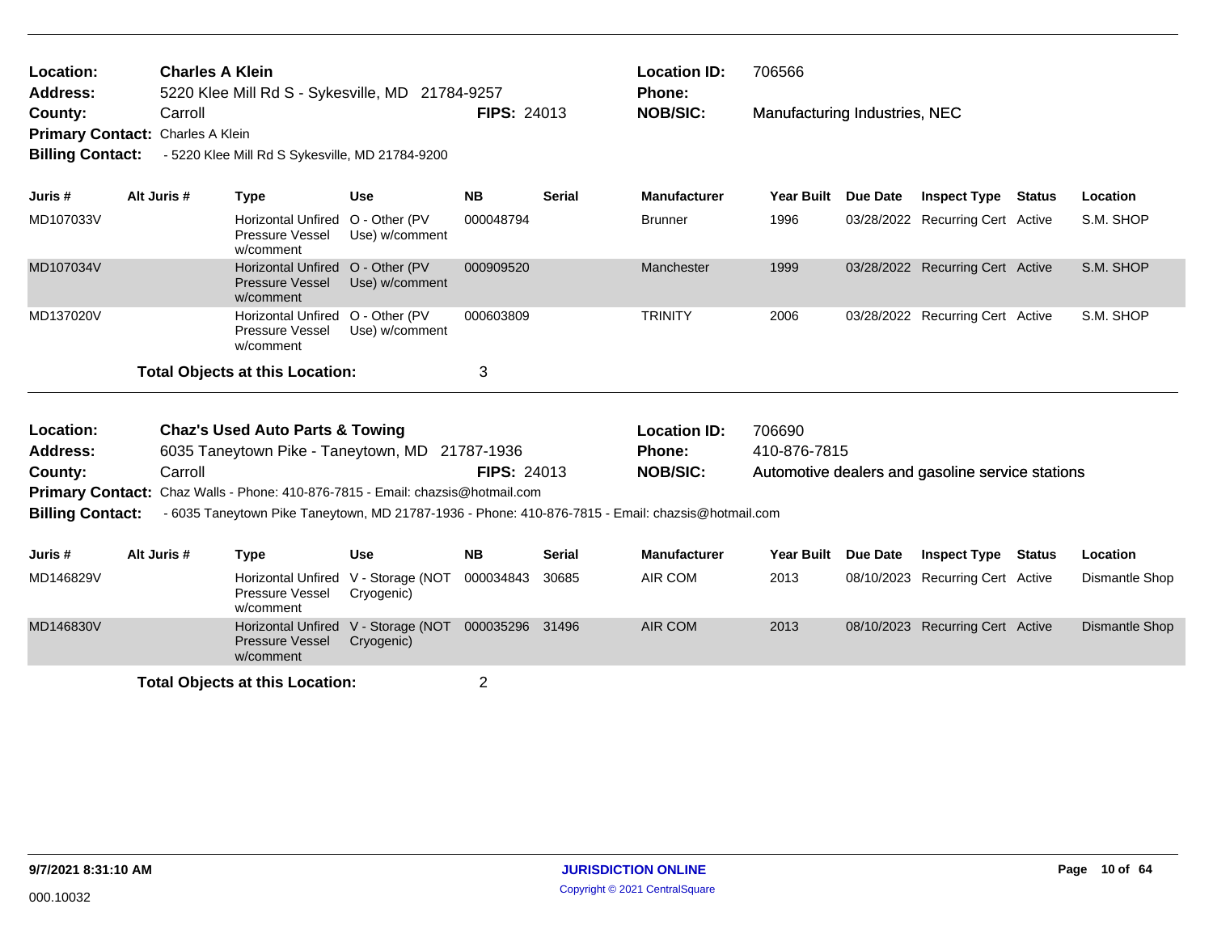**Location:** Charles A Klein
**Address:** 5220 Klee Mill Rd S - Sykesville, MD 21784-9257
**County:** Carroll **FIPS:** 24013
**Primary Contact:** Charles A Klein
**Billing Contact:** - 5220 Klee Mill Rd S Sykesville, MD 21784-9200

**Location ID:** 706566
**Phone:**
**NOB/SIC:** Manufacturing Industries, NEC

| Juris # | Alt Juris # | Type | Use | NB | Serial | Manufacturer | Year Built | Due Date | Inspect Type | Status | Location |
|---|---|---|---|---|---|---|---|---|---|---|---|
| MD107033V | | Horizontal Unfired Pressure Vessel w/comment | O - Other (PV Use) w/comment | 000048794 | | Brunner | 1996 | 03/28/2022 | Recurring Cert | Active | S.M. SHOP |
| MD107034V | | Horizontal Unfired Pressure Vessel w/comment | O - Other (PV Use) w/comment | 000909520 | | Manchester | 1999 | 03/28/2022 | Recurring Cert | Active | S.M. SHOP |
| MD137020V | | Horizontal Unfired Pressure Vessel w/comment | O - Other (PV Use) w/comment | 000603809 | | TRINITY | 2006 | 03/28/2022 | Recurring Cert | Active | S.M. SHOP |

**Total Objects at this Location:** 3

---

**Location:** Chaz's Used Auto Parts & Towing
**Address:** 6035 Taneytown Pike - Taneytown, MD 21787-1936
**County:** Carroll **FIPS:** 24013
**Primary Contact:** Chaz Walls - Phone: 410-876-7815 - Email: chazsis@hotmail.com
**Billing Contact:** - 6035 Taneytown Pike Taneytown, MD 21787-1936 - Phone: 410-876-7815 - Email: chazsis@hotmail.com

**Location ID:** 706690
**Phone:** 410-876-7815
**NOB/SIC:** Automotive dealers and gasoline service stations

| Juris # | Alt Juris # | Type | Use | NB | Serial | Manufacturer | Year Built | Due Date | Inspect Type | Status | Location |
|---|---|---|---|---|---|---|---|---|---|---|---|
| MD146829V | | Horizontal Unfired Pressure Vessel w/comment | V - Storage (NOT Cryogenic) | 000034843 | 30685 | AIR COM | 2013 | 08/10/2023 | Recurring Cert | Active | Dismantle Shop |
| MD146830V | | Horizontal Unfired Pressure Vessel w/comment | V - Storage (NOT Cryogenic) | 000035296 | 31496 | AIR COM | 2013 | 08/10/2023 | Recurring Cert | Active | Dismantle Shop |

**Total Objects at this Location:** 2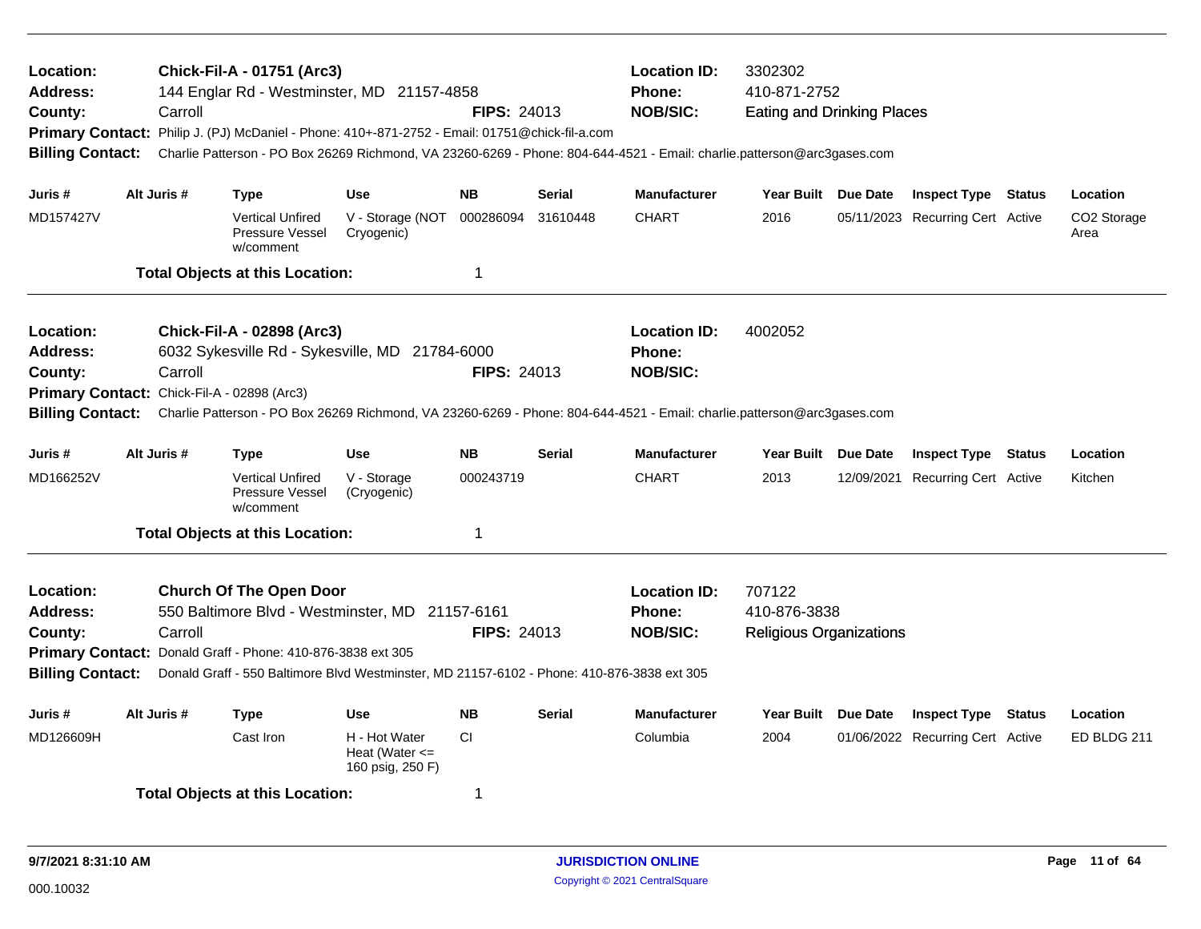**Location:** Chick-Fil-A - 01751 (Arc3) **Location ID:** 3302302
**Address:** 144 Englar Rd - Westminster, MD 21157-4858 **Phone:** 410-871-2752
**County:** Carroll **FIPS:** 24013 **NOB/SIC:** Eating and Drinking Places
**Primary Contact:** Philip J. (PJ) McDaniel - Phone: 410+-871-2752 - Email: 01751@chick-fil-a.com
**Billing Contact:** Charlie Patterson - PO Box 26269 Richmond, VA 23260-6269 - Phone: 804-644-4521 - Email: charlie.patterson@arc3gases.com

| Juris # | Alt Juris # | Type | Use | NB | Serial | Manufacturer | Year Built | Due Date | Inspect Type | Status | Location |
|---|---|---|---|---|---|---|---|---|---|---|---|
| MD157427V | | Vertical Unfired Pressure Vessel w/comment | V - Storage (NOT Cryogenic) | 000286094 | 31610448 | CHART | 2016 | 05/11/2023 | Recurring Cert | Active | CO2 Storage Area |

**Total Objects at this Location:** 1

**Location:** Chick-Fil-A - 02898 (Arc3) **Location ID:** 4002052
**Address:** 6032 Sykesville Rd - Sykesville, MD 21784-6000 **Phone:**
**County:** Carroll **FIPS:** 24013 **NOB/SIC:**
**Primary Contact:** Chick-Fil-A - 02898 (Arc3)
**Billing Contact:** Charlie Patterson - PO Box 26269 Richmond, VA 23260-6269 - Phone: 804-644-4521 - Email: charlie.patterson@arc3gases.com

| Juris # | Alt Juris # | Type | Use | NB | Serial | Manufacturer | Year Built | Due Date | Inspect Type | Status | Location |
|---|---|---|---|---|---|---|---|---|---|---|---|
| MD166252V | | Vertical Unfired Pressure Vessel w/comment | V - Storage (Cryogenic) | 000243719 | | CHART | 2013 | 12/09/2021 | Recurring Cert | Active | Kitchen |

**Total Objects at this Location:** 1

**Location:** Church Of The Open Door **Location ID:** 707122
**Address:** 550 Baltimore Blvd - Westminster, MD 21157-6161 **Phone:** 410-876-3838
**County:** Carroll **FIPS:** 24013 **NOB/SIC:** Religious Organizations
**Primary Contact:** Donald Graff - Phone: 410-876-3838 ext 305
**Billing Contact:** Donald Graff - 550 Baltimore Blvd Westminster, MD 21157-6102 - Phone: 410-876-3838 ext 305

| Juris # | Alt Juris # | Type | Use | NB | Serial | Manufacturer | Year Built | Due Date | Inspect Type | Status | Location |
|---|---|---|---|---|---|---|---|---|---|---|---|
| MD126609H | | Cast Iron | H - Hot Water Heat (Water <= 160 psig, 250 F) | CI | | Columbia | 2004 | 01/06/2022 | Recurring Cert | Active | ED BLDG 211 |

**Total Objects at this Location:** 1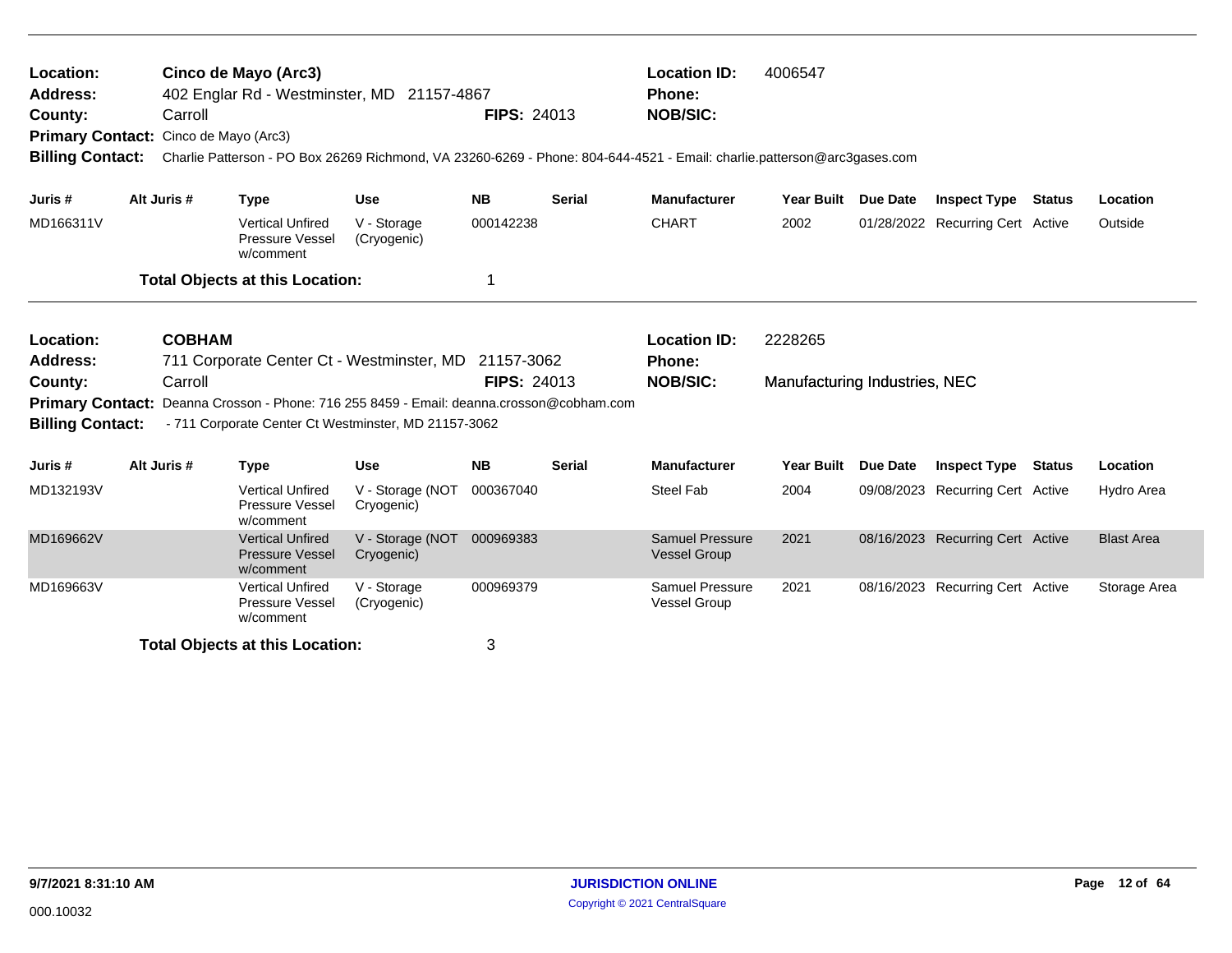**Location:** Cinco de Mayo (Arc3)
**Address:** 402 Englar Rd - Westminster, MD 21157-4867
**County:** Carroll **FIPS:** 24013
**Primary Contact:** Cinco de Mayo (Arc3)
**Billing Contact:** Charlie Patterson - PO Box 26269 Richmond, VA 23260-6269 - Phone: 804-644-4521 - Email: charlie.patterson@arc3gases.com

**Location ID:** 4006547
**Phone:**
**NOB/SIC:**

| Juris # | Alt Juris # | Type | Use | NB | Serial | Manufacturer | Year Built | Due Date | Inspect Type | Status | Location |
|---|---|---|---|---|---|---|---|---|---|---|---|
| MD166311V | | Vertical Unfired Pressure Vessel w/comment | V - Storage (Cryogenic) | 000142238 | | CHART | 2002 | 01/28/2022 | Recurring Cert | Active | Outside |

**Total Objects at this Location:** 1

---

**Location:** COBHAM
**Address:** 711 Corporate Center Ct - Westminster, MD 21157-3062
**County:** Carroll **FIPS:** 24013
**Primary Contact:** Deanna Crosson - Phone: 716 255 8459 - Email: deanna.crosson@cobham.com
**Billing Contact:** - 711 Corporate Center Ct Westminster, MD 21157-3062

**Location ID:** 2228265
**Phone:**
**NOB/SIC:** Manufacturing Industries, NEC

| Juris # | Alt Juris # | Type | Use | NB | Serial | Manufacturer | Year Built | Due Date | Inspect Type | Status | Location |
|---|---|---|---|---|---|---|---|---|---|---|---|
| MD132193V | | Vertical Unfired Pressure Vessel w/comment | V - Storage (NOT Cryogenic) | 000367040 | | Steel Fab | 2004 | 09/08/2023 | Recurring Cert | Active | Hydro Area |
| MD169662V | | Vertical Unfired Pressure Vessel w/comment | V - Storage (NOT Cryogenic) | 000969383 | | Samuel Pressure Vessel Group | 2021 | 08/16/2023 | Recurring Cert | Active | Blast Area |
| MD169663V | | Vertical Unfired Pressure Vessel w/comment | V - Storage (Cryogenic) | 000969379 | | Samuel Pressure Vessel Group | 2021 | 08/16/2023 | Recurring Cert | Active | Storage Area |

**Total Objects at this Location:** 3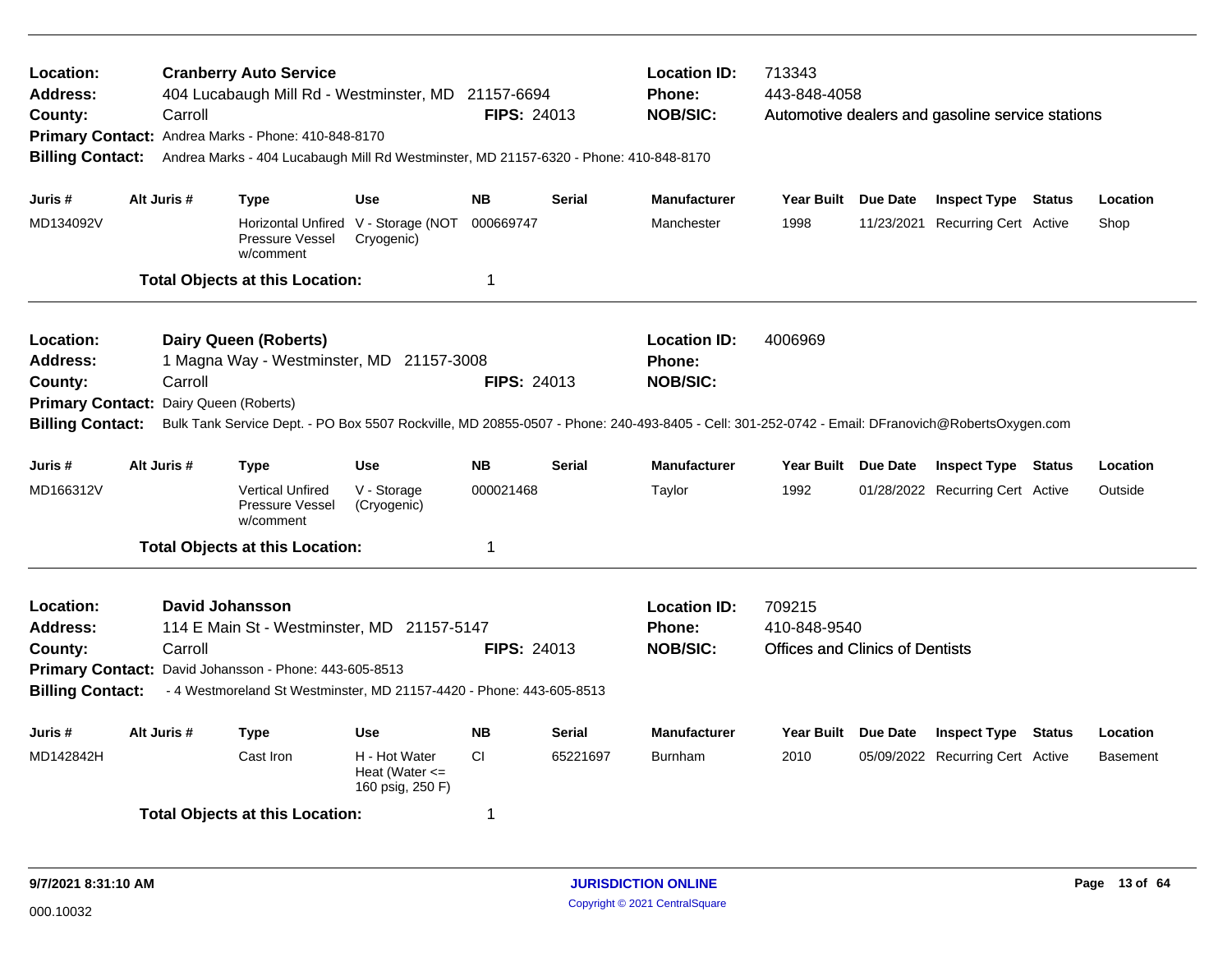| | | | |
|---|---|---|---|
| **Location:** | **Cranberry Auto Service** | **Location ID:** | 713343 |
| **Address:** | 404 Lucabaugh Mill Rd - Westminster, MD 21157-6694 | **Phone:** | 443-848-4058 |
| **County:** | Carroll **FIPS:** 24013 | **NOB/SIC:** | Automotive dealers and gasoline service stations |
| **Primary Contact:** | Andrea Marks - Phone: 410-848-8170 | | |
| **Billing Contact:** | Andrea Marks - 404 Lucabaugh Mill Rd Westminster, MD 21157-6320 - Phone: 410-848-8170 | | |

| Juris # | Alt Juris # | Type | Use | NB | Serial | Manufacturer | Year Built | Due Date | Inspect Type | Status | Location |
|---|---|---|---|---|---|---|---|---|---|---|---|
| MD134092V | | Horizontal Unfired Pressure Vessel w/comment | V - Storage (NOT Cryogenic) | 000669747 | | Manchester | 1998 | 11/23/2021 | Recurring Cert | Active | Shop |

**Total Objects at this Location:** 1

| | | | |
|---|---|---|---|
| **Location:** | **Dairy Queen (Roberts)** | **Location ID:** | 4006969 |
| **Address:** | 1 Magna Way - Westminster, MD 21157-3008 | **Phone:** | |
| **County:** | Carroll **FIPS:** 24013 | **NOB/SIC:** | |
| **Primary Contact:** | Dairy Queen (Roberts) | | |
| **Billing Contact:** | Bulk Tank Service Dept. - PO Box 5507 Rockville, MD 20855-0507 - Phone: 240-493-8405 - Cell: 301-252-0742 - Email: DFranovich@RobertsOxygen.com | | |

| Juris # | Alt Juris # | Type | Use | NB | Serial | Manufacturer | Year Built | Due Date | Inspect Type | Status | Location |
|---|---|---|---|---|---|---|---|---|---|---|---|
| MD166312V | | Vertical Unfired Pressure Vessel w/comment | V - Storage (Cryogenic) | 000021468 | | Taylor | 1992 | 01/28/2022 | Recurring Cert | Active | Outside |

**Total Objects at this Location:** 1

| | | | |
|---|---|---|---|
| **Location:** | **David Johansson** | **Location ID:** | 709215 |
| **Address:** | 114 E Main St - Westminster, MD 21157-5147 | **Phone:** | 410-848-9540 |
| **County:** | Carroll **FIPS:** 24013 | **NOB/SIC:** | Offices and Clinics of Dentists |
| **Primary Contact:** | David Johansson - Phone: 443-605-8513 | | |
| **Billing Contact:** | - 4 Westmoreland St Westminster, MD 21157-4420 - Phone: 443-605-8513 | | |

| Juris # | Alt Juris # | Type | Use | NB | Serial | Manufacturer | Year Built | Due Date | Inspect Type | Status | Location |
|---|---|---|---|---|---|---|---|---|---|---|---|
| MD142842H | | Cast Iron | H - Hot Water Heat (Water <= 160 psig, 250 F) | CI | 65221697 | Burnham | 2010 | 05/09/2022 | Recurring Cert | Active | Basement |

**Total Objects at this Location:** 1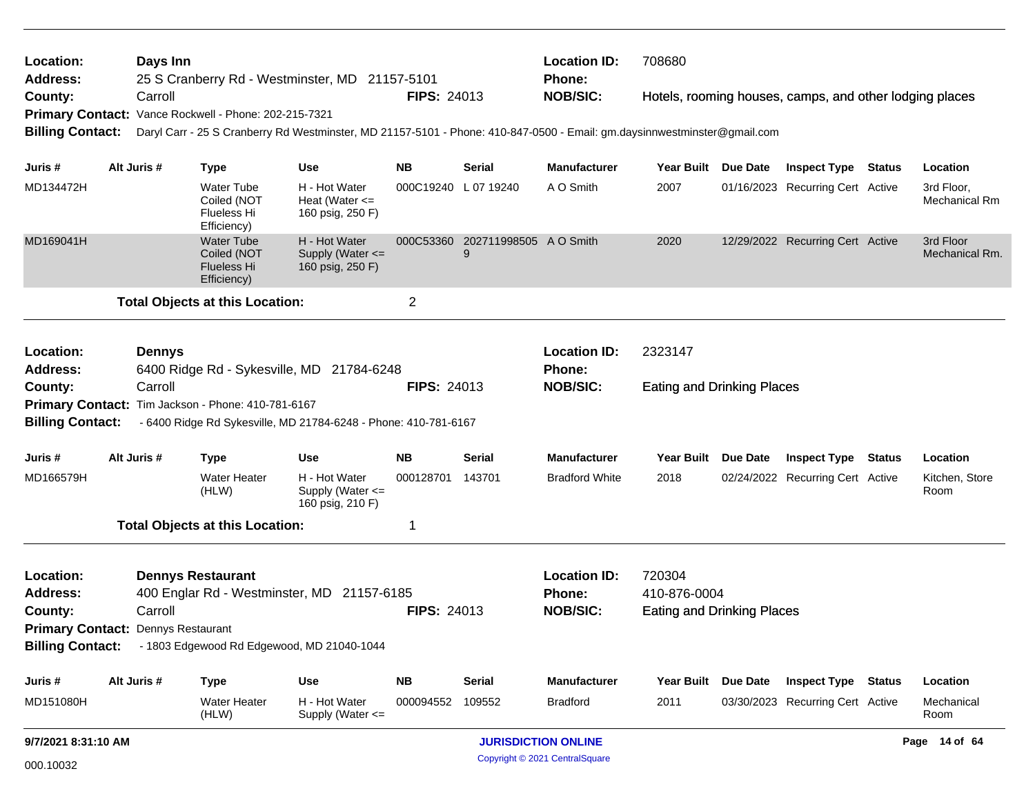| | | | |
|---|---|---|---|
| **Location:** | Days Inn | **Location ID:** | 708680 |
| **Address:** | 25 S Cranberry Rd - Westminster, MD 21157-5101 | **Phone:** | |
| **County:** | Carroll **FIPS:** 24013 | **NOB/SIC:** | Hotels, rooming houses, camps, and other lodging places |

**Primary Contact:** Vance Rockwell - Phone: 202-215-7321

**Billing Contact:** Daryl Carr - 25 S Cranberry Rd Westminster, MD 21157-5101 - Phone: 410-847-0500 - Email: gm.daysinnwestminster@gmail.com

| Juris # | Alt Juris # | Type | Use | NB | Serial | Manufacturer | Year Built | Due Date | Inspect Type | Status | Location |
|---|---|---|---|---|---|---|---|---|---|---|---|
| MD134472H | | Water Tube Coiled (NOT Flueless Hi Efficiency) | H - Hot Water Heat (Water <= 160 psig, 250 F) | 000C19240 | L 07 19240 | A O Smith | 2007 | 01/16/2023 | Recurring Cert | Active | 3rd Floor, Mechanical Rm |
| MD169041H | | Water Tube Coiled (NOT Flueless Hi Efficiency) | H - Hot Water Supply (Water <= 160 psig, 250 F) | 000C53360 | 2027119985059 | A O Smith | 2020 | 12/29/2022 | Recurring Cert | Active | 3rd Floor Mechanical Rm. |

**Total Objects at this Location:** 2

| | | | |
|---|---|---|---|
| **Location:** | Dennys | **Location ID:** | 2323147 |
| **Address:** | 6400 Ridge Rd - Sykesville, MD 21784-6248 | **Phone:** | |
| **County:** | Carroll **FIPS:** 24013 | **NOB/SIC:** | Eating and Drinking Places |

**Primary Contact:** Tim Jackson - Phone: 410-781-6167

**Billing Contact:** - 6400 Ridge Rd Sykesville, MD 21784-6248 - Phone: 410-781-6167

| Juris # | Alt Juris # | Type | Use | NB | Serial | Manufacturer | Year Built | Due Date | Inspect Type | Status | Location |
|---|---|---|---|---|---|---|---|---|---|---|---|
| MD166579H | | Water Heater (HLW) | H - Hot Water Supply (Water <= 160 psig, 210 F) | 000128701 | 143701 | Bradford White | 2018 | 02/24/2022 | Recurring Cert | Active | Kitchen, Store Room |

**Total Objects at this Location:** 1

| | | | |
|---|---|---|---|
| **Location:** | Dennys Restaurant | **Location ID:** | 720304 |
| **Address:** | 400 Englar Rd - Westminster, MD 21157-6185 | **Phone:** | 410-876-0004 |
| **County:** | Carroll **FIPS:** 24013 | **NOB/SIC:** | Eating and Drinking Places |

**Primary Contact:** Dennys Restaurant

**Billing Contact:** - 1803 Edgewood Rd Edgewood, MD 21040-1044

| Juris # | Alt Juris # | Type | Use | NB | Serial | Manufacturer | Year Built | Due Date | Inspect Type | Status | Location |
|---|---|---|---|---|---|---|---|---|---|---|---|
| MD151080H | | Water Heater (HLW) | H - Hot Water Supply (Water <= | 000094552 | 109552 | Bradford | 2011 | 03/30/2023 | Recurring Cert | Active | Mechanical Room |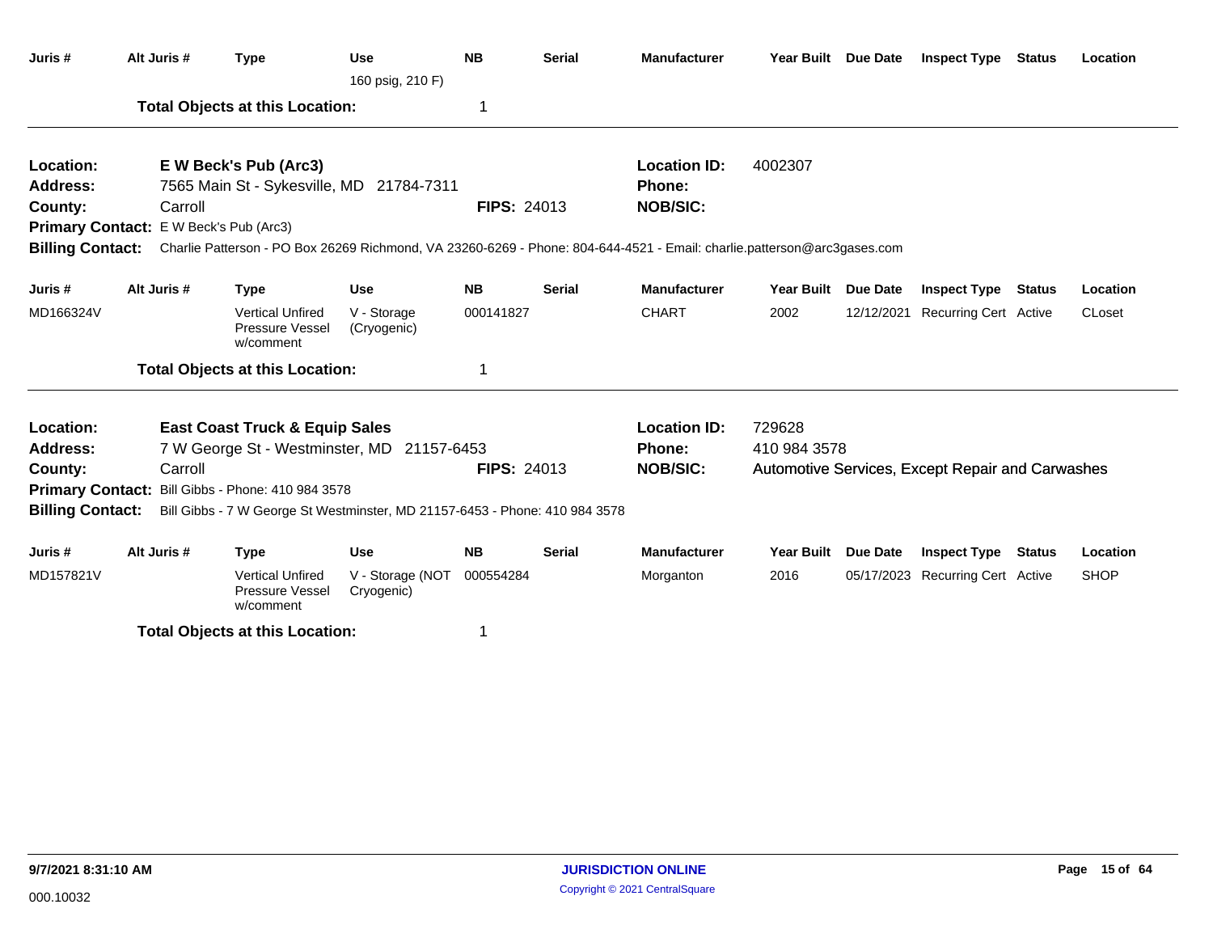| Juris # | Alt Juris # | Type | Use | NB | Serial | Manufacturer | Year Built | Due Date | Inspect Type | Status | Location |
|---|---|---|---|---|---|---|---|---|---|---|---|
| | | | 160 psig, 210 F) | | | | | | | | |

**Total Objects at this Location:** 1

---

**Location:** E W Beck's Pub (Arc3)
**Location ID:** 4002307
**Address:** 7565 Main St - Sykesville, MD 21784-7311
**Phone:**
**County:** Carroll
**FIPS:** 24013
**NOB/SIC:**
**Primary Contact:** E W Beck's Pub (Arc3)
**Billing Contact:** Charlie Patterson - PO Box 26269 Richmond, VA 23260-6269 - Phone: 804-644-4521 - Email: charlie.patterson@arc3gases.com

| Juris # | Alt Juris # | Type | Use | NB | Serial | Manufacturer | Year Built | Due Date | Inspect Type | Status | Location |
|---|---|---|---|---|---|---|---|---|---|---|---|
| MD166324V | | Vertical Unfired Pressure Vessel w/comment | V - Storage (Cryogenic) | 000141827 | | CHART | 2002 | 12/12/2021 | Recurring Cert | Active | CLoset |

**Total Objects at this Location:** 1

---

**Location:** East Coast Truck & Equip Sales
**Location ID:** 729628
**Address:** 7 W George St - Westminster, MD 21157-6453
**Phone:** 410 984 3578
**County:** Carroll
**FIPS:** 24013
**NOB/SIC:** Automotive Services, Except Repair and Carwashes
**Primary Contact:** Bill Gibbs - Phone: 410 984 3578
**Billing Contact:** Bill Gibbs - 7 W George St Westminster, MD 21157-6453 - Phone: 410 984 3578

| Juris # | Alt Juris # | Type | Use | NB | Serial | Manufacturer | Year Built | Due Date | Inspect Type | Status | Location |
|---|---|---|---|---|---|---|---|---|---|---|---|
| MD157821V | | Vertical Unfired Pressure Vessel w/comment | V - Storage (NOT Cryogenic) | 000554284 | | Morganton | 2016 | 05/17/2023 | Recurring Cert | Active | SHOP |

**Total Objects at this Location:** 1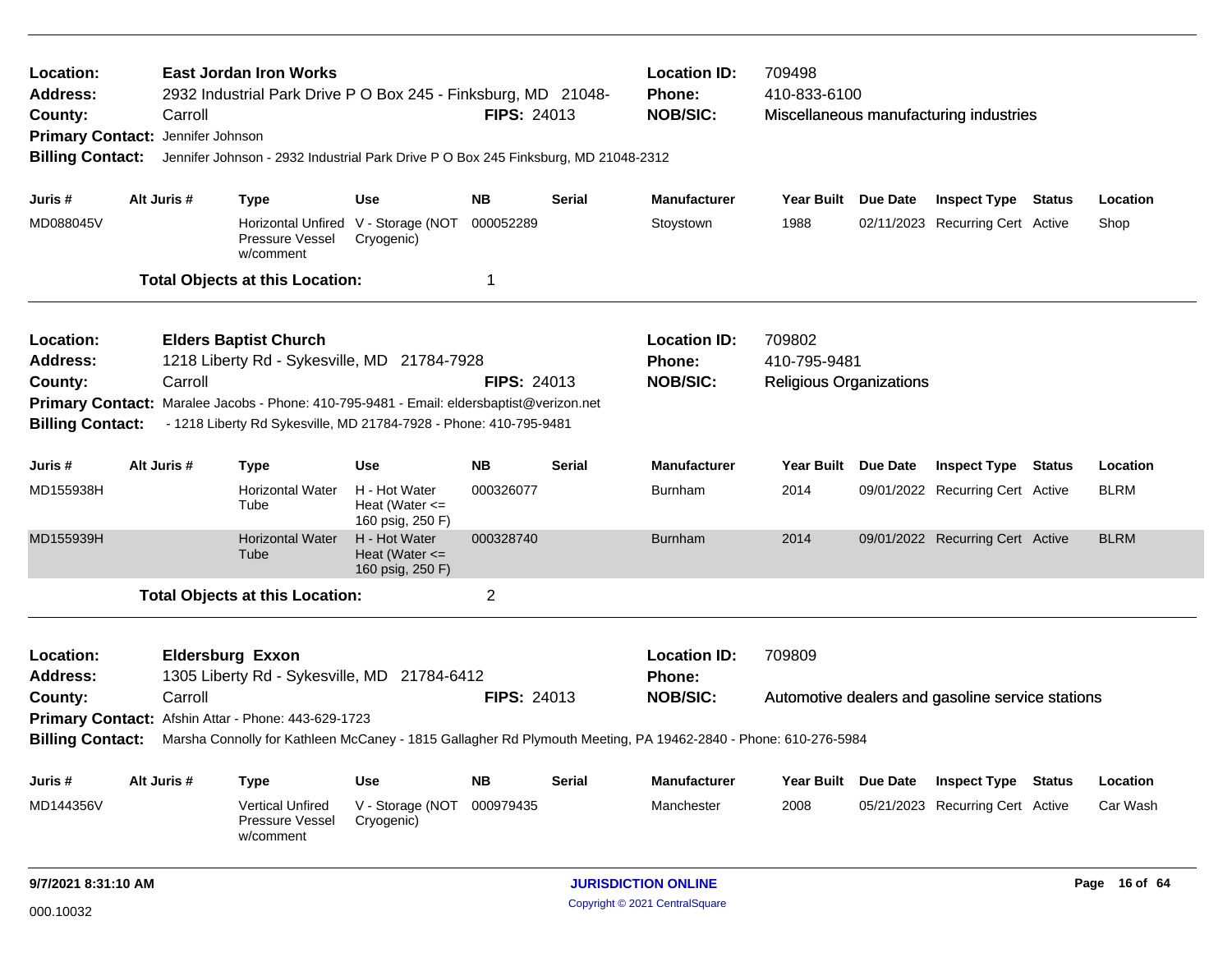**Location:** East Jordan Iron Works
**Address:** 2932 Industrial Park Drive P O Box 245 - Finksburg, MD 21048-
**County:** Carroll **FIPS:** 24013
**Primary Contact:** Jennifer Johnson
**Billing Contact:** Jennifer Johnson - 2932 Industrial Park Drive P O Box 245 Finksburg, MD 21048-2312

**Location ID:** 709498
**Phone:** 410-833-6100
**NOB/SIC:** Miscellaneous manufacturing industries

| Juris # | Alt Juris # | Type | Use | NB | Serial | Manufacturer | Year Built | Due Date | Inspect Type | Status | Location |
|---|---|---|---|---|---|---|---|---|---|---|---|
| MD088045V | | Horizontal Unfired Pressure Vessel w/comment | V - Storage (NOT Cryogenic) | 000052289 | | Stoystown | 1988 | 02/11/2023 | Recurring Cert | Active | Shop |

**Total Objects at this Location:** 1

---

**Location:** Elders Baptist Church
**Address:** 1218 Liberty Rd - Sykesville, MD 21784-7928
**County:** Carroll **FIPS:** 24013
**Primary Contact:** Maralee Jacobs - Phone: 410-795-9481 - Email: eldersbaptist@verizon.net
**Billing Contact:** - 1218 Liberty Rd Sykesville, MD 21784-7928 - Phone: 410-795-9481

**Location ID:** 709802
**Phone:** 410-795-9481
**NOB/SIC:** Religious Organizations

| Juris # | Alt Juris # | Type | Use | NB | Serial | Manufacturer | Year Built | Due Date | Inspect Type | Status | Location |
|---|---|---|---|---|---|---|---|---|---|---|---|
| MD155938H | | Horizontal Water Tube | H - Hot Water Heat (Water <= 160 psig, 250 F) | 000326077 | | Burnham | 2014 | 09/01/2022 | Recurring Cert | Active | BLRM |
| MD155939H | | Horizontal Water Tube | H - Hot Water Heat (Water <= 160 psig, 250 F) | 000328740 | | Burnham | 2014 | 09/01/2022 | Recurring Cert | Active | BLRM |

**Total Objects at this Location:** 2

---

**Location:** Eldersburg Exxon
**Address:** 1305 Liberty Rd - Sykesville, MD 21784-6412
**County:** Carroll **FIPS:** 24013
**Primary Contact:** Afshin Attar - Phone: 443-629-1723
**Billing Contact:** Marsha Connolly for Kathleen McCaney - 1815 Gallagher Rd Plymouth Meeting, PA 19462-2840 - Phone: 610-276-5984

**Location ID:** 709809
**Phone:**
**NOB/SIC:** Automotive dealers and gasoline service stations

| Juris # | Alt Juris # | Type | Use | NB | Serial | Manufacturer | Year Built | Due Date | Inspect Type | Status | Location |
|---|---|---|---|---|---|---|---|---|---|---|---|
| MD144356V | | Vertical Unfired Pressure Vessel w/comment | V - Storage (NOT Cryogenic) | 000979435 | | Manchester | 2008 | 05/21/2023 | Recurring Cert | Active | Car Wash |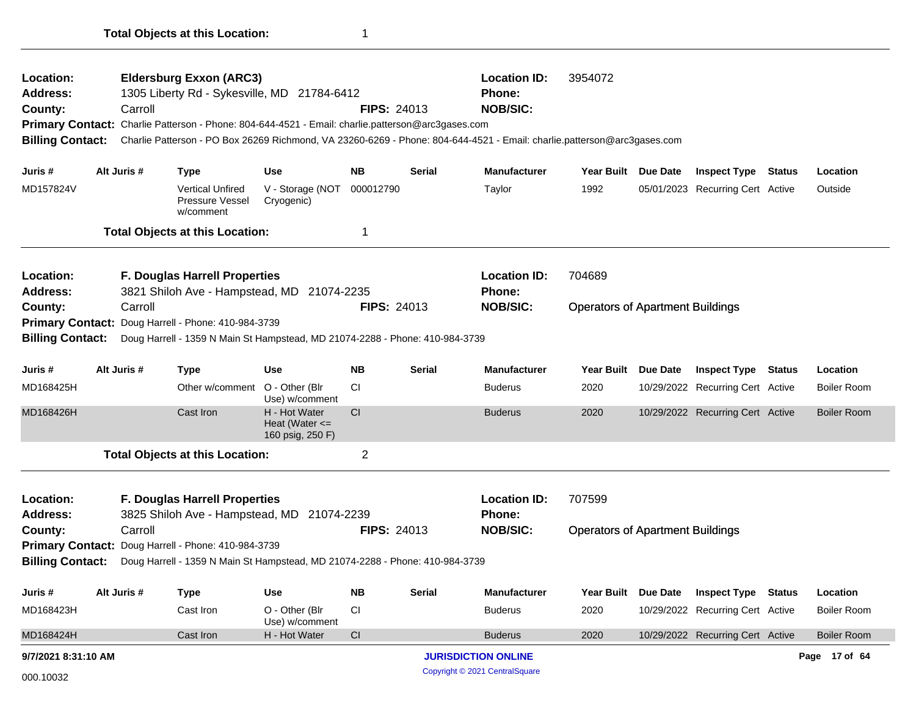**Total Objects at this Location:** 1

---

**Location:** Eldersburg Exxon (ARC3) **Location ID:** 3954072
**Address:** 1305 Liberty Rd - Sykesville, MD 21784-6412 **Phone:**
**County:** Carroll **FIPS:** 24013 **NOB/SIC:**
**Primary Contact:** Charlie Patterson - Phone: 804-644-4521 - Email: charlie.patterson@arc3gases.com
**Billing Contact:** Charlie Patterson - PO Box 26269 Richmond, VA 23260-6269 - Phone: 804-644-4521 - Email: charlie.patterson@arc3gases.com

| Juris # | Alt Juris # | Type | Use | NB | Serial | Manufacturer | Year Built | Due Date | Inspect Type | Status | Location |
|---|---|---|---|---|---|---|---|---|---|---|---|
| MD157824V | | Vertical Unfired Pressure Vessel w/comment | V - Storage (NOT Cryogenic) | 000012790 | | Taylor | 1992 | 05/01/2023 | Recurring Cert | Active | Outside |

**Total Objects at this Location:** 1

---

**Location:** F. Douglas Harrell Properties **Location ID:** 704689
**Address:** 3821 Shiloh Ave - Hampstead, MD 21074-2235 **Phone:**
**County:** Carroll **FIPS:** 24013 **NOB/SIC:** Operators of Apartment Buildings
**Primary Contact:** Doug Harrell - Phone: 410-984-3739
**Billing Contact:** Doug Harrell - 1359 N Main St Hampstead, MD 21074-2288 - Phone: 410-984-3739

| Juris # | Alt Juris # | Type | Use | NB | Serial | Manufacturer | Year Built | Due Date | Inspect Type | Status | Location |
|---|---|---|---|---|---|---|---|---|---|---|---|
| MD168425H | | Other w/comment | O - Other (Blr Use) w/comment | CI | | Buderus | 2020 | 10/29/2022 | Recurring Cert | Active | Boiler Room |
| MD168426H | | Cast Iron | H - Hot Water Heat (Water <= 160 psig, 250 F) | CI | | Buderus | 2020 | 10/29/2022 | Recurring Cert | Active | Boiler Room |

**Total Objects at this Location:** 2

---

**Location:** F. Douglas Harrell Properties **Location ID:** 707599
**Address:** 3825 Shiloh Ave - Hampstead, MD 21074-2239 **Phone:**
**County:** Carroll **FIPS:** 24013 **NOB/SIC:** Operators of Apartment Buildings
**Primary Contact:** Doug Harrell - Phone: 410-984-3739
**Billing Contact:** Doug Harrell - 1359 N Main St Hampstead, MD 21074-2288 - Phone: 410-984-3739

| Juris # | Alt Juris # | Type | Use | NB | Serial | Manufacturer | Year Built | Due Date | Inspect Type | Status | Location |
|---|---|---|---|---|---|---|---|---|---|---|---|
| MD168423H | | Cast Iron | O - Other (Blr Use) w/comment | CI | | Buderus | 2020 | 10/29/2022 | Recurring Cert | Active | Boiler Room |
| MD168424H | | Cast Iron | H - Hot Water | CI | | Buderus | 2020 | 10/29/2022 | Recurring Cert | Active | Boiler Room |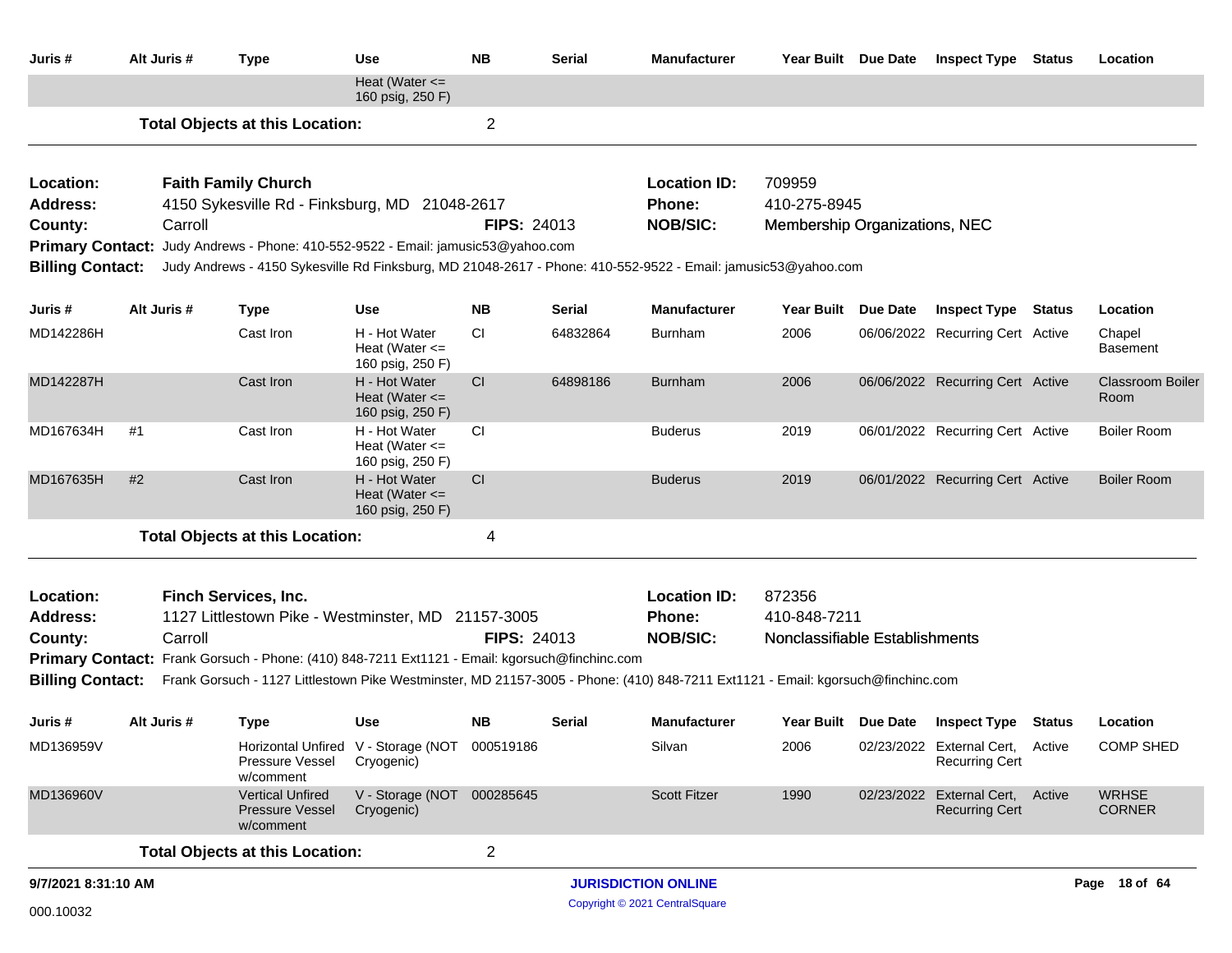| Juris # | Alt Juris # | Type | Use | NB | Serial | Manufacturer | Year Built | Due Date | Inspect Type | Status | Location |
|---|---|---|---|---|---|---|---|---|---|---|---|
| | | | Heat (Water <= 160 psig, 250 F) | | | | | | | | |

**Total Objects at this Location:** 2

---

**Location:** Faith Family Church
**Location ID:** 709959
**Address:** 4150 Sykesville Rd - Finksburg, MD 21048-2617
**Phone:** 410-275-8945
**County:** Carroll
**FIPS:** 24013
**NOB/SIC:** Membership Organizations, NEC
**Primary Contact:** Judy Andrews - Phone: 410-552-9522 - Email: jamusic53@yahoo.com
**Billing Contact:** Judy Andrews - 4150 Sykesville Rd Finksburg, MD 21048-2617 - Phone: 410-552-9522 - Email: jamusic53@yahoo.com

| Juris # | Alt Juris # | Type | Use | NB | Serial | Manufacturer | Year Built | Due Date | Inspect Type | Status | Location |
|---|---|---|---|---|---|---|---|---|---|---|---|
| MD142286H | | Cast Iron | H - Hot Water Heat (Water <= 160 psig, 250 F) | CI | 64832864 | Burnham | 2006 | 06/06/2022 | Recurring Cert | Active | Chapel Basement |
| MD142287H | | Cast Iron | H - Hot Water Heat (Water <= 160 psig, 250 F) | CI | 64898186 | Burnham | 2006 | 06/06/2022 | Recurring Cert | Active | Classroom Boiler Room |
| MD167634H | #1 | Cast Iron | H - Hot Water Heat (Water <= 160 psig, 250 F) | CI | | Buderus | 2019 | 06/01/2022 | Recurring Cert | Active | Boiler Room |
| MD167635H | #2 | Cast Iron | H - Hot Water Heat (Water <= 160 psig, 250 F) | CI | | Buderus | 2019 | 06/01/2022 | Recurring Cert | Active | Boiler Room |

**Total Objects at this Location:** 4

---

**Location:** Finch Services, Inc.
**Location ID:** 872356
**Address:** 1127 Littlestown Pike - Westminster, MD 21157-3005
**Phone:** 410-848-7211
**County:** Carroll
**FIPS:** 24013
**NOB/SIC:** Nonclassifiable Establishments
**Primary Contact:** Frank Gorsuch - Phone: (410) 848-7211 Ext1121 - Email: kgorsuch@finchinc.com
**Billing Contact:** Frank Gorsuch - 1127 Littlestown Pike Westminster, MD 21157-3005 - Phone: (410) 848-7211 Ext1121 - Email: kgorsuch@finchinc.com

| Juris # | Alt Juris # | Type | Use | NB | Serial | Manufacturer | Year Built | Due Date | Inspect Type | Status | Location |
|---|---|---|---|---|---|---|---|---|---|---|---|
| MD136959V | | Horizontal Unfired Pressure Vessel w/comment | V - Storage (NOT Cryogenic) | 000519186 | | Silvan | 2006 | 02/23/2022 | External Cert, Recurring Cert | Active | COMP SHED |
| MD136960V | | Vertical Unfired Pressure Vessel w/comment | V - Storage (NOT Cryogenic) | 000285645 | | Scott Fitzer | 1990 | 02/23/2022 | External Cert, Recurring Cert | Active | WRHSE CORNER |

**Total Objects at this Location:** 2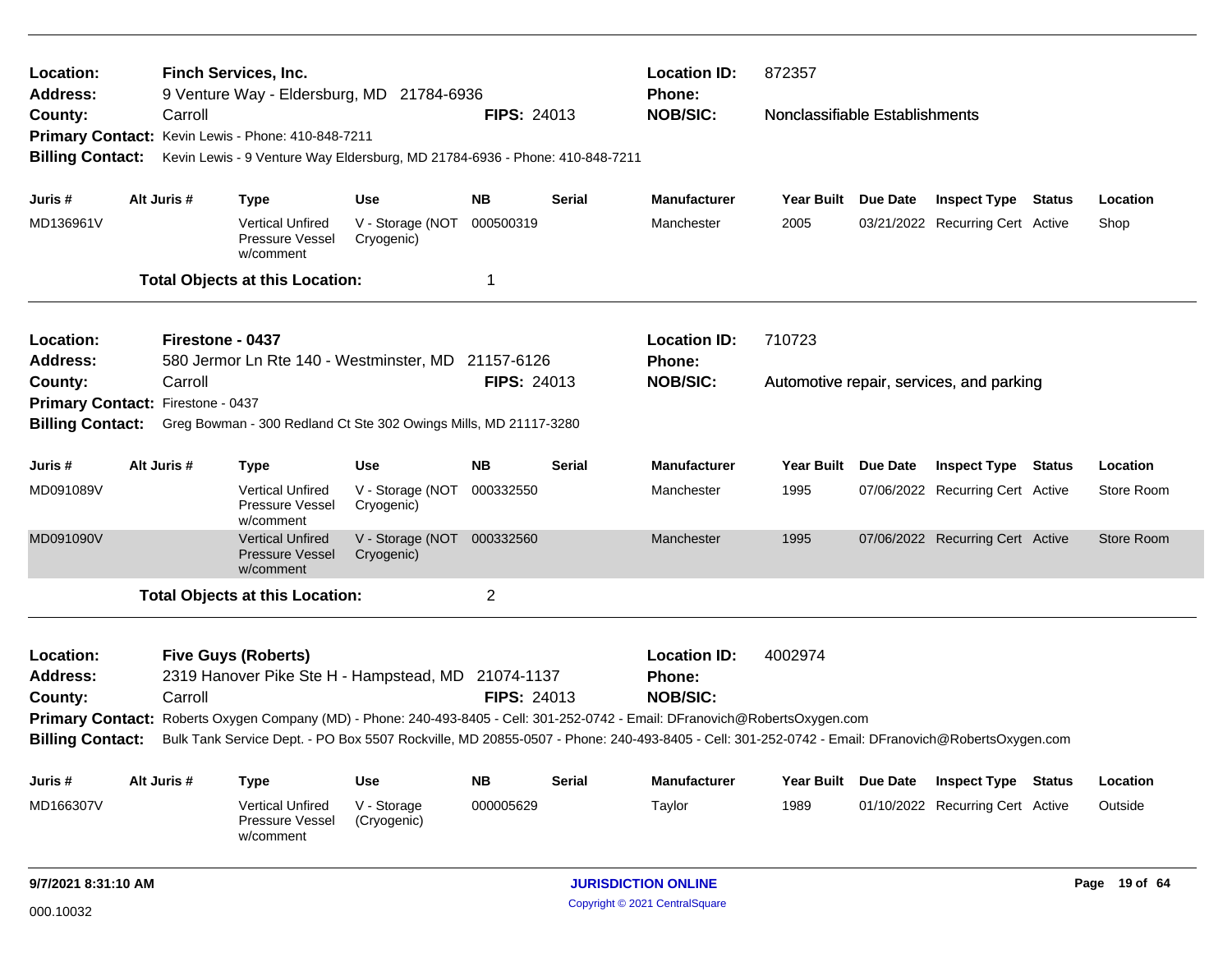**Location:** Finch Services, Inc.
**Address:** 9 Venture Way - Eldersburg, MD 21784-6936
**County:** Carroll
**FIPS:** 24013
**Location ID:** 872357
**Phone:**
**NOB/SIC:** Nonclassifiable Establishments
**Primary Contact:** Kevin Lewis - Phone: 410-848-7211
**Billing Contact:** Kevin Lewis - 9 Venture Way Eldersburg, MD 21784-6936 - Phone: 410-848-7211

| Juris # | Alt Juris # | Type | Use | NB | Serial | Manufacturer | Year Built | Due Date | Inspect Type | Status | Location |
|---|---|---|---|---|---|---|---|---|---|---|---|
| MD136961V | | Vertical Unfired Pressure Vessel w/comment | V - Storage (NOT Cryogenic) | 000500319 | | Manchester | 2005 | 03/21/2022 | Recurring Cert | Active | Shop |

**Total Objects at this Location:** 1

---

**Location:** Firestone - 0437
**Address:** 580 Jermor Ln Rte 140 - Westminster, MD 21157-6126
**County:** Carroll
**FIPS:** 24013
**Location ID:** 710723
**Phone:**
**NOB/SIC:** Automotive repair, services, and parking
**Primary Contact:** Firestone - 0437
**Billing Contact:** Greg Bowman - 300 Redland Ct Ste 302 Owings Mills, MD 21117-3280

| Juris # | Alt Juris # | Type | Use | NB | Serial | Manufacturer | Year Built | Due Date | Inspect Type | Status | Location |
|---|---|---|---|---|---|---|---|---|---|---|---|
| MD091089V | | Vertical Unfired Pressure Vessel w/comment | V - Storage (NOT Cryogenic) | 000332550 | | Manchester | 1995 | 07/06/2022 | Recurring Cert | Active | Store Room |
| MD091090V | | Vertical Unfired Pressure Vessel w/comment | V - Storage (NOT Cryogenic) | 000332560 | | Manchester | 1995 | 07/06/2022 | Recurring Cert | Active | Store Room |

**Total Objects at this Location:** 2

---

**Location:** Five Guys (Roberts)
**Address:** 2319 Hanover Pike Ste H - Hampstead, MD 21074-1137
**County:** Carroll
**FIPS:** 24013
**Location ID:** 4002974
**Phone:**
**NOB/SIC:**
**Primary Contact:** Roberts Oxygen Company (MD) - Phone: 240-493-8405 - Cell: 301-252-0742 - Email: DFranovich@RobertsOxygen.com
**Billing Contact:** Bulk Tank Service Dept. - PO Box 5507 Rockville, MD 20855-0507 - Phone: 240-493-8405 - Cell: 301-252-0742 - Email: DFranovich@RobertsOxygen.com

| Juris # | Alt Juris # | Type | Use | NB | Serial | Manufacturer | Year Built | Due Date | Inspect Type | Status | Location |
|---|---|---|---|---|---|---|---|---|---|---|---|
| MD166307V | | Vertical Unfired Pressure Vessel w/comment | V - Storage (Cryogenic) | 000005629 | | Taylor | 1989 | 01/10/2022 | Recurring Cert | Active | Outside |

9/7/2021 8:31:10 AM

000.10032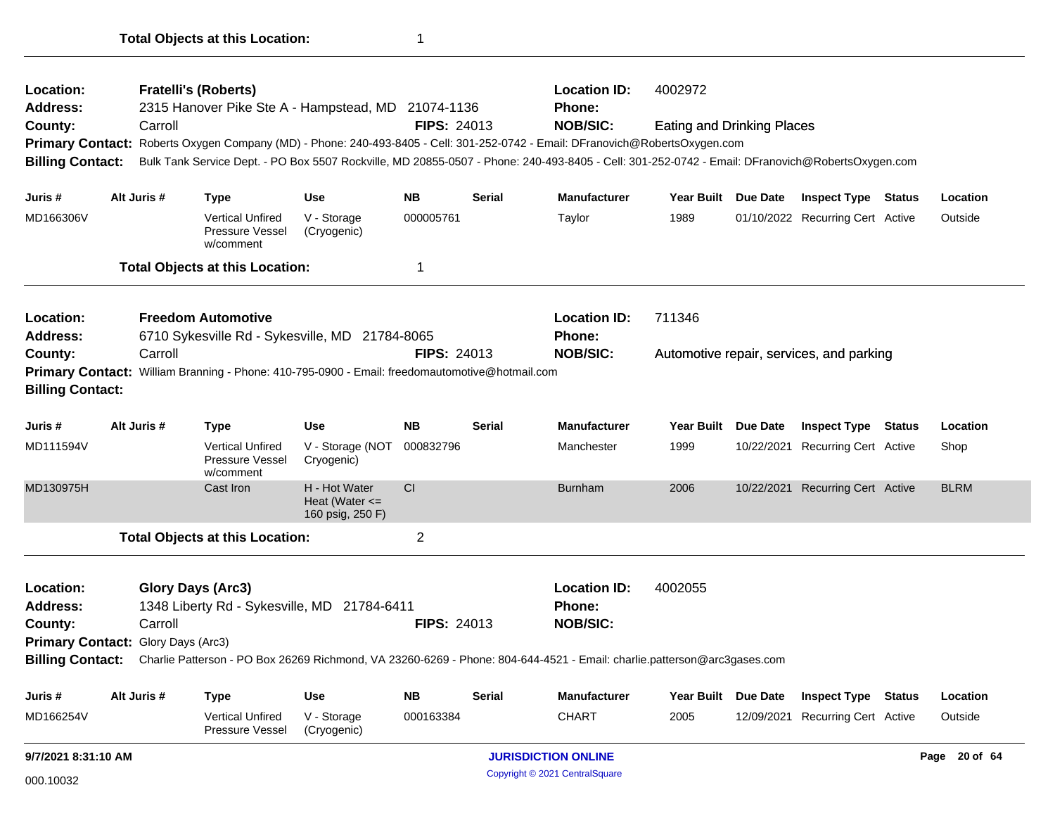**Total Objects at this Location:** 1

---

**Location:** Fratelli's (Roberts)
**Location ID:** 4002972
**Address:** 2315 Hanover Pike Ste A - Hampstead, MD 21074-1136
**Phone:**
**County:** Carroll
**FIPS:** 24013
**NOB/SIC:** Eating and Drinking Places
**Primary Contact:** Roberts Oxygen Company (MD) - Phone: 240-493-8405 - Cell: 301-252-0742 - Email: DFranovich@RobertsOxygen.com
**Billing Contact:** Bulk Tank Service Dept. - PO Box 5507 Rockville, MD 20855-0507 - Phone: 240-493-8405 - Cell: 301-252-0742 - Email: DFranovich@RobertsOxygen.com

| Juris # | Alt Juris # | Type | Use | NB | Serial | Manufacturer | Year Built | Due Date | Inspect Type | Status | Location |
|---|---|---|---|---|---|---|---|---|---|---|---|
| MD166306V | | Vertical Unfired Pressure Vessel w/comment | V - Storage (Cryogenic) | 000005761 | | Taylor | 1989 | 01/10/2022 | Recurring Cert | Active | Outside |

**Total Objects at this Location:** 1

---

**Location:** Freedom Automotive
**Location ID:** 711346
**Address:** 6710 Sykesville Rd - Sykesville, MD 21784-8065
**Phone:**
**County:** Carroll
**FIPS:** 24013
**NOB/SIC:** Automotive repair, services, and parking
**Primary Contact:** William Branning - Phone: 410-795-0900 - Email: freedomautomotive@hotmail.com
**Billing Contact:**

| Juris # | Alt Juris # | Type | Use | NB | Serial | Manufacturer | Year Built | Due Date | Inspect Type | Status | Location |
|---|---|---|---|---|---|---|---|---|---|---|---|
| MD111594V | | Vertical Unfired Pressure Vessel w/comment | V - Storage (NOT Cryogenic) | 000832796 | | Manchester | 1999 | 10/22/2021 | Recurring Cert | Active | Shop |
| MD130975H | | Cast Iron | H - Hot Water Heat (Water <= 160 psig, 250 F) | CI | | Burnham | 2006 | 10/22/2021 | Recurring Cert | Active | BLRM |

**Total Objects at this Location:** 2

---

**Location:** Glory Days (Arc3)
**Location ID:** 4002055
**Address:** 1348 Liberty Rd - Sykesville, MD 21784-6411
**Phone:**
**County:** Carroll
**FIPS:** 24013
**NOB/SIC:**
**Primary Contact:** Glory Days (Arc3)
**Billing Contact:** Charlie Patterson - PO Box 26269 Richmond, VA 23260-6269 - Phone: 804-644-4521 - Email: charlie.patterson@arc3gases.com

| Juris # | Alt Juris # | Type | Use | NB | Serial | Manufacturer | Year Built | Due Date | Inspect Type | Status | Location |
|---|---|---|---|---|---|---|---|---|---|---|---|
| MD166254V | | Vertical Unfired Pressure Vessel | V - Storage (Cryogenic) | 000163384 | | CHART | 2005 | 12/09/2021 | Recurring Cert | Active | Outside |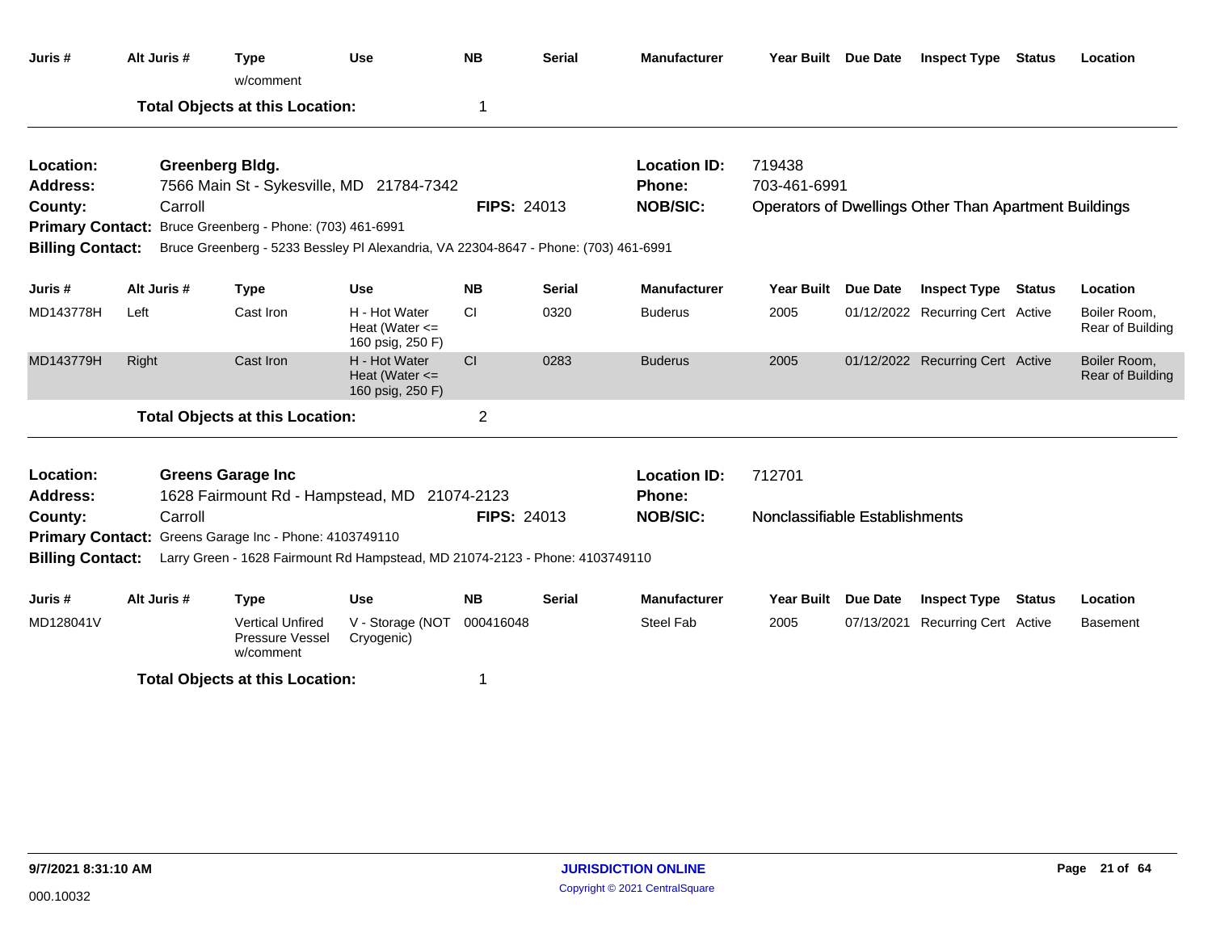| Juris # | Alt Juris # | Type w/comment | Use | NB | Serial | Manufacturer | Year Built | Due Date | Inspect Type | Status | Location |
|---|---|---|---|---|---|---|---|---|---|---|---|

**Total Objects at this Location:** 1

---

**Location:** Greenberg Bldg.
**Address:** 7566 Main St - Sykesville, MD 21784-7342
**County:** Carroll
**FIPS:** 24013
**Location ID:** 719438
**Phone:** 703-461-6991
**NOB/SIC:** Operators of Dwellings Other Than Apartment Buildings
**Primary Contact:** Bruce Greenberg - Phone: (703) 461-6991
**Billing Contact:** Bruce Greenberg - 5233 Bessley Pl Alexandria, VA 22304-8647 - Phone: (703) 461-6991

| Juris # | Alt Juris # | Type | Use | NB | Serial | Manufacturer | Year Built | Due Date | Inspect Type | Status | Location |
|---|---|---|---|---|---|---|---|---|---|---|---|
| MD143778H | Left | Cast Iron | H - Hot Water Heat (Water <= 160 psig, 250 F) | CI | 0320 | Buderus | 2005 | 01/12/2022 | Recurring Cert | Active | Boiler Room, Rear of Building |
| MD143779H | Right | Cast Iron | H - Hot Water Heat (Water <= 160 psig, 250 F) | CI | 0283 | Buderus | 2005 | 01/12/2022 | Recurring Cert | Active | Boiler Room, Rear of Building |

**Total Objects at this Location:** 2

---

**Location:** Greens Garage Inc
**Address:** 1628 Fairmount Rd - Hampstead, MD 21074-2123
**County:** Carroll
**FIPS:** 24013
**Location ID:** 712701
**Phone:**
**NOB/SIC:** Nonclassifiable Establishments
**Primary Contact:** Greens Garage Inc - Phone: 4103749110
**Billing Contact:** Larry Green - 1628 Fairmount Rd Hampstead, MD 21074-2123 - Phone: 4103749110

| Juris # | Alt Juris # | Type | Use | NB | Serial | Manufacturer | Year Built | Due Date | Inspect Type | Status | Location |
|---|---|---|---|---|---|---|---|---|---|---|---|
| MD128041V | | Vertical Unfired Pressure Vessel w/comment | V - Storage (NOT Cryogenic) | 000416048 | | Steel Fab | 2005 | 07/13/2021 | Recurring Cert | Active | Basement |

**Total Objects at this Location:** 1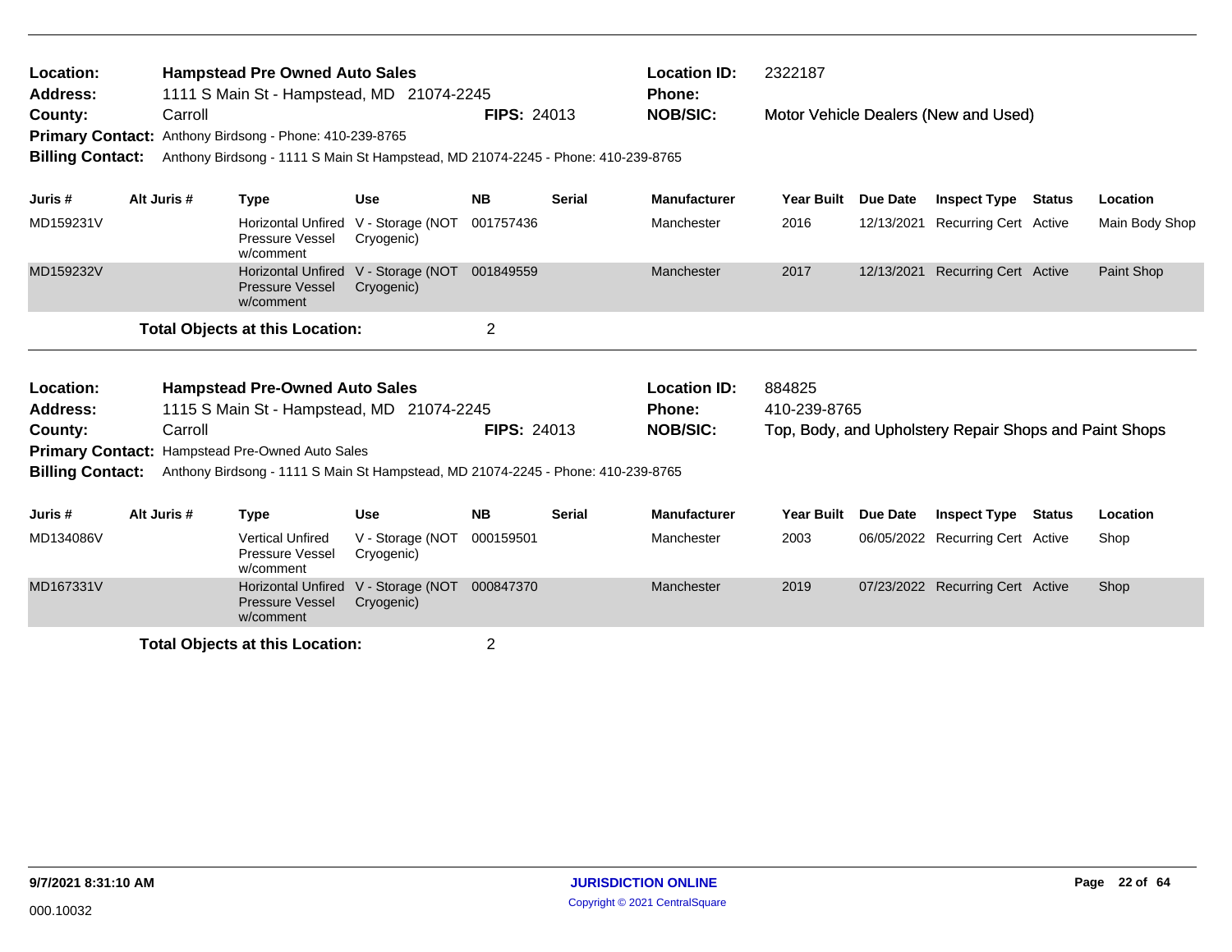**Location:** Hampstead Pre Owned Auto Sales
**Address:** 1111 S Main St - Hampstead, MD 21074-2245
**County:** Carroll
**FIPS:** 24013
**Location ID:** 2322187
**Phone:**
**NOB/SIC:** Motor Vehicle Dealers (New and Used)
**Primary Contact:** Anthony Birdsong - Phone: 410-239-8765
**Billing Contact:** Anthony Birdsong - 1111 S Main St Hampstead, MD 21074-2245 - Phone: 410-239-8765

| Juris # | Alt Juris # | Type | Use | NB | Serial | Manufacturer | Year Built | Due Date | Inspect Type | Status | Location |
|---|---|---|---|---|---|---|---|---|---|---|---|
| MD159231V | | Horizontal Unfired Pressure Vessel w/comment | V - Storage (NOT Cryogenic) | 001757436 | | Manchester | 2016 | 12/13/2021 | Recurring Cert | Active | Main Body Shop |
| MD159232V | | Horizontal Unfired Pressure Vessel w/comment | V - Storage (NOT Cryogenic) | 001849559 | | Manchester | 2017 | 12/13/2021 | Recurring Cert | Active | Paint Shop |

**Total Objects at this Location:** 2

---

**Location:** Hampstead Pre-Owned Auto Sales
**Address:** 1115 S Main St - Hampstead, MD 21074-2245
**County:** Carroll
**FIPS:** 24013
**Location ID:** 884825
**Phone:** 410-239-8765
**NOB/SIC:** Top, Body, and Upholstery Repair Shops and Paint Shops
**Primary Contact:** Hampstead Pre-Owned Auto Sales
**Billing Contact:** Anthony Birdsong - 1111 S Main St Hampstead, MD 21074-2245 - Phone: 410-239-8765

| Juris # | Alt Juris # | Type | Use | NB | Serial | Manufacturer | Year Built | Due Date | Inspect Type | Status | Location |
|---|---|---|---|---|---|---|---|---|---|---|---|
| MD134086V | | Vertical Unfired Pressure Vessel w/comment | V - Storage (NOT Cryogenic) | 000159501 | | Manchester | 2003 | 06/05/2022 | Recurring Cert | Active | Shop |
| MD167331V | | Horizontal Unfired Pressure Vessel w/comment | V - Storage (NOT Cryogenic) | 000847370 | | Manchester | 2019 | 07/23/2022 | Recurring Cert | Active | Shop |

**Total Objects at this Location:** 2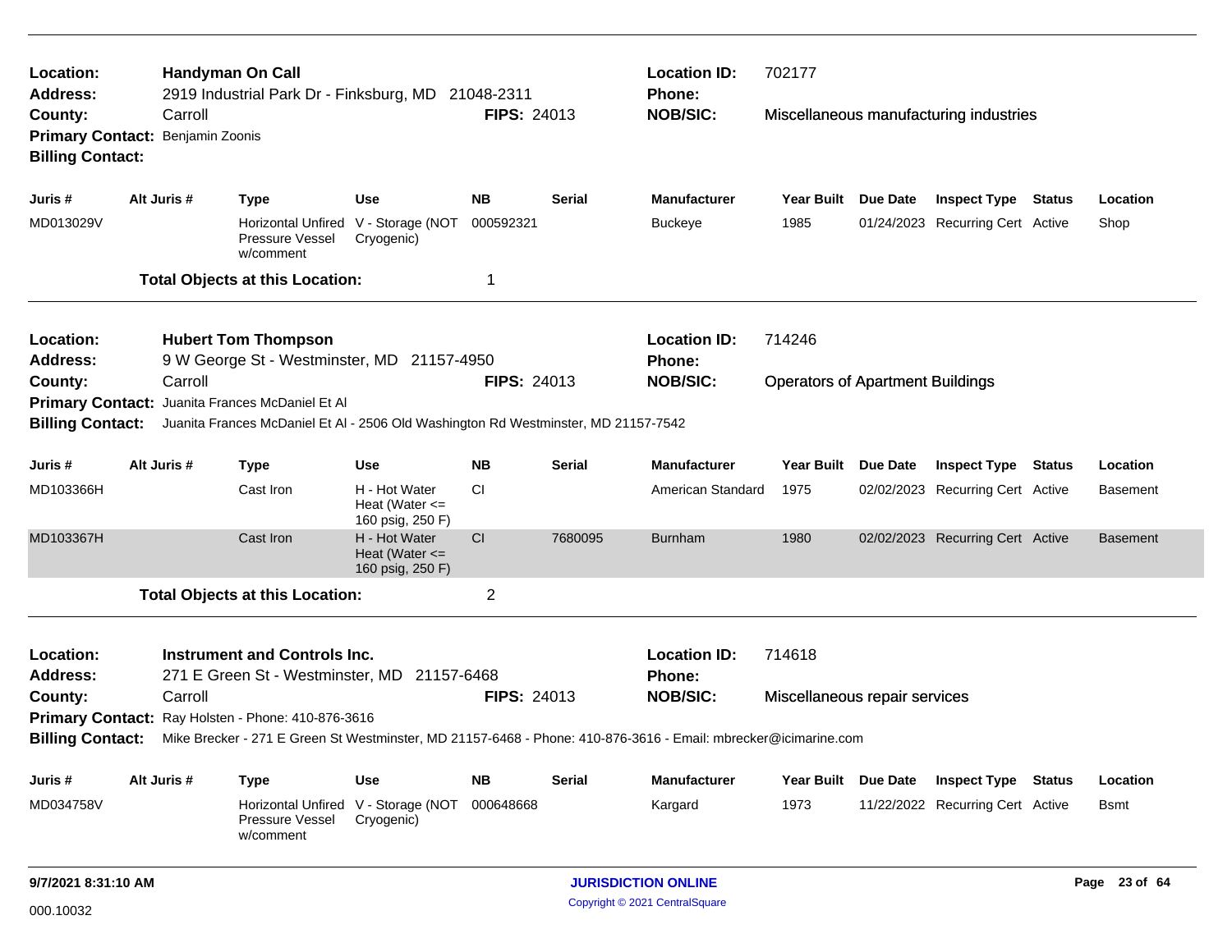**Location:** Handyman On Call
**Address:** 2919 Industrial Park Dr - Finksburg, MD 21048-2311
**County:** Carroll
**FIPS:** 24013
**Primary Contact:** Benjamin Zoonis
**Billing Contact:**
**Location ID:** 702177
**Phone:**
**NOB/SIC:** Miscellaneous manufacturing industries

| Juris # | Alt Juris # | Type | Use | NB | Serial | Manufacturer | Year Built | Due Date | Inspect Type | Status | Location |
|---|---|---|---|---|---|---|---|---|---|---|---|
| MD013029V | | Horizontal Unfired Pressure Vessel w/comment | V - Storage (NOT Cryogenic) | 000592321 | | Buckeye | 1985 | 01/24/2023 | Recurring Cert | Active | Shop |

**Total Objects at this Location:** 1

---

**Location:** Hubert Tom Thompson
**Address:** 9 W George St - Westminster, MD 21157-4950
**County:** Carroll
**FIPS:** 24013
**Primary Contact:** Juanita Frances McDaniel Et Al
**Billing Contact:** Juanita Frances McDaniel Et Al - 2506 Old Washington Rd Westminster, MD 21157-7542
**Location ID:** 714246
**Phone:**
**NOB/SIC:** Operators of Apartment Buildings

| Juris # | Alt Juris # | Type | Use | NB | Serial | Manufacturer | Year Built | Due Date | Inspect Type | Status | Location |
|---|---|---|---|---|---|---|---|---|---|---|---|
| MD103366H | | Cast Iron | H - Hot Water Heat (Water <= 160 psig, 250 F) | CI | | American Standard | 1975 | 02/02/2023 | Recurring Cert | Active | Basement |
| MD103367H | | Cast Iron | H - Hot Water Heat (Water <= 160 psig, 250 F) | CI | 7680095 | Burnham | 1980 | 02/02/2023 | Recurring Cert | Active | Basement |

**Total Objects at this Location:** 2

---

**Location:** Instrument and Controls Inc.
**Address:** 271 E Green St - Westminster, MD 21157-6468
**County:** Carroll
**FIPS:** 24013
**Primary Contact:** Ray Holsten - Phone: 410-876-3616
**Billing Contact:** Mike Brecker - 271 E Green St Westminster, MD 21157-6468 - Phone: 410-876-3616 - Email: mbrecker@icimarine.com
**Location ID:** 714618
**Phone:**
**NOB/SIC:** Miscellaneous repair services

| Juris # | Alt Juris # | Type | Use | NB | Serial | Manufacturer | Year Built | Due Date | Inspect Type | Status | Location |
|---|---|---|---|---|---|---|---|---|---|---|---|
| MD034758V | | Horizontal Unfired Pressure Vessel w/comment | V - Storage (NOT Cryogenic) | 000648668 | | Kargard | 1973 | 11/22/2022 | Recurring Cert | Active | Bsmt |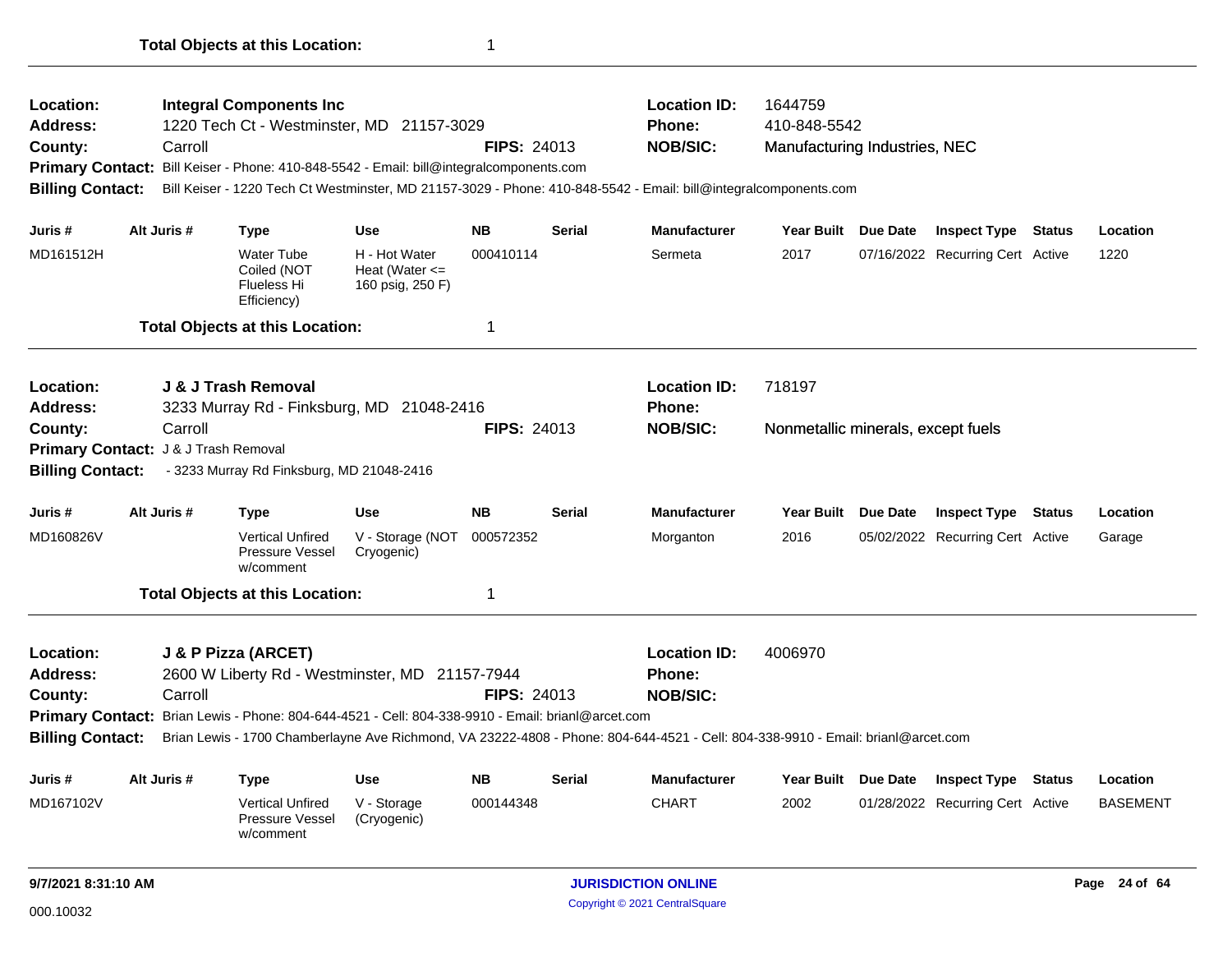**Total Objects at this Location:** 1

---

**Location:** Integral Components Inc
**Address:** 1220 Tech Ct - Westminster, MD 21157-3029
**County:** Carroll
**FIPS:** 24013
**Location ID:** 1644759
**Phone:** 410-848-5542
**NOB/SIC:** Manufacturing Industries, NEC
**Primary Contact:** Bill Keiser - Phone: 410-848-5542 - Email: bill@integralcomponents.com
**Billing Contact:** Bill Keiser - 1220 Tech Ct Westminster, MD 21157-3029 - Phone: 410-848-5542 - Email: bill@integralcomponents.com

| Juris # | Alt Juris # | Type | Use | NB | Serial | Manufacturer | Year Built | Due Date | Inspect Type | Status | Location |
|---|---|---|---|---|---|---|---|---|---|---|---|
| MD161512H | | Water Tube Coiled (NOT Flueless Hi Efficiency) | H - Hot Water Heat (Water <= 160 psig, 250 F) | 000410114 | | Sermeta | 2017 | 07/16/2022 | Recurring Cert | Active | 1220 |

**Total Objects at this Location:** 1

---

**Location:** J & J Trash Removal
**Address:** 3233 Murray Rd - Finksburg, MD 21048-2416
**County:** Carroll
**FIPS:** 24013
**Location ID:** 718197
**Phone:**
**NOB/SIC:** Nonmetallic minerals, except fuels
**Primary Contact:** J & J Trash Removal
**Billing Contact:** - 3233 Murray Rd Finksburg, MD 21048-2416

| Juris # | Alt Juris # | Type | Use | NB | Serial | Manufacturer | Year Built | Due Date | Inspect Type | Status | Location |
|---|---|---|---|---|---|---|---|---|---|---|---|
| MD160826V | | Vertical Unfired Pressure Vessel w/comment | V - Storage (NOT Cryogenic) | 000572352 | | Morganton | 2016 | 05/02/2022 | Recurring Cert | Active | Garage |

**Total Objects at this Location:** 1

---

**Location:** J & P Pizza (ARCET)
**Address:** 2600 W Liberty Rd - Westminster, MD 21157-7944
**County:** Carroll
**FIPS:** 24013
**Location ID:** 4006970
**Phone:**
**NOB/SIC:**
**Primary Contact:** Brian Lewis - Phone: 804-644-4521 - Cell: 804-338-9910 - Email: brianl@arcet.com
**Billing Contact:** Brian Lewis - 1700 Chamberlayne Ave Richmond, VA 23222-4808 - Phone: 804-644-4521 - Cell: 804-338-9910 - Email: brianl@arcet.com

| Juris # | Alt Juris # | Type | Use | NB | Serial | Manufacturer | Year Built | Due Date | Inspect Type | Status | Location |
|---|---|---|---|---|---|---|---|---|---|---|---|
| MD167102V | | Vertical Unfired Pressure Vessel w/comment | V - Storage (Cryogenic) | 000144348 | | CHART | 2002 | 01/28/2022 | Recurring Cert | Active | BASEMENT |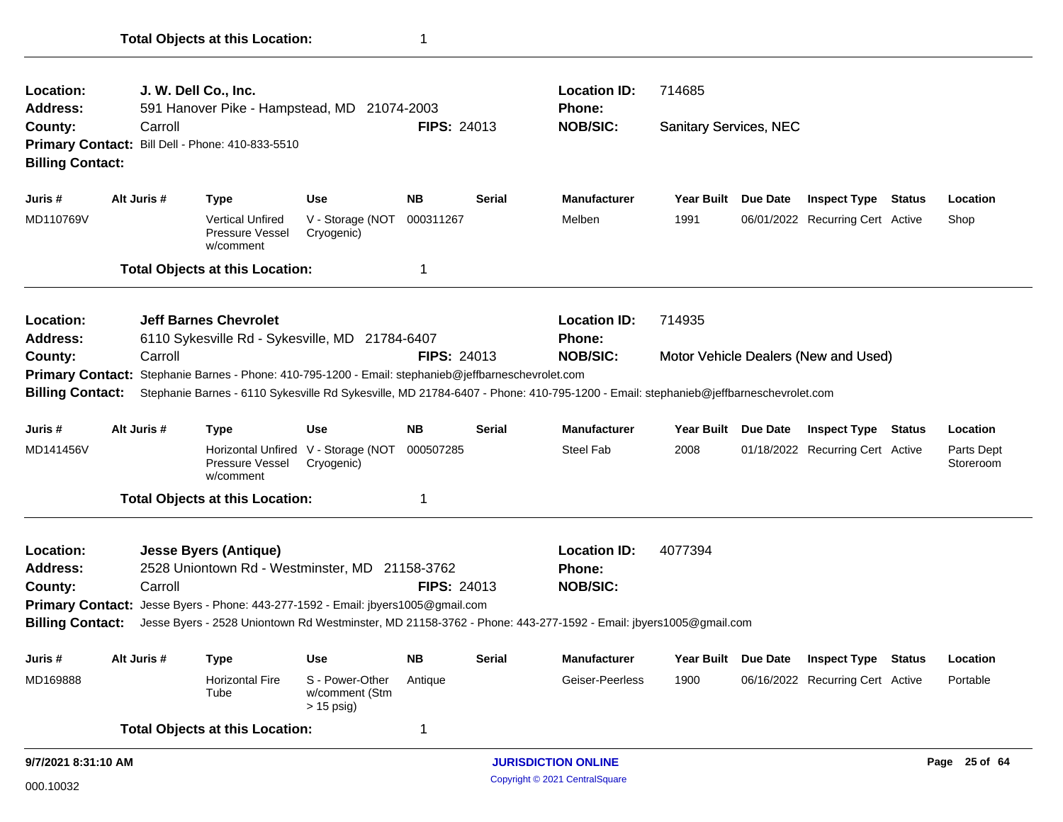**Total Objects at this Location:** 1

---

**Location:** J. W. Dell Co., Inc. **Location ID:** 714685
**Address:** 591 Hanover Pike - Hampstead, MD 21074-2003 **Phone:**
**County:** Carroll **FIPS:** 24013 **NOB/SIC:** Sanitary Services, NEC
**Primary Contact:** Bill Dell - Phone: 410-833-5510
**Billing Contact:**

| Juris # | Alt Juris # | Type | Use | NB | Serial | Manufacturer | Year Built | Due Date | Inspect Type | Status | Location |
|---|---|---|---|---|---|---|---|---|---|---|---|
| MD110769V | | Vertical Unfired Pressure Vessel w/comment | V - Storage (NOT Cryogenic) | 000311267 | | Melben | 1991 | 06/01/2022 | Recurring Cert | Active | Shop |

**Total Objects at this Location:** 1

---

**Location:** Jeff Barnes Chevrolet **Location ID:** 714935
**Address:** 6110 Sykesville Rd - Sykesville, MD 21784-6407 **Phone:**
**County:** Carroll **FIPS:** 24013 **NOB/SIC:** Motor Vehicle Dealers (New and Used)
**Primary Contact:** Stephanie Barnes - Phone: 410-795-1200 - Email: stephanieb@jeffbarneschevrolet.com
**Billing Contact:** Stephanie Barnes - 6110 Sykesville Rd Sykesville, MD 21784-6407 - Phone: 410-795-1200 - Email: stephanieb@jeffbarneschevrolet.com

| Juris # | Alt Juris # | Type | Use | NB | Serial | Manufacturer | Year Built | Due Date | Inspect Type | Status | Location |
|---|---|---|---|---|---|---|---|---|---|---|---|
| MD141456V | | Horizontal Unfired Pressure Vessel w/comment | V - Storage (NOT Cryogenic) | 000507285 | | Steel Fab | 2008 | 01/18/2022 | Recurring Cert | Active | Parts Dept Storeroom |

**Total Objects at this Location:** 1

---

**Location:** Jesse Byers (Antique) **Location ID:** 4077394
**Address:** 2528 Uniontown Rd - Westminster, MD 21158-3762 **Phone:**
**County:** Carroll **FIPS:** 24013 **NOB/SIC:**
**Primary Contact:** Jesse Byers - Phone: 443-277-1592 - Email: jbyers1005@gmail.com
**Billing Contact:** Jesse Byers - 2528 Uniontown Rd Westminster, MD 21158-3762 - Phone: 443-277-1592 - Email: jbyers1005@gmail.com

| Juris # | Alt Juris # | Type | Use | NB | Serial | Manufacturer | Year Built | Due Date | Inspect Type | Status | Location |
|---|---|---|---|---|---|---|---|---|---|---|---|
| MD169888 | | Horizontal Fire Tube | S - Power-Other w/comment (Stm > 15 psig) | Antique | | Geiser-Peerless | 1900 | 06/16/2022 | Recurring Cert | Active | Portable |

**Total Objects at this Location:** 1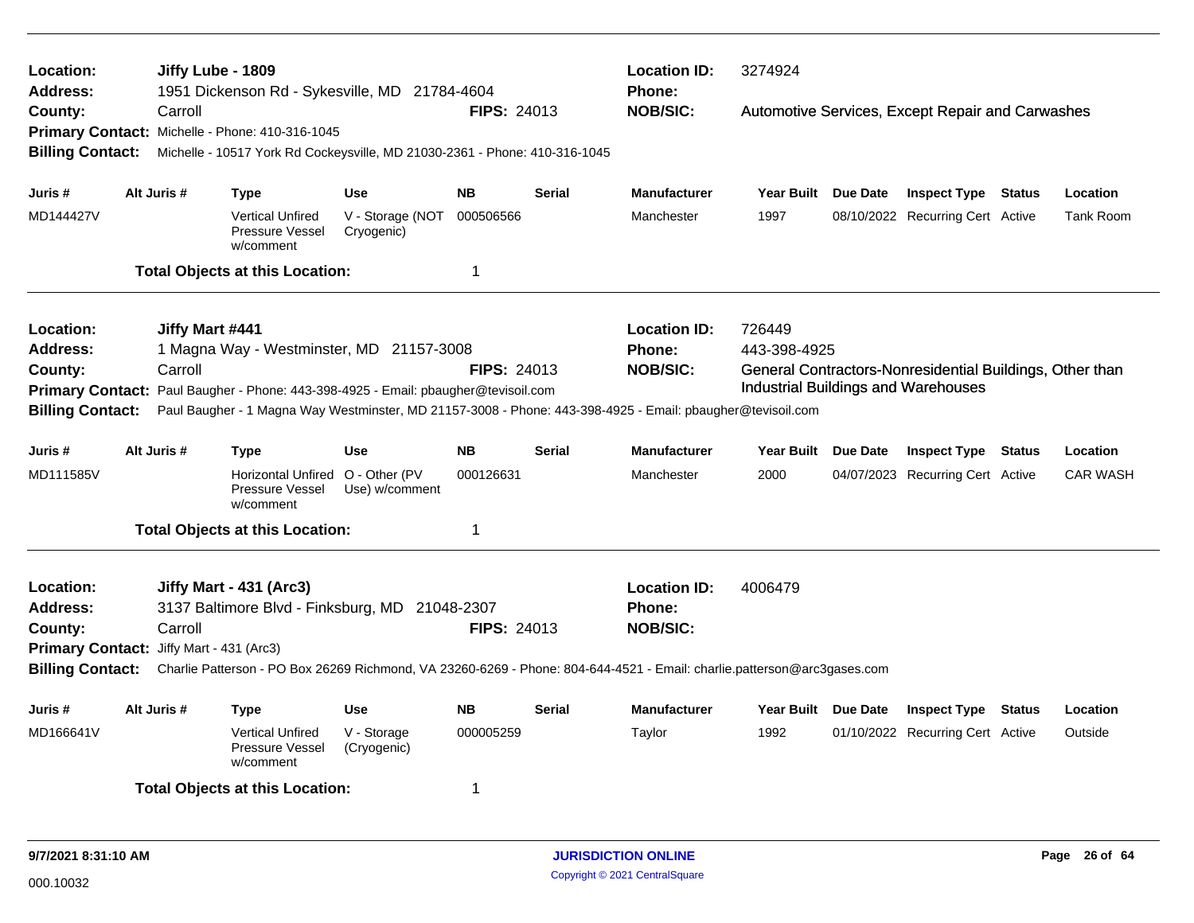**Location:** Jiffy Lube - 1809
**Address:** 1951 Dickenson Rd - Sykesville, MD 21784-4604
**County:** Carroll
**FIPS:** 24013
**Location ID:** 3274924
**Phone:**
**NOB/SIC:** Automotive Services, Except Repair and Carwashes
**Primary Contact:** Michelle - Phone: 410-316-1045
**Billing Contact:** Michelle - 10517 York Rd Cockeysville, MD 21030-2361 - Phone: 410-316-1045

| Juris # | Alt Juris # | Type | Use | NB | Serial | Manufacturer | Year Built | Due Date | Inspect Type | Status | Location |
|---|---|---|---|---|---|---|---|---|---|---|---|
| MD144427V | | Vertical Unfired Pressure Vessel w/comment | V - Storage (NOT Cryogenic) | 000506566 | | Manchester | 1997 | 08/10/2022 | Recurring Cert | Active | Tank Room |

**Total Objects at this Location:** 1

---

**Location:** Jiffy Mart #441
**Address:** 1 Magna Way - Westminster, MD 21157-3008
**County:** Carroll
**FIPS:** 24013
**Location ID:** 726449
**Phone:** 443-398-4925
**NOB/SIC:** General Contractors-Nonresidential Buildings, Other than Industrial Buildings and Warehouses
**Primary Contact:** Paul Baugher - Phone: 443-398-4925 - Email: pbaugher@tevisoil.com
**Billing Contact:** Paul Baugher - 1 Magna Way Westminster, MD 21157-3008 - Phone: 443-398-4925 - Email: pbaugher@tevisoil.com

| Juris # | Alt Juris # | Type | Use | NB | Serial | Manufacturer | Year Built | Due Date | Inspect Type | Status | Location |
|---|---|---|---|---|---|---|---|---|---|---|---|
| MD111585V | | Horizontal Unfired Pressure Vessel w/comment | O - Other (PV Use) w/comment | 000126631 | | Manchester | 2000 | 04/07/2023 | Recurring Cert | Active | CAR WASH |

**Total Objects at this Location:** 1

---

**Location:** Jiffy Mart - 431 (Arc3)
**Address:** 3137 Baltimore Blvd - Finksburg, MD 21048-2307
**County:** Carroll
**FIPS:** 24013
**Location ID:** 4006479
**Phone:**
**NOB/SIC:**
**Primary Contact:** Jiffy Mart - 431 (Arc3)
**Billing Contact:** Charlie Patterson - PO Box 26269 Richmond, VA 23260-6269 - Phone: 804-644-4521 - Email: charlie.patterson@arc3gases.com

| Juris # | Alt Juris # | Type | Use | NB | Serial | Manufacturer | Year Built | Due Date | Inspect Type | Status | Location |
|---|---|---|---|---|---|---|---|---|---|---|---|
| MD166641V | | Vertical Unfired Pressure Vessel w/comment | V - Storage (Cryogenic) | 000005259 | | Taylor | 1992 | 01/10/2022 | Recurring Cert | Active | Outside |

**Total Objects at this Location:** 1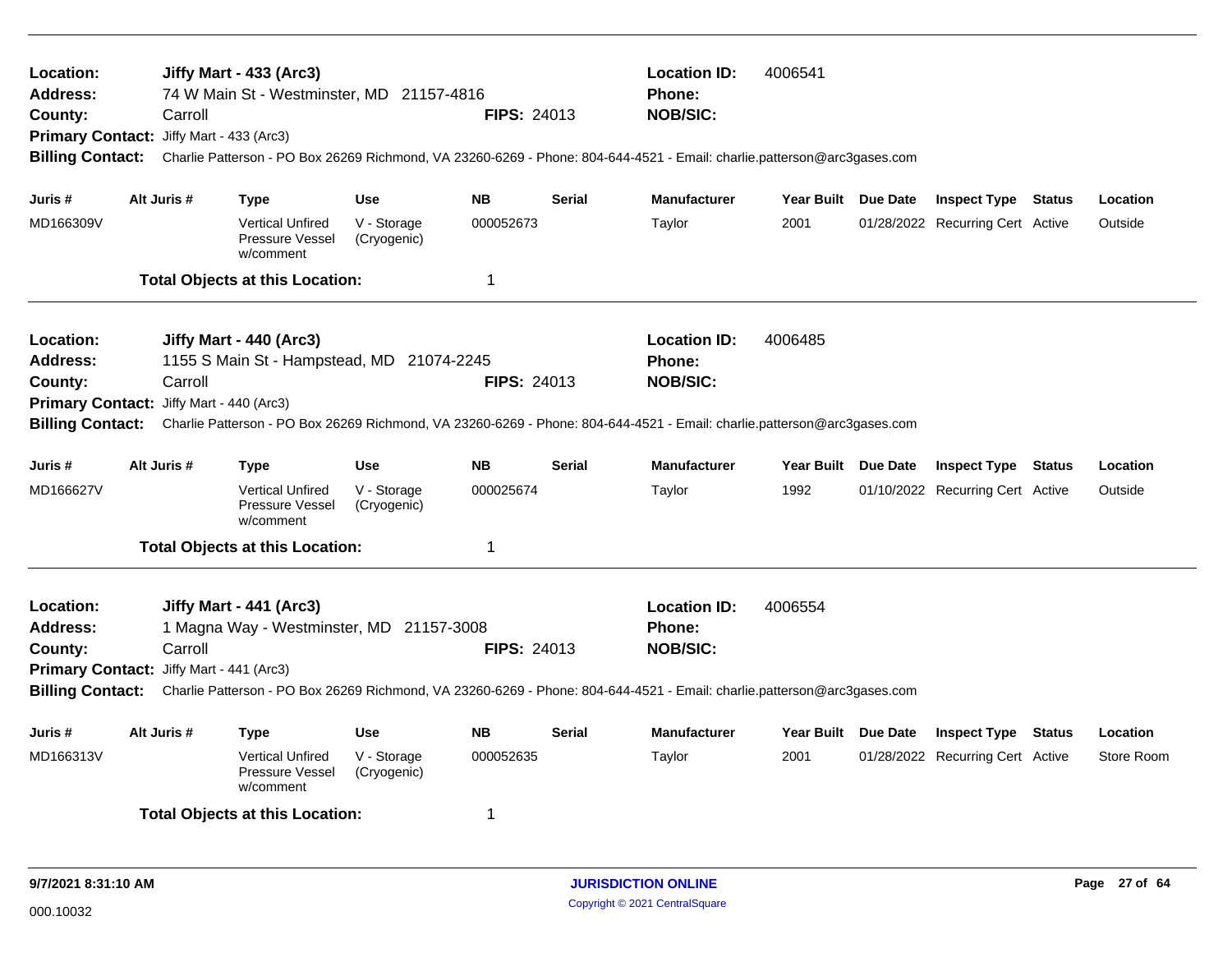**Location:** Jiffy Mart - 433 (Arc3)
**Address:** 74 W Main St - Westminster, MD 21157-4816
**County:** Carroll
**FIPS:** 24013
**Location ID:** 4006541
**Phone:**
**NOB/SIC:**
**Primary Contact:** Jiffy Mart - 433 (Arc3)
**Billing Contact:** Charlie Patterson - PO Box 26269 Richmond, VA 23260-6269 - Phone: 804-644-4521 - Email: charlie.patterson@arc3gases.com

| Juris # | Alt Juris # | Type | Use | NB | Serial | Manufacturer | Year Built | Due Date | Inspect Type | Status | Location |
|---|---|---|---|---|---|---|---|---|---|---|---|
| MD166309V | | Vertical Unfired Pressure Vessel w/comment | V - Storage (Cryogenic) | 000052673 | | Taylor | 2001 | 01/28/2022 | Recurring Cert | Active | Outside |

**Total Objects at this Location:** 1

---

**Location:** Jiffy Mart - 440 (Arc3)
**Address:** 1155 S Main St - Hampstead, MD 21074-2245
**County:** Carroll
**FIPS:** 24013
**Location ID:** 4006485
**Phone:**
**NOB/SIC:**
**Primary Contact:** Jiffy Mart - 440 (Arc3)
**Billing Contact:** Charlie Patterson - PO Box 26269 Richmond, VA 23260-6269 - Phone: 804-644-4521 - Email: charlie.patterson@arc3gases.com

| Juris # | Alt Juris # | Type | Use | NB | Serial | Manufacturer | Year Built | Due Date | Inspect Type | Status | Location |
|---|---|---|---|---|---|---|---|---|---|---|---|
| MD166627V | | Vertical Unfired Pressure Vessel w/comment | V - Storage (Cryogenic) | 000025674 | | Taylor | 1992 | 01/10/2022 | Recurring Cert | Active | Outside |

**Total Objects at this Location:** 1

---

**Location:** Jiffy Mart - 441 (Arc3)
**Address:** 1 Magna Way - Westminster, MD 21157-3008
**County:** Carroll
**FIPS:** 24013
**Location ID:** 4006554
**Phone:**
**NOB/SIC:**
**Primary Contact:** Jiffy Mart - 441 (Arc3)
**Billing Contact:** Charlie Patterson - PO Box 26269 Richmond, VA 23260-6269 - Phone: 804-644-4521 - Email: charlie.patterson@arc3gases.com

| Juris # | Alt Juris # | Type | Use | NB | Serial | Manufacturer | Year Built | Due Date | Inspect Type | Status | Location |
|---|---|---|---|---|---|---|---|---|---|---|---|
| MD166313V | | Vertical Unfired Pressure Vessel w/comment | V - Storage (Cryogenic) | 000052635 | | Taylor | 2001 | 01/28/2022 | Recurring Cert | Active | Store Room |

**Total Objects at this Location:** 1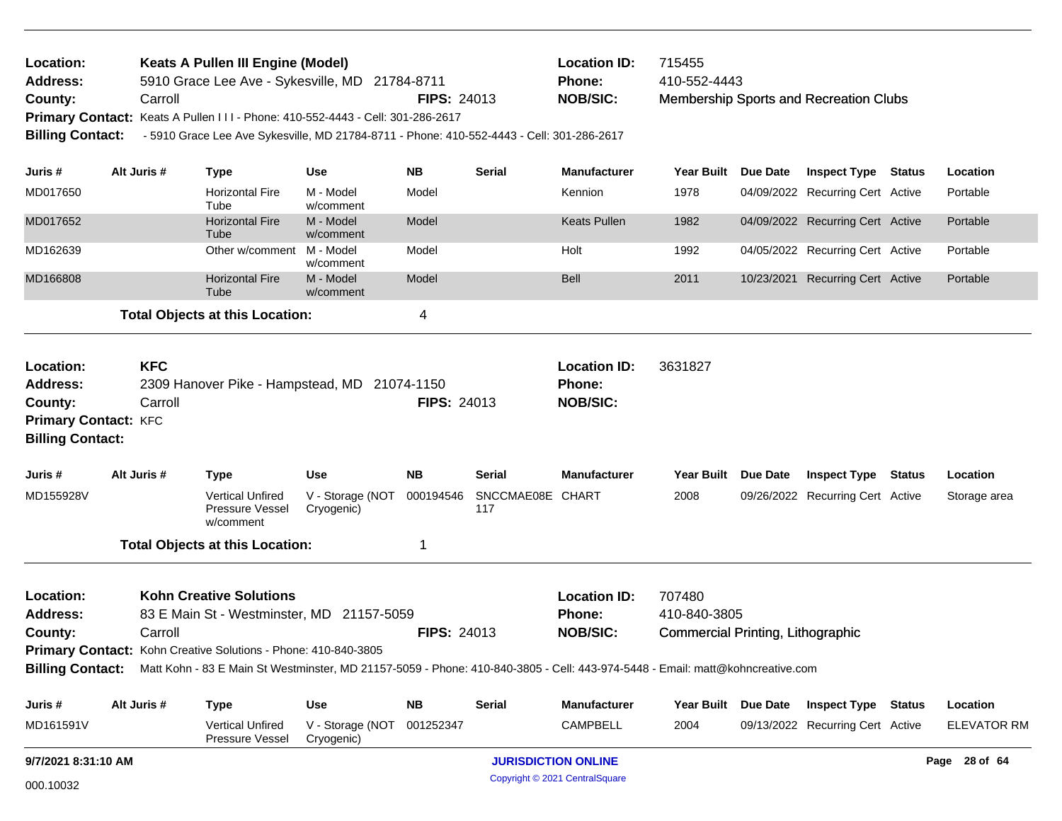**Location:** Keats A Pullen III Engine (Model)
**Address:** 5910 Grace Lee Ave - Sykesville, MD 21784-8711
**County:** Carroll
**FIPS:** 24013
**Location ID:** 715455
**Phone:** 410-552-4443
**NOB/SIC:** Membership Sports and Recreation Clubs
**Primary Contact:** Keats A Pullen I I I - Phone: 410-552-4443 - Cell: 301-286-2617
**Billing Contact:** - 5910 Grace Lee Ave Sykesville, MD 21784-8711 - Phone: 410-552-4443 - Cell: 301-286-2617

| Juris # | Alt Juris # | Type | Use | NB | Serial | Manufacturer | Year Built | Due Date | Inspect Type | Status | Location |
|---|---|---|---|---|---|---|---|---|---|---|---|
| MD017650 | | Horizontal Fire Tube | M - Model w/comment | Model | | Kennion | 1978 | 04/09/2022 | Recurring Cert | Active | Portable |
| MD017652 | | Horizontal Fire Tube | M - Model w/comment | Model | | Keats Pullen | 1982 | 04/09/2022 | Recurring Cert | Active | Portable |
| MD162639 | | Other w/comment | M - Model w/comment | Model | | Holt | 1992 | 04/05/2022 | Recurring Cert | Active | Portable |
| MD166808 | | Horizontal Fire Tube | M - Model w/comment | Model | | Bell | 2011 | 10/23/2021 | Recurring Cert | Active | Portable |

**Total Objects at this Location:** 4

---

**Location:** KFC
**Address:** 2309 Hanover Pike - Hampstead, MD 21074-1150
**County:** Carroll
**FIPS:** 24013
**Location ID:** 3631827
**Phone:**
**NOB/SIC:**
**Primary Contact:** KFC
**Billing Contact:**

| Juris # | Alt Juris # | Type | Use | NB | Serial | Manufacturer | Year Built | Due Date | Inspect Type | Status | Location |
|---|---|---|---|---|---|---|---|---|---|---|---|
| MD155928V | | Vertical Unfired Pressure Vessel w/comment | V - Storage (NOT Cryogenic) | 000194546 | SNCCMAE08E 117 | CHART | 2008 | 09/26/2022 | Recurring Cert | Active | Storage area |

**Total Objects at this Location:** 1

---

**Location:** Kohn Creative Solutions
**Address:** 83 E Main St - Westminster, MD 21157-5059
**County:** Carroll
**FIPS:** 24013
**Location ID:** 707480
**Phone:** 410-840-3805
**NOB/SIC:** Commercial Printing, Lithographic
**Primary Contact:** Kohn Creative Solutions - Phone: 410-840-3805
**Billing Contact:** Matt Kohn - 83 E Main St Westminster, MD 21157-5059 - Phone: 410-840-3805 - Cell: 443-974-5448 - Email: matt@kohncreative.com

| Juris # | Alt Juris # | Type | Use | NB | Serial | Manufacturer | Year Built | Due Date | Inspect Type | Status | Location |
|---|---|---|---|---|---|---|---|---|---|---|---|
| MD161591V | | Vertical Unfired Pressure Vessel | V - Storage (NOT Cryogenic) | 001252347 | | CAMPBELL | 2004 | 09/13/2022 | Recurring Cert | Active | ELEVATOR RM |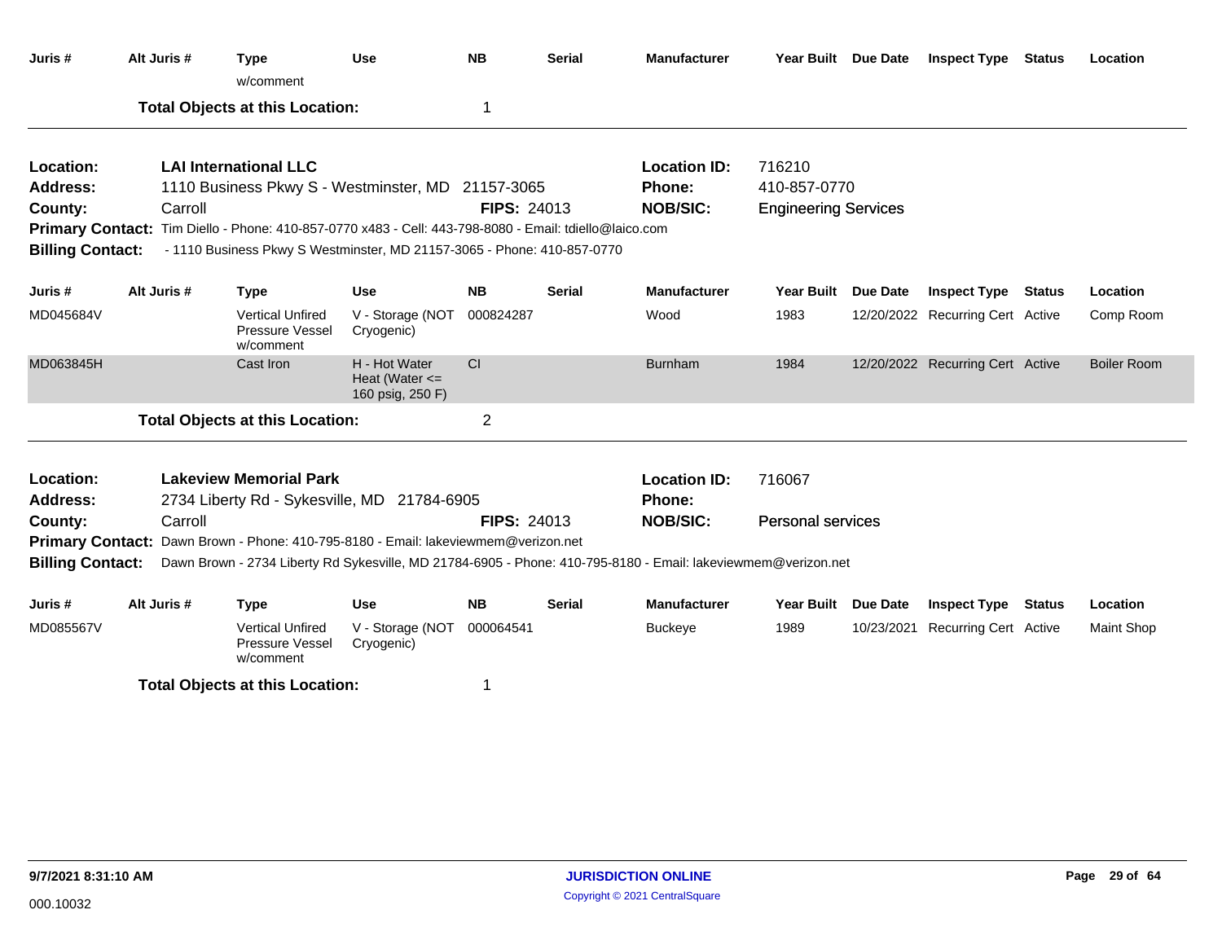| Juris # | Alt Juris # | Type | Use | NB | Serial | Manufacturer | Year Built | Due Date | Inspect Type | Status | Location |
|---|---|---|---|---|---|---|---|---|---|---|---|
| | | w/comment | | | | | | | | | |

**Total Objects at this Location:** 1

---

**Location:** LAI International LLC
**Location ID:** 716210
**Address:** 1110 Business Pkwy S - Westminster, MD 21157-3065
**Phone:** 410-857-0770
**County:** Carroll
**FIPS:** 24013
**NOB/SIC:** Engineering Services
**Primary Contact:** Tim Diello - Phone: 410-857-0770 x483 - Cell: 443-798-8080 - Email: tdiello@laico.com
**Billing Contact:** - 1110 Business Pkwy S Westminster, MD 21157-3065 - Phone: 410-857-0770

| Juris # | Alt Juris # | Type | Use | NB | Serial | Manufacturer | Year Built | Due Date | Inspect Type | Status | Location |
|---|---|---|---|---|---|---|---|---|---|---|---|
| MD045684V | | Vertical Unfired Pressure Vessel w/comment | V - Storage (NOT Cryogenic) | 000824287 | | Wood | 1983 | 12/20/2022 | Recurring Cert | Active | Comp Room |
| MD063845H | | Cast Iron | H - Hot Water Heat (Water <= 160 psig, 250 F) | CI | | Burnham | 1984 | 12/20/2022 | Recurring Cert | Active | Boiler Room |

**Total Objects at this Location:** 2

---

**Location:** Lakeview Memorial Park
**Location ID:** 716067
**Address:** 2734 Liberty Rd - Sykesville, MD 21784-6905
**Phone:**
**County:** Carroll
**FIPS:** 24013
**NOB/SIC:** Personal services
**Primary Contact:** Dawn Brown - Phone: 410-795-8180 - Email: lakeviewmem@verizon.net
**Billing Contact:** Dawn Brown - 2734 Liberty Rd Sykesville, MD 21784-6905 - Phone: 410-795-8180 - Email: lakeviewmem@verizon.net

| Juris # | Alt Juris # | Type | Use | NB | Serial | Manufacturer | Year Built | Due Date | Inspect Type | Status | Location |
|---|---|---|---|---|---|---|---|---|---|---|---|
| MD085567V | | Vertical Unfired Pressure Vessel w/comment | V - Storage (NOT Cryogenic) | 000064541 | | Buckeye | 1989 | 10/23/2021 | Recurring Cert | Active | Maint Shop |

**Total Objects at this Location:** 1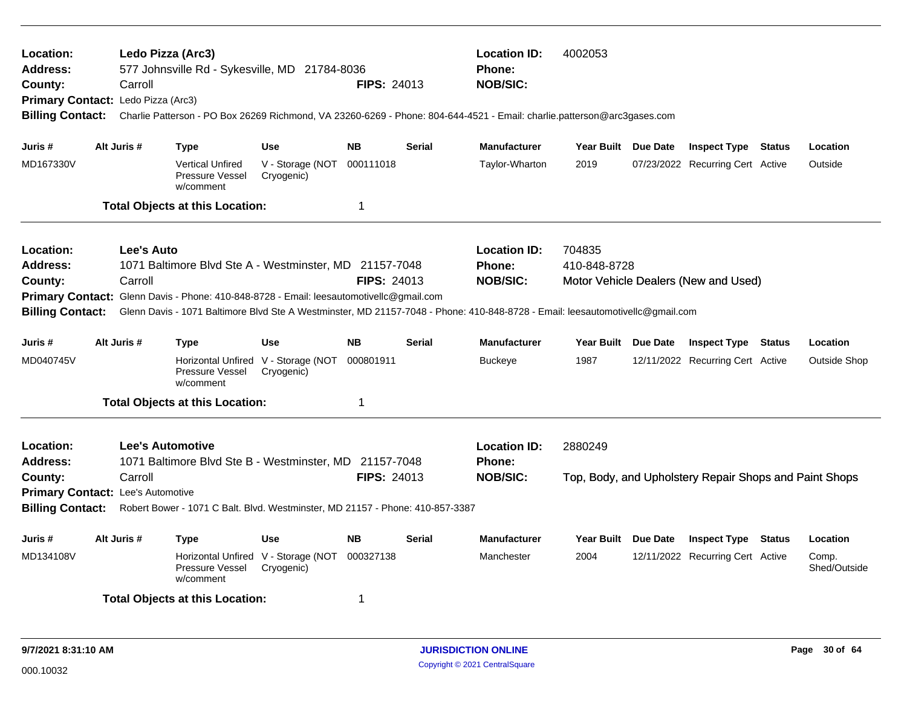**Location:** Ledo Pizza (Arc3)
**Location ID:** 4002053
**Address:** 577 Johnsville Rd - Sykesville, MD 21784-8036
**Phone:**
**County:** Carroll
**FIPS:** 24013
**NOB/SIC:**
**Primary Contact:** Ledo Pizza (Arc3)
**Billing Contact:** Charlie Patterson - PO Box 26269 Richmond, VA 23260-6269 - Phone: 804-644-4521 - Email: charlie.patterson@arc3gases.com

| Juris # | Alt Juris # | Type | Use | NB | Serial | Manufacturer | Year Built | Due Date | Inspect Type | Status | Location |
|---|---|---|---|---|---|---|---|---|---|---|---|
| MD167330V | | Vertical Unfired Pressure Vessel w/comment | V - Storage (NOT Cryogenic) | 000111018 | | Taylor-Wharton | 2019 | 07/23/2022 | Recurring Cert | Active | Outside |

**Total Objects at this Location:** 1

---

**Location:** Lee's Auto
**Location ID:** 704835
**Address:** 1071 Baltimore Blvd Ste A - Westminster, MD 21157-7048
**Phone:** 410-848-8728
**County:** Carroll
**FIPS:** 24013
**NOB/SIC:** Motor Vehicle Dealers (New and Used)
**Primary Contact:** Glenn Davis - Phone: 410-848-8728 - Email: leesautomotivellc@gmail.com
**Billing Contact:** Glenn Davis - 1071 Baltimore Blvd Ste A Westminster, MD 21157-7048 - Phone: 410-848-8728 - Email: leesautomotivellc@gmail.com

| Juris # | Alt Juris # | Type | Use | NB | Serial | Manufacturer | Year Built | Due Date | Inspect Type | Status | Location |
|---|---|---|---|---|---|---|---|---|---|---|---|
| MD040745V | | Horizontal Unfired Pressure Vessel w/comment | V - Storage (NOT Cryogenic) | 000801911 | | Buckeye | 1987 | 12/11/2022 | Recurring Cert | Active | Outside Shop |

**Total Objects at this Location:** 1

---

**Location:** Lee's Automotive
**Location ID:** 2880249
**Address:** 1071 Baltimore Blvd Ste B - Westminster, MD 21157-7048
**Phone:**
**County:** Carroll
**FIPS:** 24013
**NOB/SIC:** Top, Body, and Upholstery Repair Shops and Paint Shops
**Primary Contact:** Lee's Automotive
**Billing Contact:** Robert Bower - 1071 C Balt. Blvd. Westminster, MD 21157 - Phone: 410-857-3387

| Juris # | Alt Juris # | Type | Use | NB | Serial | Manufacturer | Year Built | Due Date | Inspect Type | Status | Location |
|---|---|---|---|---|---|---|---|---|---|---|---|
| MD134108V | | Horizontal Unfired Pressure Vessel w/comment | V - Storage (NOT Cryogenic) | 000327138 | | Manchester | 2004 | 12/11/2022 | Recurring Cert | Active | Comp. Shed/Outside |

**Total Objects at this Location:** 1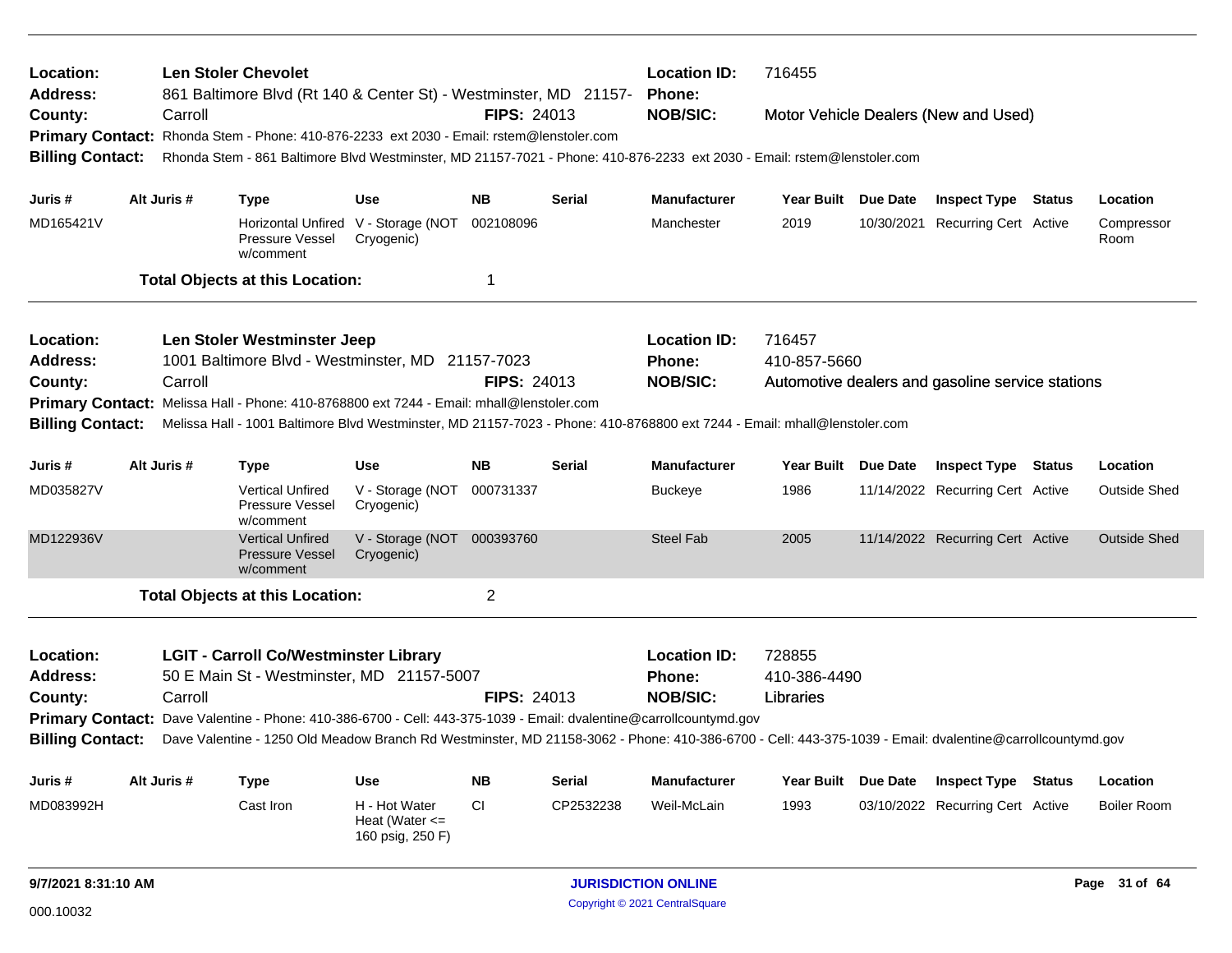**Location:** Len Stoler Chevolet
**Address:** 861 Baltimore Blvd (Rt 140 & Center St) - Westminster, MD 21157-
**County:** Carroll  **FIPS:** 24013
**Location ID:** 716455
**Phone:**
**NOB/SIC:** Motor Vehicle Dealers (New and Used)
**Primary Contact:** Rhonda Stem - Phone: 410-876-2233 ext 2030 - Email: rstem@lenstoler.com
**Billing Contact:** Rhonda Stem - 861 Baltimore Blvd Westminster, MD 21157-7021 - Phone: 410-876-2233 ext 2030 - Email: rstem@lenstoler.com

| Juris # | Alt Juris # | Type | Use | NB | Serial | Manufacturer | Year Built | Due Date | Inspect Type | Status | Location |
|---|---|---|---|---|---|---|---|---|---|---|---|
| MD165421V | | Horizontal Unfired Pressure Vessel w/comment | V - Storage (NOT Cryogenic) | 002108096 | | Manchester | 2019 | 10/30/2021 | Recurring Cert | Active | Compressor Room |

**Total Objects at this Location:** 1

---

**Location:** Len Stoler Westminster Jeep
**Address:** 1001 Baltimore Blvd - Westminster, MD 21157-7023
**County:** Carroll  **FIPS:** 24013
**Location ID:** 716457
**Phone:** 410-857-5660
**NOB/SIC:** Automotive dealers and gasoline service stations
**Primary Contact:** Melissa Hall - Phone: 410-8768800 ext 7244 - Email: mhall@lenstoler.com
**Billing Contact:** Melissa Hall - 1001 Baltimore Blvd Westminster, MD 21157-7023 - Phone: 410-8768800 ext 7244 - Email: mhall@lenstoler.com

| Juris # | Alt Juris # | Type | Use | NB | Serial | Manufacturer | Year Built | Due Date | Inspect Type | Status | Location |
|---|---|---|---|---|---|---|---|---|---|---|---|
| MD035827V | | Vertical Unfired Pressure Vessel w/comment | V - Storage (NOT Cryogenic) | 000731337 | | Buckeye | 1986 | 11/14/2022 | Recurring Cert | Active | Outside Shed |
| MD122936V | | Vertical Unfired Pressure Vessel w/comment | V - Storage (NOT Cryogenic) | 000393760 | | Steel Fab | 2005 | 11/14/2022 | Recurring Cert | Active | Outside Shed |

**Total Objects at this Location:** 2

---

**Location:** LGIT - Carroll Co/Westminster Library
**Address:** 50 E Main St - Westminster, MD 21157-5007
**County:** Carroll  **FIPS:** 24013
**Location ID:** 728855
**Phone:** 410-386-4490
**NOB/SIC:** Libraries
**Primary Contact:** Dave Valentine - Phone: 410-386-6700 - Cell: 443-375-1039 - Email: dvalentine@carrollcountymd.gov
**Billing Contact:** Dave Valentine - 1250 Old Meadow Branch Rd Westminster, MD 21158-3062 - Phone: 410-386-6700 - Cell: 443-375-1039 - Email: dvalentine@carrollcountymd.gov

| Juris # | Alt Juris # | Type | Use | NB | Serial | Manufacturer | Year Built | Due Date | Inspect Type | Status | Location |
|---|---|---|---|---|---|---|---|---|---|---|---|
| MD083992H | | Cast Iron | H - Hot Water Heat (Water <= 160 psig, 250 F) | CI | CP2532238 | Weil-McLain | 1993 | 03/10/2022 | Recurring Cert | Active | Boiler Room |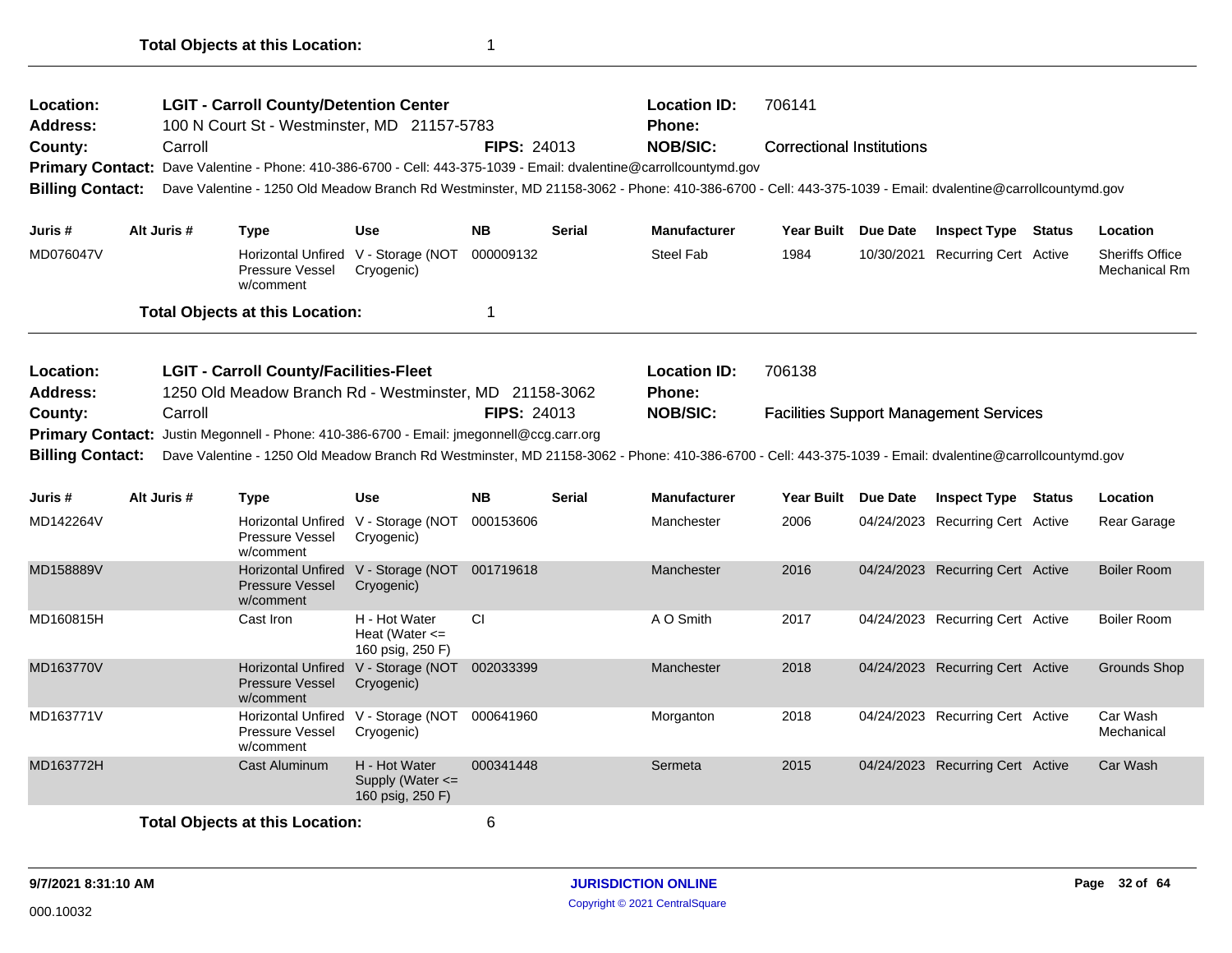**Total Objects at this Location:** 1

---

| | | | |
|---|---|---|---|
| **Location:** | **LGIT - Carroll County/Detention Center** | **Location ID:** | 706141 |
| **Address:** | 100 N Court St - Westminster, MD 21157-5783 | **Phone:** | |
| **County:** | Carroll **FIPS:** 24013 | **NOB/SIC:** | Correctional Institutions |

**Primary Contact:** Dave Valentine - Phone: 410-386-6700 - Cell: 443-375-1039 - Email: dvalentine@carrollcountymd.gov

**Billing Contact:** Dave Valentine - 1250 Old Meadow Branch Rd Westminster, MD 21158-3062 - Phone: 410-386-6700 - Cell: 443-375-1039 - Email: dvalentine@carrollcountymd.gov

| Juris # | Alt Juris # | Type | Use | NB | Serial | Manufacturer | Year Built | Due Date | Inspect Type | Status | Location |
|---|---|---|---|---|---|---|---|---|---|---|---|
| MD076047V | | Horizontal Unfired Pressure Vessel w/comment | V - Storage (NOT Cryogenic) | 000009132 | | Steel Fab | 1984 | 10/30/2021 | Recurring Cert | Active | Sheriffs Office Mechanical Rm |

**Total Objects at this Location:** 1

---

| | | | |
|---|---|---|---|
| **Location:** | **LGIT - Carroll County/Facilities-Fleet** | **Location ID:** | 706138 |
| **Address:** | 1250 Old Meadow Branch Rd - Westminster, MD 21158-3062 | **Phone:** | |
| **County:** | Carroll **FIPS:** 24013 | **NOB/SIC:** | Facilities Support Management Services |

**Primary Contact:** Justin Megonnell - Phone: 410-386-6700 - Email: jmegonnell@ccg.carr.org

**Billing Contact:** Dave Valentine - 1250 Old Meadow Branch Rd Westminster, MD 21158-3062 - Phone: 410-386-6700 - Cell: 443-375-1039 - Email: dvalentine@carrollcountymd.gov

| Juris # | Alt Juris # | Type | Use | NB | Serial | Manufacturer | Year Built | Due Date | Inspect Type | Status | Location |
|---|---|---|---|---|---|---|---|---|---|---|---|
| MD142264V | | Horizontal Unfired Pressure Vessel w/comment | V - Storage (NOT Cryogenic) | 000153606 | | Manchester | 2006 | 04/24/2023 | Recurring Cert | Active | Rear Garage |
| MD158889V | | Horizontal Unfired Pressure Vessel w/comment | V - Storage (NOT Cryogenic) | 001719618 | | Manchester | 2016 | 04/24/2023 | Recurring Cert | Active | Boiler Room |
| MD160815H | | Cast Iron | H - Hot Water Heat (Water <= 160 psig, 250 F) | CI | | A O Smith | 2017 | 04/24/2023 | Recurring Cert | Active | Boiler Room |
| MD163770V | | Horizontal Unfired Pressure Vessel w/comment | V - Storage (NOT Cryogenic) | 002033399 | | Manchester | 2018 | 04/24/2023 | Recurring Cert | Active | Grounds Shop |
| MD163771V | | Horizontal Unfired Pressure Vessel w/comment | V - Storage (NOT Cryogenic) | 000641960 | | Morganton | 2018 | 04/24/2023 | Recurring Cert | Active | Car Wash Mechanical |
| MD163772H | | Cast Aluminum | H - Hot Water Supply (Water <= 160 psig, 250 F) | 000341448 | | Sermeta | 2015 | 04/24/2023 | Recurring Cert | Active | Car Wash |

**Total Objects at this Location:** 6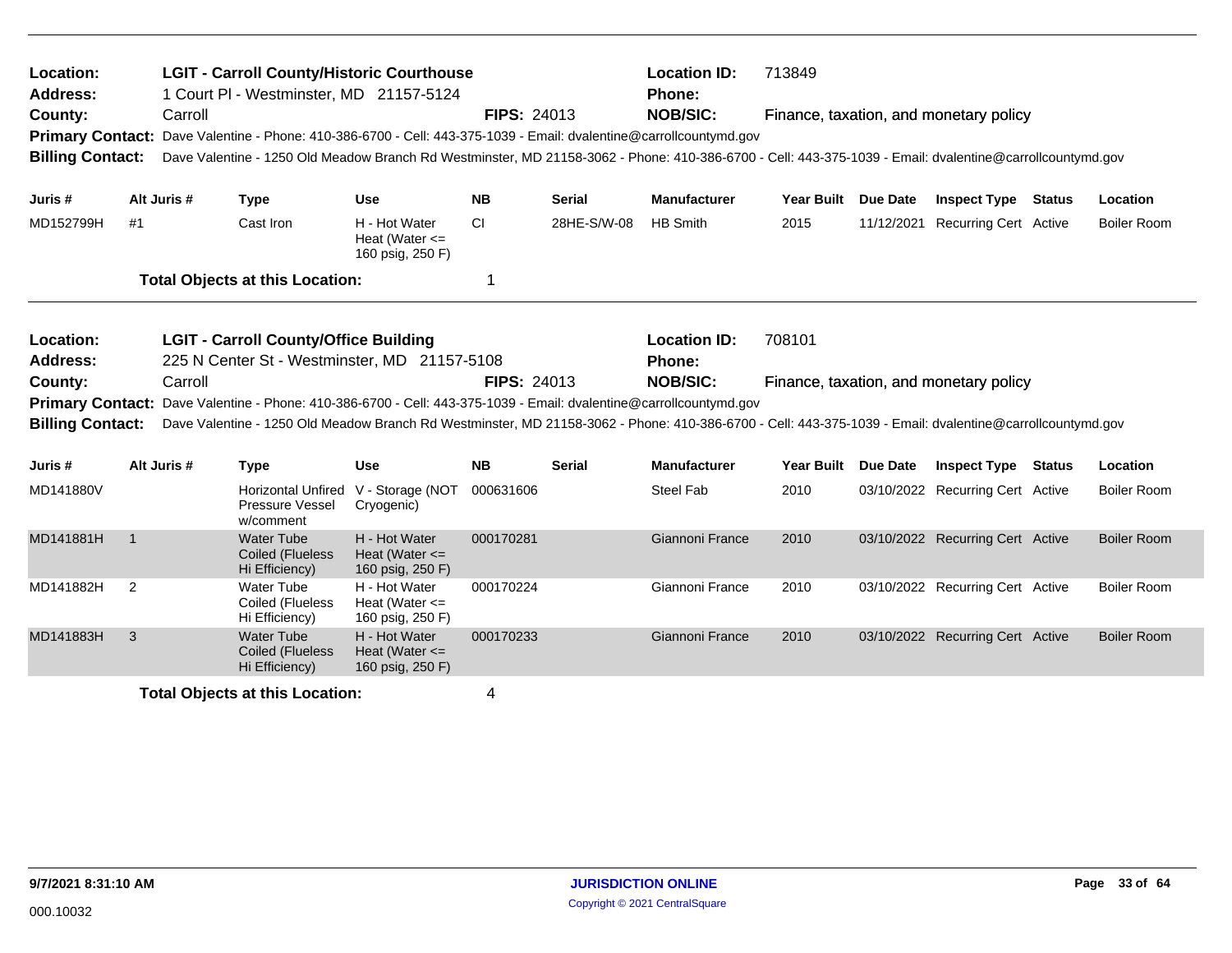**Location:** LGIT - Carroll County/Historic Courthouse
**Location ID:** 713849
**Address:** 1 Court Pl - Westminster, MD 21157-5124
**Phone:**
**County:** Carroll
**FIPS:** 24013
**NOB/SIC:** Finance, taxation, and monetary policy
**Primary Contact:** Dave Valentine - Phone: 410-386-6700 - Cell: 443-375-1039 - Email: dvalentine@carrollcountymd.gov
**Billing Contact:** Dave Valentine - 1250 Old Meadow Branch Rd Westminster, MD 21158-3062 - Phone: 410-386-6700 - Cell: 443-375-1039 - Email: dvalentine@carrollcountymd.gov

| Juris # | Alt Juris # | Type | Use | NB | Serial | Manufacturer | Year Built | Due Date | Inspect Type | Status | Location |
|---|---|---|---|---|---|---|---|---|---|---|---|
| MD152799H | #1 | Cast Iron | H - Hot Water Heat (Water <= 160 psig, 250 F) | CI | 28HE-S/W-08 | HB Smith | 2015 | 11/12/2021 | Recurring Cert | Active | Boiler Room |

**Total Objects at this Location:** 1

---

**Location:** LGIT - Carroll County/Office Building
**Location ID:** 708101
**Address:** 225 N Center St - Westminster, MD 21157-5108
**Phone:**
**County:** Carroll
**FIPS:** 24013
**NOB/SIC:** Finance, taxation, and monetary policy
**Primary Contact:** Dave Valentine - Phone: 410-386-6700 - Cell: 443-375-1039 - Email: dvalentine@carrollcountymd.gov
**Billing Contact:** Dave Valentine - 1250 Old Meadow Branch Rd Westminster, MD 21158-3062 - Phone: 410-386-6700 - Cell: 443-375-1039 - Email: dvalentine@carrollcountymd.gov

| Juris # | Alt Juris # | Type | Use | NB | Serial | Manufacturer | Year Built | Due Date | Inspect Type | Status | Location |
|---|---|---|---|---|---|---|---|---|---|---|---|
| MD141880V | | Horizontal Unfired Pressure Vessel w/comment | V - Storage (NOT Cryogenic) | 000631606 | | Steel Fab | 2010 | 03/10/2022 | Recurring Cert | Active | Boiler Room |
| MD141881H | 1 | Water Tube Coiled (Flueless Hi Efficiency) | H - Hot Water Heat (Water <= 160 psig, 250 F) | 000170281 | | Giannoni France | 2010 | 03/10/2022 | Recurring Cert | Active | Boiler Room |
| MD141882H | 2 | Water Tube Coiled (Flueless Hi Efficiency) | H - Hot Water Heat (Water <= 160 psig, 250 F) | 000170224 | | Giannoni France | 2010 | 03/10/2022 | Recurring Cert | Active | Boiler Room |
| MD141883H | 3 | Water Tube Coiled (Flueless Hi Efficiency) | H - Hot Water Heat (Water <= 160 psig, 250 F) | 000170233 | | Giannoni France | 2010 | 03/10/2022 | Recurring Cert | Active | Boiler Room |

**Total Objects at this Location:** 4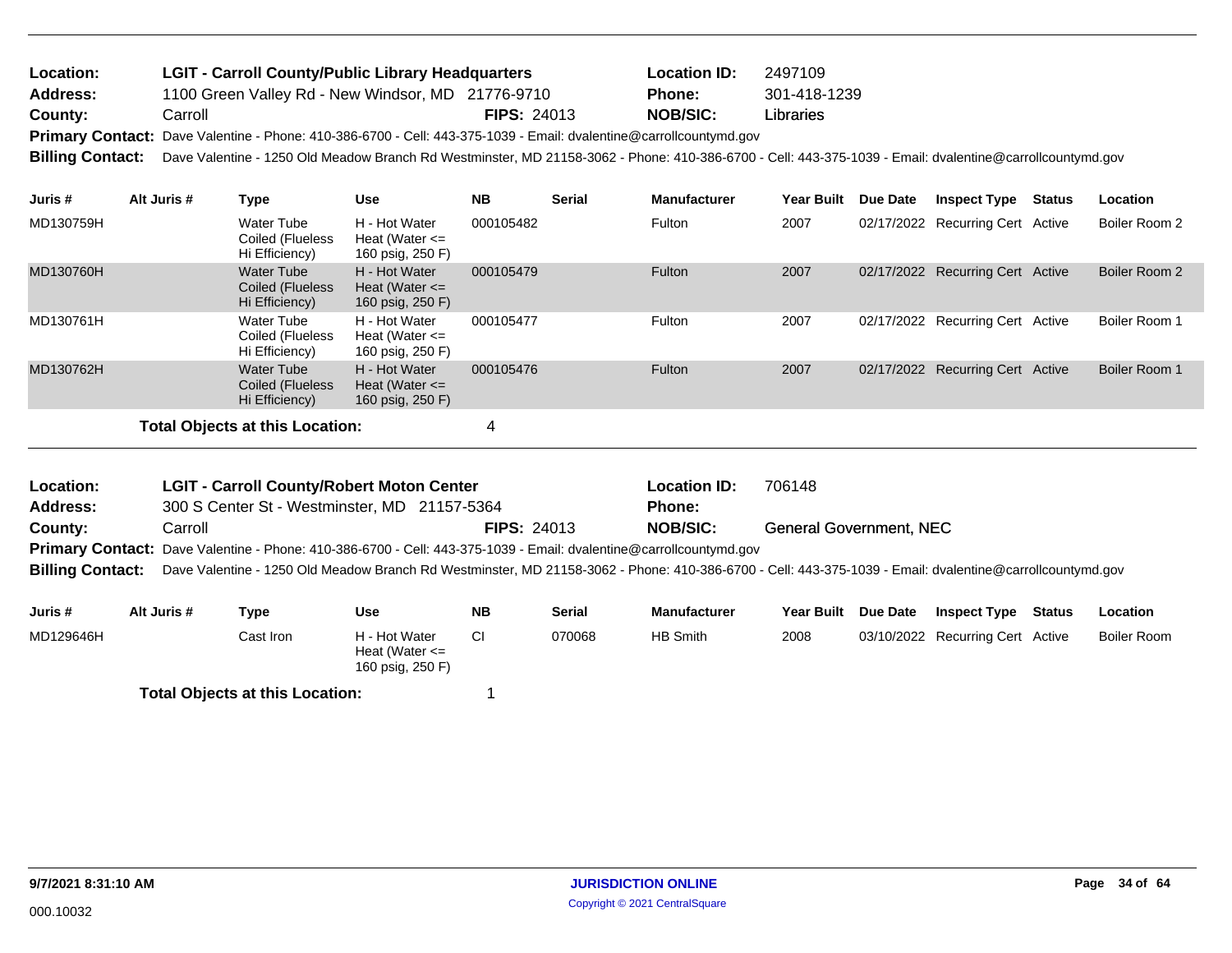**Location:** LGIT - Carroll County/Public Library Headquarters  **Location ID:** 2497109
**Address:** 1100 Green Valley Rd - New Windsor, MD 21776-9710  **Phone:** 301-418-1239
**County:** Carroll  **FIPS:** 24013  **NOB/SIC:** Libraries
**Primary Contact:** Dave Valentine - Phone: 410-386-6700 - Cell: 443-375-1039 - Email: dvalentine@carrollcountymd.gov
**Billing Contact:** Dave Valentine - 1250 Old Meadow Branch Rd Westminster, MD 21158-3062 - Phone: 410-386-6700 - Cell: 443-375-1039 - Email: dvalentine@carrollcountymd.gov

| Juris # | Alt Juris # | Type | Use | NB | Serial | Manufacturer | Year Built | Due Date | Inspect Type | Status | Location |
|---|---|---|---|---|---|---|---|---|---|---|---|
| MD130759H | | Water Tube Coiled (Flueless Hi Efficiency) | H - Hot Water Heat (Water <= 160 psig, 250 F) | 000105482 | | Fulton | 2007 | 02/17/2022 | Recurring Cert | Active | Boiler Room 2 |
| MD130760H | | Water Tube Coiled (Flueless Hi Efficiency) | H - Hot Water Heat (Water <= 160 psig, 250 F) | 000105479 | | Fulton | 2007 | 02/17/2022 | Recurring Cert | Active | Boiler Room 2 |
| MD130761H | | Water Tube Coiled (Flueless Hi Efficiency) | H - Hot Water Heat (Water <= 160 psig, 250 F) | 000105477 | | Fulton | 2007 | 02/17/2022 | Recurring Cert | Active | Boiler Room 1 |
| MD130762H | | Water Tube Coiled (Flueless Hi Efficiency) | H - Hot Water Heat (Water <= 160 psig, 250 F) | 000105476 | | Fulton | 2007 | 02/17/2022 | Recurring Cert | Active | Boiler Room 1 |

**Total Objects at this Location:** 4

**Location:** LGIT - Carroll County/Robert Moton Center  **Location ID:** 706148
**Address:** 300 S Center St - Westminster, MD 21157-5364  **Phone:**
**County:** Carroll  **FIPS:** 24013  **NOB/SIC:** General Government, NEC
**Primary Contact:** Dave Valentine - Phone: 410-386-6700 - Cell: 443-375-1039 - Email: dvalentine@carrollcountymd.gov
**Billing Contact:** Dave Valentine - 1250 Old Meadow Branch Rd Westminster, MD 21158-3062 - Phone: 410-386-6700 - Cell: 443-375-1039 - Email: dvalentine@carrollcountymd.gov

| Juris # | Alt Juris # | Type | Use | NB | Serial | Manufacturer | Year Built | Due Date | Inspect Type | Status | Location |
|---|---|---|---|---|---|---|---|---|---|---|---|
| MD129646H | | Cast Iron | H - Hot Water Heat (Water <= 160 psig, 250 F) | CI | 070068 | HB Smith | 2008 | 03/10/2022 | Recurring Cert | Active | Boiler Room |

**Total Objects at this Location:** 1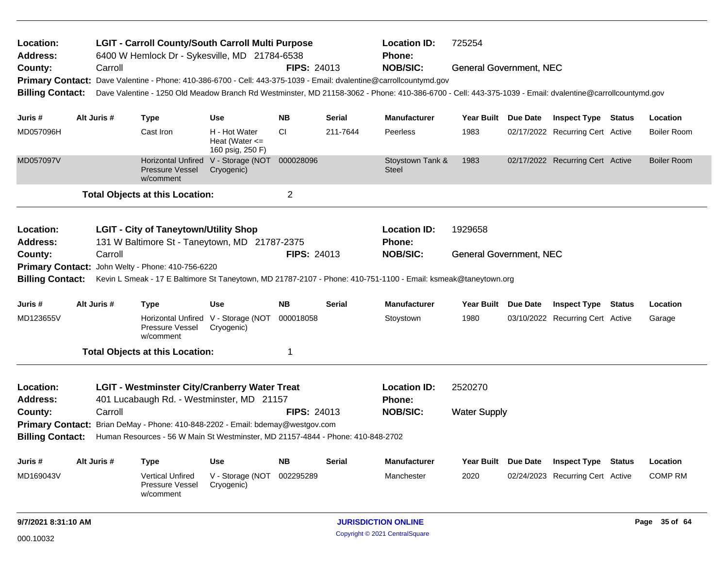**Location:** LGIT - Carroll County/South Carroll Multi Purpose
**Location ID:** 725254
**Address:** 6400 W Hemlock Dr - Sykesville, MD 21784-6538
**Phone:**
**County:** Carroll
**FIPS:** 24013
**NOB/SIC:** General Government, NEC
**Primary Contact:** Dave Valentine - Phone: 410-386-6700 - Cell: 443-375-1039 - Email: dvalentine@carrollcountymd.gov
**Billing Contact:** Dave Valentine - 1250 Old Meadow Branch Rd Westminster, MD 21158-3062 - Phone: 410-386-6700 - Cell: 443-375-1039 - Email: dvalentine@carrollcountymd.gov

| Juris # | Alt Juris # | Type | Use | NB | Serial | Manufacturer | Year Built | Due Date | Inspect Type | Status | Location |
|---|---|---|---|---|---|---|---|---|---|---|---|
| MD057096H | | Cast Iron | H - Hot Water Heat (Water <= 160 psig, 250 F) | CI | 211-7644 | Peerless | 1983 | 02/17/2022 | Recurring Cert | Active | Boiler Room |
| MD057097V | | Horizontal Unfired Pressure Vessel w/comment | V - Storage (NOT Cryogenic) | 000028096 | | Stoystown Tank & Steel | 1983 | 02/17/2022 | Recurring Cert | Active | Boiler Room |

**Total Objects at this Location:** 2

---

**Location:** LGIT - City of Taneytown/Utility Shop
**Location ID:** 1929658
**Address:** 131 W Baltimore St - Taneytown, MD 21787-2375
**Phone:**
**County:** Carroll
**FIPS:** 24013
**NOB/SIC:** General Government, NEC
**Primary Contact:** John Welty - Phone: 410-756-6220
**Billing Contact:** Kevin L Smeak - 17 E Baltimore St Taneytown, MD 21787-2107 - Phone: 410-751-1100 - Email: ksmeak@taneytown.org

| Juris # | Alt Juris # | Type | Use | NB | Serial | Manufacturer | Year Built | Due Date | Inspect Type | Status | Location |
|---|---|---|---|---|---|---|---|---|---|---|---|
| MD123655V | | Horizontal Unfired Pressure Vessel w/comment | V - Storage (NOT Cryogenic) | 000018058 | | Stoystown | 1980 | 03/10/2022 | Recurring Cert | Active | Garage |

**Total Objects at this Location:** 1

---

**Location:** LGIT - Westminster City/Cranberry Water Treat
**Location ID:** 2520270
**Address:** 401 Lucabaugh Rd. - Westminster, MD 21157
**Phone:**
**County:** Carroll
**FIPS:** 24013
**NOB/SIC:** Water Supply
**Primary Contact:** Brian DeMay - Phone: 410-848-2202 - Email: bdemay@westgov.com
**Billing Contact:** Human Resources - 56 W Main St Westminster, MD 21157-4844 - Phone: 410-848-2702

| Juris # | Alt Juris # | Type | Use | NB | Serial | Manufacturer | Year Built | Due Date | Inspect Type | Status | Location |
|---|---|---|---|---|---|---|---|---|---|---|---|
| MD169043V | | Vertical Unfired Pressure Vessel w/comment | V - Storage (NOT Cryogenic) | 002295289 | | Manchester | 2020 | 02/24/2023 | Recurring Cert | Active | COMP RM |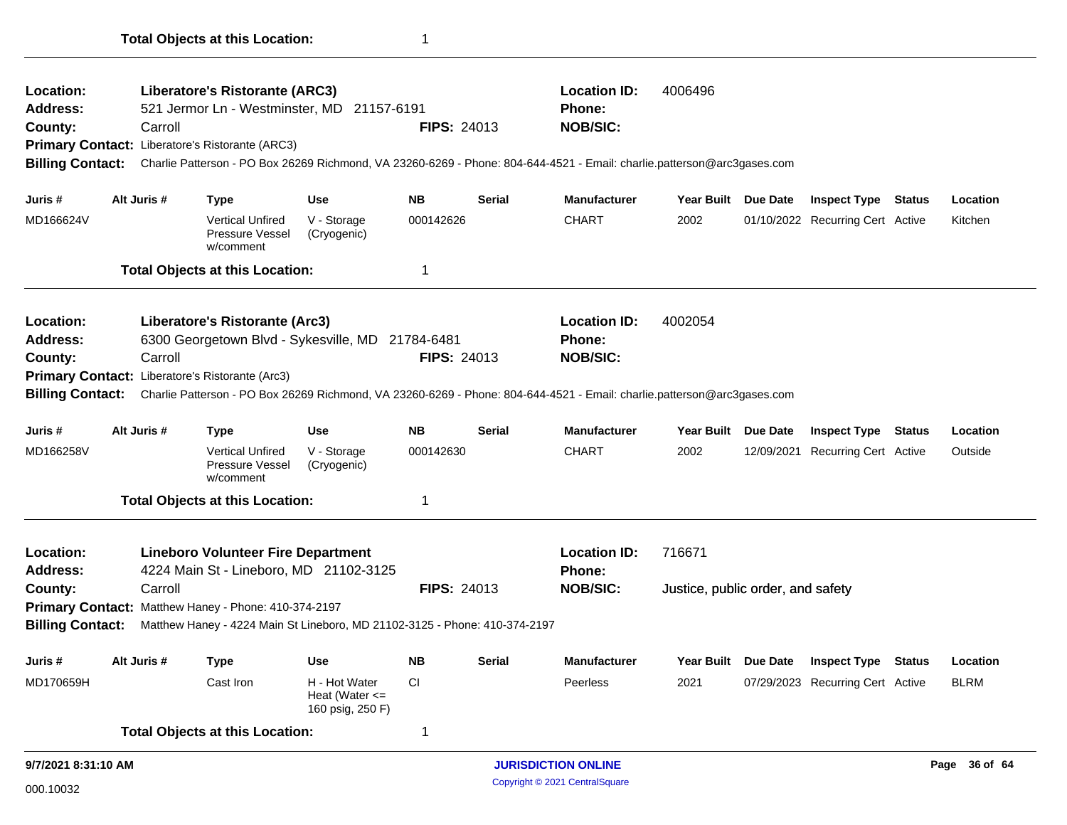**Total Objects at this Location:** 1

---

**Location:** **Liberatore's Ristorante (ARC3)**
**Location ID:** 4006496
**Address:** 521 Jermor Ln - Westminster, MD 21157-6191
**Phone:**
**County:** Carroll
**FIPS:** 24013
**NOB/SIC:**
**Primary Contact:** Liberatore's Ristorante (ARC3)
**Billing Contact:** Charlie Patterson - PO Box 26269 Richmond, VA 23260-6269 - Phone: 804-644-4521 - Email: charlie.patterson@arc3gases.com

| Juris # | Alt Juris # | Type | Use | NB | Serial | Manufacturer | Year Built | Due Date | Inspect Type | Status | Location |
|---|---|---|---|---|---|---|---|---|---|---|---|
| MD166624V | | Vertical Unfired Pressure Vessel w/comment | V - Storage (Cryogenic) | 000142626 | | CHART | 2002 | 01/10/2022 | Recurring Cert | Active | Kitchen |

**Total Objects at this Location:** 1

---

**Location:** **Liberatore's Ristorante (Arc3)**
**Location ID:** 4002054
**Address:** 6300 Georgetown Blvd - Sykesville, MD 21784-6481
**Phone:**
**County:** Carroll
**FIPS:** 24013
**NOB/SIC:**
**Primary Contact:** Liberatore's Ristorante (Arc3)
**Billing Contact:** Charlie Patterson - PO Box 26269 Richmond, VA 23260-6269 - Phone: 804-644-4521 - Email: charlie.patterson@arc3gases.com

| Juris # | Alt Juris # | Type | Use | NB | Serial | Manufacturer | Year Built | Due Date | Inspect Type | Status | Location |
|---|---|---|---|---|---|---|---|---|---|---|---|
| MD166258V | | Vertical Unfired Pressure Vessel w/comment | V - Storage (Cryogenic) | 000142630 | | CHART | 2002 | 12/09/2021 | Recurring Cert | Active | Outside |

**Total Objects at this Location:** 1

---

**Location:** **Lineboro Volunteer Fire Department**
**Location ID:** 716671
**Address:** 4224 Main St - Lineboro, MD 21102-3125
**Phone:**
**County:** Carroll
**FIPS:** 24013
**NOB/SIC:** Justice, public order, and safety
**Primary Contact:** Matthew Haney - Phone: 410-374-2197
**Billing Contact:** Matthew Haney - 4224 Main St Lineboro, MD 21102-3125 - Phone: 410-374-2197

| Juris # | Alt Juris # | Type | Use | NB | Serial | Manufacturer | Year Built | Due Date | Inspect Type | Status | Location |
|---|---|---|---|---|---|---|---|---|---|---|---|
| MD170659H | | Cast Iron | H - Hot Water Heat (Water <= 160 psig, 250 F) | CI | | Peerless | 2021 | 07/29/2023 | Recurring Cert | Active | BLRM |

**Total Objects at this Location:** 1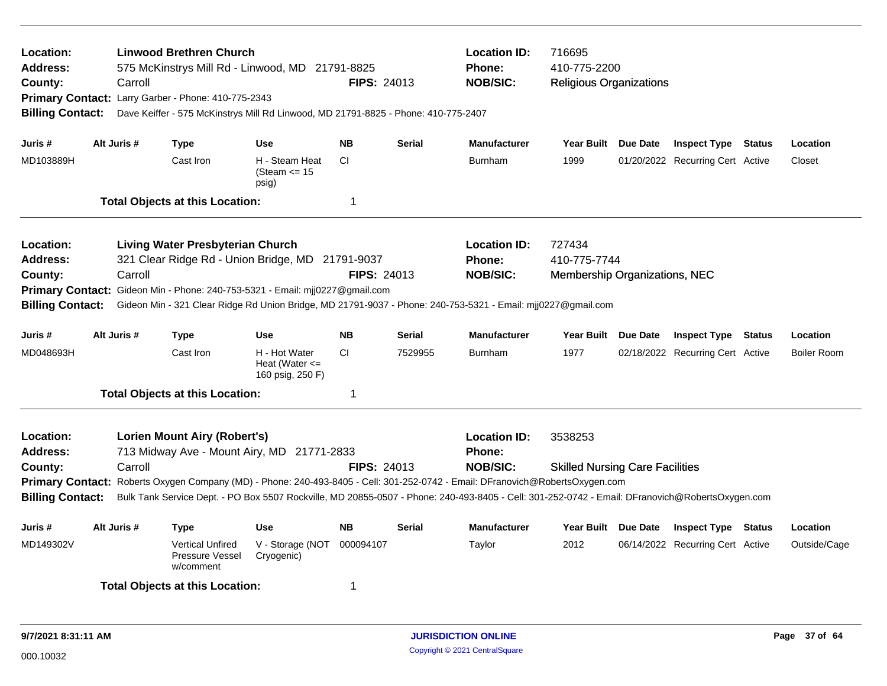**Location:** Linwood Brethren Church
**Address:** 575 McKinstrys Mill Rd - Linwood, MD 21791-8825
**County:** Carroll  **FIPS:** 24013
**Location ID:** 716695
**Phone:** 410-775-2200
**NOB/SIC:** Religious Organizations
**Primary Contact:** Larry Garber - Phone: 410-775-2343
**Billing Contact:** Dave Keiffer - 575 McKinstrys Mill Rd Linwood, MD 21791-8825 - Phone: 410-775-2407

| Juris # | Alt Juris # | Type | Use | NB | Serial | Manufacturer | Year Built | Due Date | Inspect Type | Status | Location |
|---|---|---|---|---|---|---|---|---|---|---|---|
| MD103889H | | Cast Iron | H - Steam Heat (Steam <= 15 psig) | CI | | Burnham | 1999 | 01/20/2022 | Recurring Cert | Active | Closet |

**Total Objects at this Location:** 1

---

**Location:** Living Water Presbyterian Church
**Address:** 321 Clear Ridge Rd - Union Bridge, MD 21791-9037
**County:** Carroll  **FIPS:** 24013
**Location ID:** 727434
**Phone:** 410-775-7744
**NOB/SIC:** Membership Organizations, NEC
**Primary Contact:** Gideon Min - Phone: 240-753-5321 - Email: mjj0227@gmail.com
**Billing Contact:** Gideon Min - 321 Clear Ridge Rd Union Bridge, MD 21791-9037 - Phone: 240-753-5321 - Email: mjj0227@gmail.com

| Juris # | Alt Juris # | Type | Use | NB | Serial | Manufacturer | Year Built | Due Date | Inspect Type | Status | Location |
|---|---|---|---|---|---|---|---|---|---|---|---|
| MD048693H | | Cast Iron | H - Hot Water Heat (Water <= 160 psig, 250 F) | CI | 7529955 | Burnham | 1977 | 02/18/2022 | Recurring Cert | Active | Boiler Room |

**Total Objects at this Location:** 1

---

**Location:** Lorien Mount Airy (Robert's)
**Address:** 713 Midway Ave - Mount Airy, MD 21771-2833
**County:** Carroll  **FIPS:** 24013
**Location ID:** 3538253
**Phone:**
**NOB/SIC:** Skilled Nursing Care Facilities
**Primary Contact:** Roberts Oxygen Company (MD) - Phone: 240-493-8405 - Cell: 301-252-0742 - Email: DFranovich@RobertsOxygen.com
**Billing Contact:** Bulk Tank Service Dept. - PO Box 5507 Rockville, MD 20855-0507 - Phone: 240-493-8405 - Cell: 301-252-0742 - Email: DFranovich@RobertsOxygen.com

| Juris # | Alt Juris # | Type | Use | NB | Serial | Manufacturer | Year Built | Due Date | Inspect Type | Status | Location |
|---|---|---|---|---|---|---|---|---|---|---|---|
| MD149302V | | Vertical Unfired Pressure Vessel w/comment | V - Storage (NOT Cryogenic) | 000094107 | | Taylor | 2012 | 06/14/2022 | Recurring Cert | Active | Outside/Cage |

**Total Objects at this Location:** 1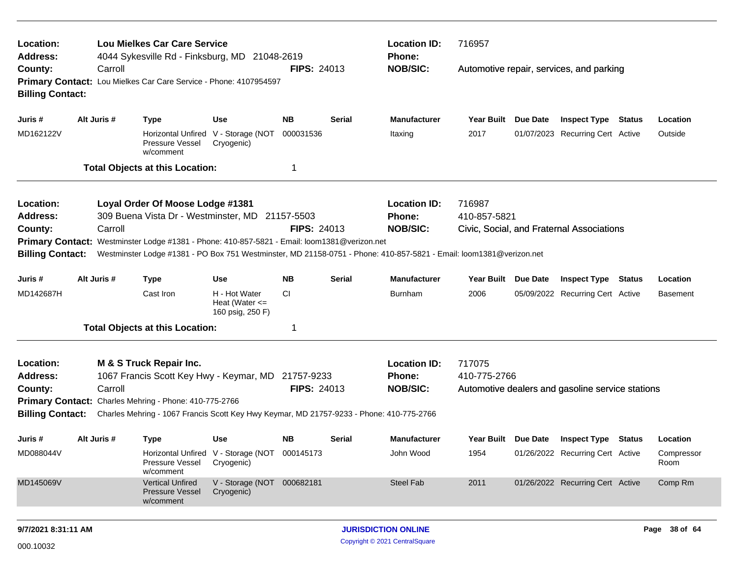**Location:** Lou Mielkes Car Care Service
**Address:** 4044 Sykesville Rd - Finksburg, MD 21048-2619
**County:** Carroll
**FIPS:** 24013
**Location ID:** 716957
**Phone:**
**NOB/SIC:** Automotive repair, services, and parking
**Primary Contact:** Lou Mielkes Car Care Service - Phone: 4107954597
**Billing Contact:**

| Juris # | Alt Juris # | Type | Use | NB | Serial | Manufacturer | Year Built | Due Date | Inspect Type | Status | Location |
|---|---|---|---|---|---|---|---|---|---|---|---|
| MD162122V | | Horizontal Unfired Pressure Vessel w/comment | V - Storage (NOT Cryogenic) | 000031536 | | Itaxing | 2017 | 01/07/2023 | Recurring Cert | Active | Outside |

**Total Objects at this Location:** 1

---

**Location:** Loyal Order Of Moose Lodge #1381
**Address:** 309 Buena Vista Dr - Westminster, MD 21157-5503
**County:** Carroll
**FIPS:** 24013
**Location ID:** 716987
**Phone:** 410-857-5821
**NOB/SIC:** Civic, Social, and Fraternal Associations
**Primary Contact:** Westminster Lodge #1381 - Phone: 410-857-5821 - Email: loom1381@verizon.net
**Billing Contact:** Westminster Lodge #1381 - PO Box 751 Westminster, MD 21158-0751 - Phone: 410-857-5821 - Email: loom1381@verizon.net

| Juris # | Alt Juris # | Type | Use | NB | Serial | Manufacturer | Year Built | Due Date | Inspect Type | Status | Location |
|---|---|---|---|---|---|---|---|---|---|---|---|
| MD142687H | | Cast Iron | H - Hot Water Heat (Water <= 160 psig, 250 F) | CI | | Burnham | 2006 | 05/09/2022 | Recurring Cert | Active | Basement |

**Total Objects at this Location:** 1

---

**Location:** M & S Truck Repair Inc.
**Address:** 1067 Francis Scott Key Hwy - Keymar, MD 21757-9233
**County:** Carroll
**FIPS:** 24013
**Location ID:** 717075
**Phone:** 410-775-2766
**NOB/SIC:** Automotive dealers and gasoline service stations
**Primary Contact:** Charles Mehring - Phone: 410-775-2766
**Billing Contact:** Charles Mehring - 1067 Francis Scott Key Hwy Keymar, MD 21757-9233 - Phone: 410-775-2766

| Juris # | Alt Juris # | Type | Use | NB | Serial | Manufacturer | Year Built | Due Date | Inspect Type | Status | Location |
|---|---|---|---|---|---|---|---|---|---|---|---|
| MD088044V | | Horizontal Unfired Pressure Vessel w/comment | V - Storage (NOT Cryogenic) | 000145173 | | John Wood | 1954 | 01/26/2022 | Recurring Cert | Active | Compressor Room |
| MD145069V | | Vertical Unfired Pressure Vessel w/comment | V - Storage (NOT Cryogenic) | 000682181 | | Steel Fab | 2011 | 01/26/2022 | Recurring Cert | Active | Comp Rm |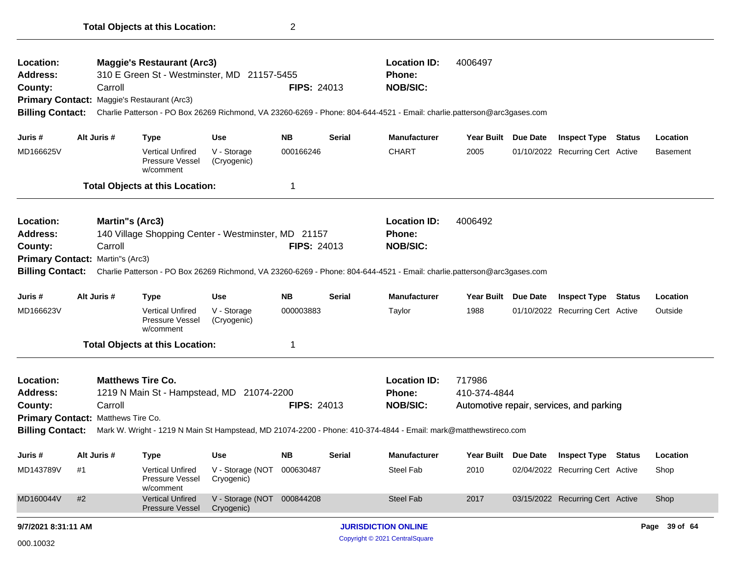**Total Objects at this Location:** 2

---

**Location:** Maggie's Restaurant (Arc3)
**Location ID:** 4006497
**Address:** 310 E Green St - Westminster, MD 21157-5455
**Phone:**
**County:** Carroll
**FIPS:** 24013
**NOB/SIC:**
**Primary Contact:** Maggie's Restaurant (Arc3)
**Billing Contact:** Charlie Patterson - PO Box 26269 Richmond, VA 23260-6269 - Phone: 804-644-4521 - Email: charlie.patterson@arc3gases.com

| Juris # | Alt Juris # | Type | Use | NB | Serial | Manufacturer | Year Built | Due Date | Inspect Type | Status | Location |
|---|---|---|---|---|---|---|---|---|---|---|---|
| MD166625V | | Vertical Unfired Pressure Vessel w/comment | V - Storage (Cryogenic) | 000166246 | | CHART | 2005 | 01/10/2022 | Recurring Cert | Active | Basement |

**Total Objects at this Location:** 1

---

**Location:** Martin"s (Arc3)
**Location ID:** 4006492
**Address:** 140 Village Shopping Center - Westminster, MD 21157
**Phone:**
**County:** Carroll
**FIPS:** 24013
**NOB/SIC:**
**Primary Contact:** Martin"s (Arc3)
**Billing Contact:** Charlie Patterson - PO Box 26269 Richmond, VA 23260-6269 - Phone: 804-644-4521 - Email: charlie.patterson@arc3gases.com

| Juris # | Alt Juris # | Type | Use | NB | Serial | Manufacturer | Year Built | Due Date | Inspect Type | Status | Location |
|---|---|---|---|---|---|---|---|---|---|---|---|
| MD166623V | | Vertical Unfired Pressure Vessel w/comment | V - Storage (Cryogenic) | 000003883 | | Taylor | 1988 | 01/10/2022 | Recurring Cert | Active | Outside |

**Total Objects at this Location:** 1

---

**Location:** Matthews Tire Co.
**Location ID:** 717986
**Address:** 1219 N Main St - Hampstead, MD 21074-2200
**Phone:** 410-374-4844
**County:** Carroll
**FIPS:** 24013
**NOB/SIC:** Automotive repair, services, and parking
**Primary Contact:** Matthews Tire Co.
**Billing Contact:** Mark W. Wright - 1219 N Main St Hampstead, MD 21074-2200 - Phone: 410-374-4844 - Email: mark@matthewstireco.com

| Juris # | Alt Juris # | Type | Use | NB | Serial | Manufacturer | Year Built | Due Date | Inspect Type | Status | Location |
|---|---|---|---|---|---|---|---|---|---|---|---|
| MD143789V | #1 | Vertical Unfired Pressure Vessel w/comment | V - Storage (NOT Cryogenic) | 000630487 | | Steel Fab | 2010 | 02/04/2022 | Recurring Cert | Active | Shop |
| MD160044V | #2 | Vertical Unfired Pressure Vessel | V - Storage (NOT Cryogenic) | 000844208 | | Steel Fab | 2017 | 03/15/2022 | Recurring Cert | Active | Shop |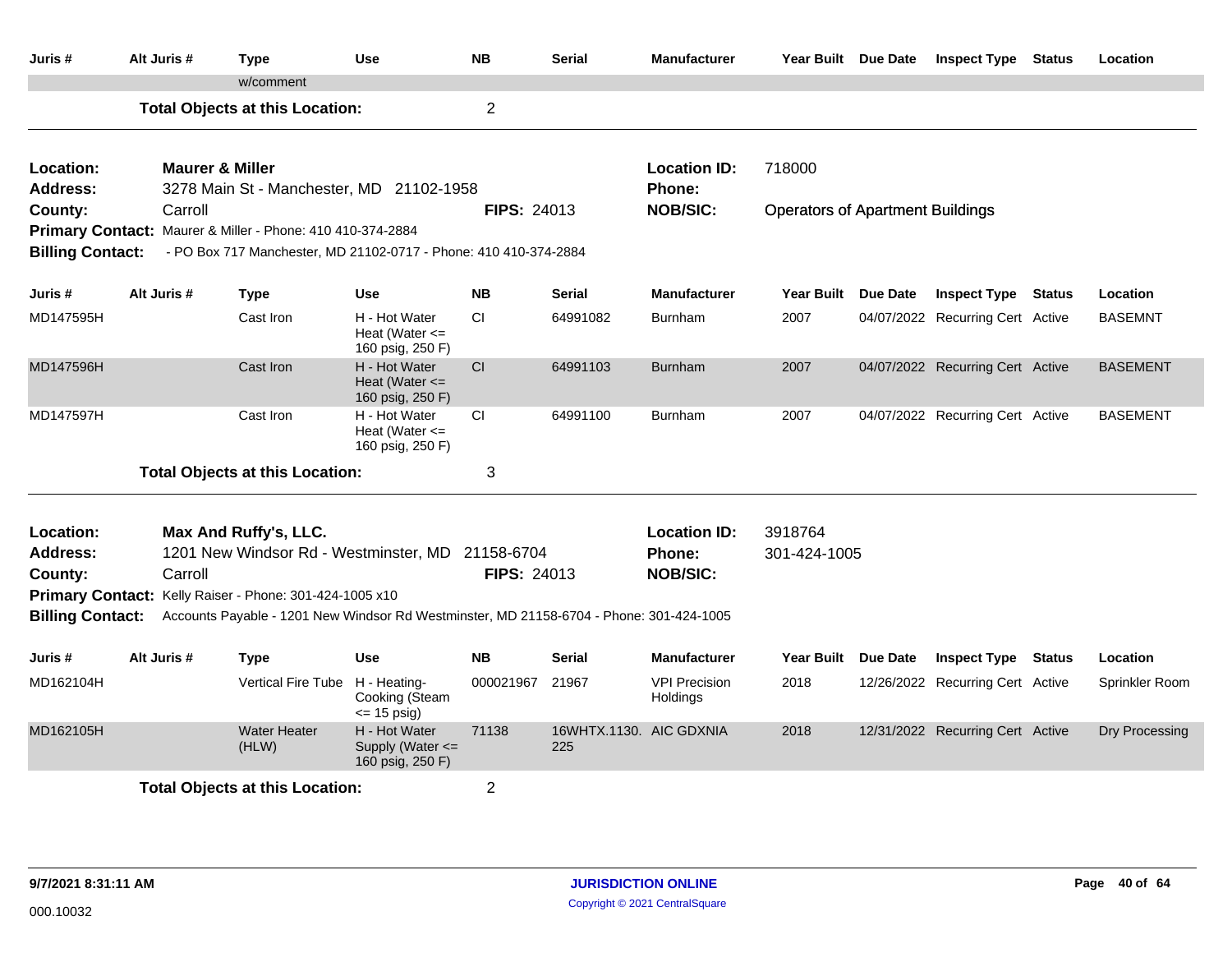| Juris # | Alt Juris # | Type | Use | NB | Serial | Manufacturer | Year Built | Due Date | Inspect Type | Status | Location |
|---|---|---|---|---|---|---|---|---|---|---|---|
| | | w/comment | | | | | | | | | |

**Total Objects at this Location:** 2

---

**Location:** Maurer & Miller
**Address:** 3278 Main St - Manchester, MD 21102-1958
**County:** Carroll
**FIPS:** 24013
**Location ID:** 718000
**Phone:**
**NOB/SIC:** Operators of Apartment Buildings
**Primary Contact:** Maurer & Miller - Phone: 410 410-374-2884
**Billing Contact:** - PO Box 717 Manchester, MD 21102-0717 - Phone: 410 410-374-2884

| Juris # | Alt Juris # | Type | Use | NB | Serial | Manufacturer | Year Built | Due Date | Inspect Type | Status | Location |
|---|---|---|---|---|---|---|---|---|---|---|---|
| MD147595H | | Cast Iron | H - Hot Water Heat (Water <= 160 psig, 250 F) | CI | 64991082 | Burnham | 2007 | 04/07/2022 | Recurring Cert | Active | BASEMNT |
| MD147596H | | Cast Iron | H - Hot Water Heat (Water <= 160 psig, 250 F) | CI | 64991103 | Burnham | 2007 | 04/07/2022 | Recurring Cert | Active | BASEMENT |
| MD147597H | | Cast Iron | H - Hot Water Heat (Water <= 160 psig, 250 F) | CI | 64991100 | Burnham | 2007 | 04/07/2022 | Recurring Cert | Active | BASEMENT |

**Total Objects at this Location:** 3

---

**Location:** Max And Ruffy's, LLC.
**Address:** 1201 New Windsor Rd - Westminster, MD 21158-6704
**County:** Carroll
**FIPS:** 24013
**Location ID:** 3918764
**Phone:** 301-424-1005
**NOB/SIC:**
**Primary Contact:** Kelly Raiser - Phone: 301-424-1005 x10
**Billing Contact:** Accounts Payable - 1201 New Windsor Rd Westminster, MD 21158-6704 - Phone: 301-424-1005

| Juris # | Alt Juris # | Type | Use | NB | Serial | Manufacturer | Year Built | Due Date | Inspect Type | Status | Location |
|---|---|---|---|---|---|---|---|---|---|---|---|
| MD162104H | | Vertical Fire Tube | H - Heating-Cooking (Steam <= 15 psig) | 000021967 | 21967 | VPI Precision Holdings | 2018 | 12/26/2022 | Recurring Cert | Active | Sprinkler Room |
| MD162105H | | Water Heater (HLW) | H - Hot Water Supply (Water <= 160 psig, 250 F) | 71138 | 16WHTX.1130.225 | AIC GDXNIA | 2018 | 12/31/2022 | Recurring Cert | Active | Dry Processing |

**Total Objects at this Location:** 2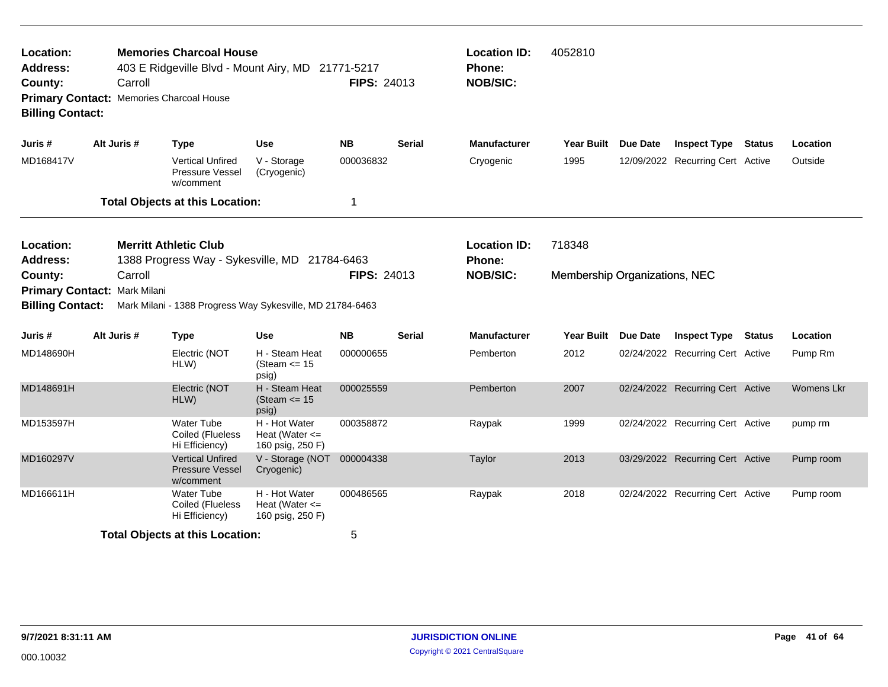**Location:** Memories Charcoal House
**Address:** 403 E Ridgeville Blvd - Mount Airy, MD 21771-5217
**County:** Carroll  **FIPS:** 24013
**Primary Contact:** Memories Charcoal House
**Billing Contact:**

**Location ID:** 4052810
**Phone:**
**NOB/SIC:**

| Juris # | Alt Juris # | Type | Use | NB | Serial | Manufacturer | Year Built | Due Date | Inspect Type | Status | Location |
|---|---|---|---|---|---|---|---|---|---|---|---|
| MD168417V | | Vertical Unfired Pressure Vessel w/comment | V - Storage (Cryogenic) | 000036832 | | Cryogenic | 1995 | 12/09/2022 | Recurring Cert | Active | Outside |

**Total Objects at this Location:** 1

---

**Location:** Merritt Athletic Club
**Address:** 1388 Progress Way - Sykesville, MD 21784-6463
**County:** Carroll  **FIPS:** 24013
**Primary Contact:** Mark Milani
**Billing Contact:** Mark Milani - 1388 Progress Way Sykesville, MD 21784-6463

**Location ID:** 718348
**Phone:**
**NOB/SIC:** Membership Organizations, NEC

| Juris # | Alt Juris # | Type | Use | NB | Serial | Manufacturer | Year Built | Due Date | Inspect Type | Status | Location |
|---|---|---|---|---|---|---|---|---|---|---|---|
| MD148690H | | Electric (NOT HLW) | H - Steam Heat (Steam <= 15 psig) | 000000655 | | Pemberton | 2012 | 02/24/2022 | Recurring Cert | Active | Pump Rm |
| MD148691H | | Electric (NOT HLW) | H - Steam Heat (Steam <= 15 psig) | 000025559 | | Pemberton | 2007 | 02/24/2022 | Recurring Cert | Active | Womens Lkr |
| MD153597H | | Water Tube Coiled (Flueless Hi Efficiency) | H - Hot Water Heat (Water <= 160 psig, 250 F) | 000358872 | | Raypak | 1999 | 02/24/2022 | Recurring Cert | Active | pump rm |
| MD160297V | | Vertical Unfired Pressure Vessel w/comment | V - Storage (NOT Cryogenic) | 000004338 | | Taylor | 2013 | 03/29/2022 | Recurring Cert | Active | Pump room |
| MD166611H | | Water Tube Coiled (Flueless Hi Efficiency) | H - Hot Water Heat (Water <= 160 psig, 250 F) | 000486565 | | Raypak | 2018 | 02/24/2022 | Recurring Cert | Active | Pump room |

**Total Objects at this Location:** 5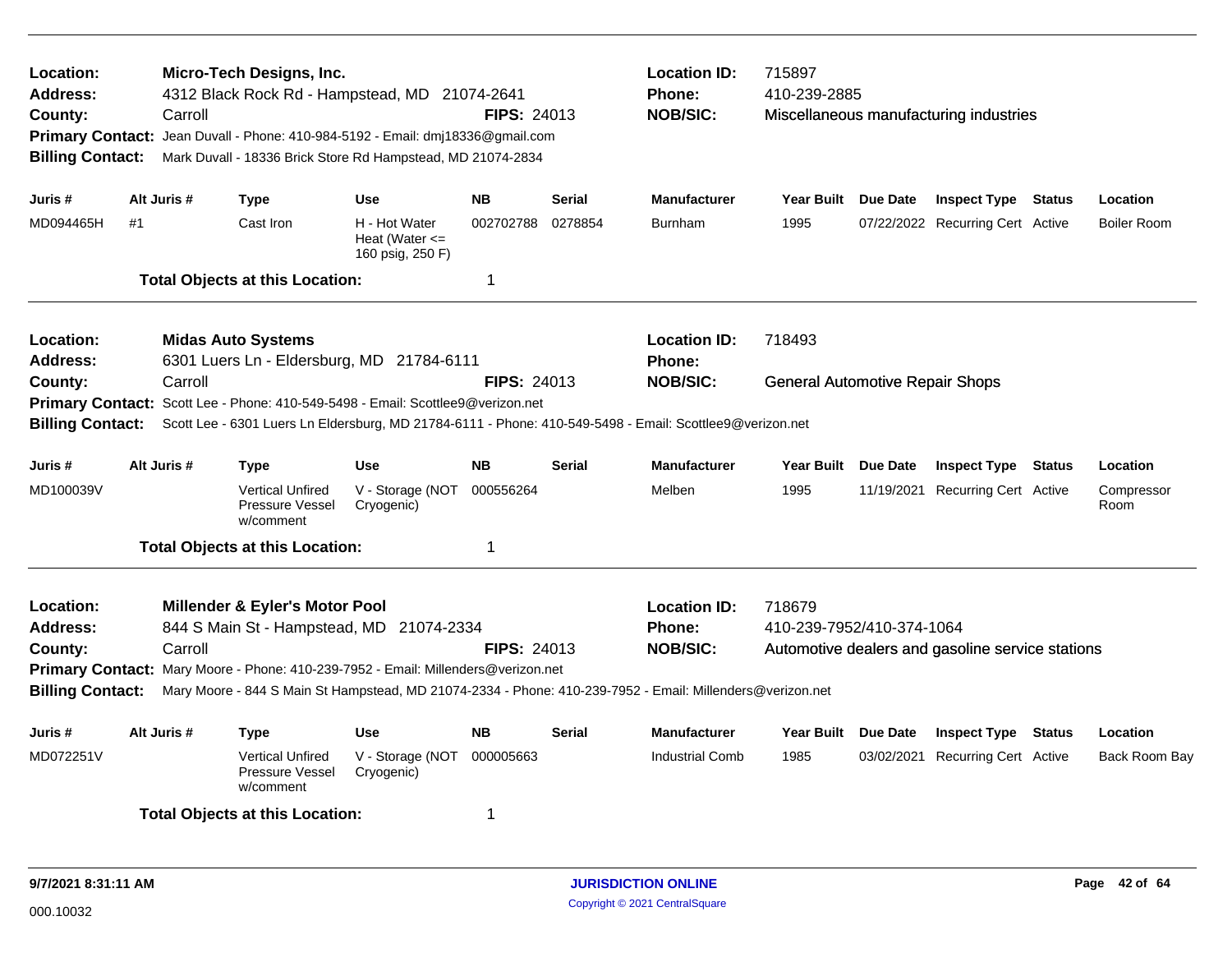**Location:** Micro-Tech Designs, Inc.
**Address:** 4312 Black Rock Rd - Hampstead, MD 21074-2641
**County:** Carroll
**FIPS:** 24013
**Location ID:** 715897
**Phone:** 410-239-2885
**NOB/SIC:** Miscellaneous manufacturing industries
**Primary Contact:** Jean Duvall - Phone: 410-984-5192 - Email: dmj18336@gmail.com
**Billing Contact:** Mark Duvall - 18336 Brick Store Rd Hampstead, MD 21074-2834

| Juris # | Alt Juris # | Type | Use | NB | Serial | Manufacturer | Year Built | Due Date | Inspect Type | Status | Location |
|---|---|---|---|---|---|---|---|---|---|---|---|
| MD094465H | #1 | Cast Iron | H - Hot Water Heat (Water <= 160 psig, 250 F) | 002702788 | 0278854 | Burnham | 1995 | 07/22/2022 | Recurring Cert | Active | Boiler Room |

**Total Objects at this Location:** 1

---

**Location:** Midas Auto Systems
**Address:** 6301 Luers Ln - Eldersburg, MD 21784-6111
**County:** Carroll
**FIPS:** 24013
**Location ID:** 718493
**Phone:**
**NOB/SIC:** General Automotive Repair Shops
**Primary Contact:** Scott Lee - Phone: 410-549-5498 - Email: Scottlee9@verizon.net
**Billing Contact:** Scott Lee - 6301 Luers Ln Eldersburg, MD 21784-6111 - Phone: 410-549-5498 - Email: Scottlee9@verizon.net

| Juris # | Alt Juris # | Type | Use | NB | Serial | Manufacturer | Year Built | Due Date | Inspect Type | Status | Location |
|---|---|---|---|---|---|---|---|---|---|---|---|
| MD100039V | | Vertical Unfired Pressure Vessel w/comment | V - Storage (NOT Cryogenic) | 000556264 | | Melben | 1995 | 11/19/2021 | Recurring Cert | Active | Compressor Room |

**Total Objects at this Location:** 1

---

**Location:** Millender & Eyler's Motor Pool
**Address:** 844 S Main St - Hampstead, MD 21074-2334
**County:** Carroll
**FIPS:** 24013
**Location ID:** 718679
**Phone:** 410-239-7952/410-374-1064
**NOB/SIC:** Automotive dealers and gasoline service stations
**Primary Contact:** Mary Moore - Phone: 410-239-7952 - Email: Millenders@verizon.net
**Billing Contact:** Mary Moore - 844 S Main St Hampstead, MD 21074-2334 - Phone: 410-239-7952 - Email: Millenders@verizon.net

| Juris # | Alt Juris # | Type | Use | NB | Serial | Manufacturer | Year Built | Due Date | Inspect Type | Status | Location |
|---|---|---|---|---|---|---|---|---|---|---|---|
| MD072251V | | Vertical Unfired Pressure Vessel w/comment | V - Storage (NOT Cryogenic) | 000005663 | | Industrial Comb | 1985 | 03/02/2021 | Recurring Cert | Active | Back Room Bay |

**Total Objects at this Location:** 1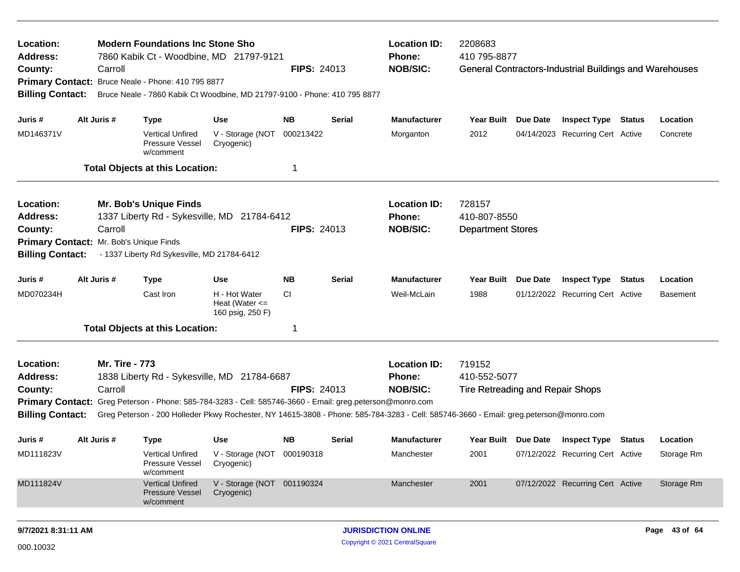**Location:** Modern Foundations Inc Stone Sho
**Address:** 7860 Kabik Ct - Woodbine, MD 21797-9121
**County:** Carroll
**FIPS:** 24013
**Location ID:** 2208683
**Phone:** 410 795-8877
**NOB/SIC:** General Contractors-Industrial Buildings and Warehouses
**Primary Contact:** Bruce Neale - Phone: 410 795 8877
**Billing Contact:** Bruce Neale - 7860 Kabik Ct Woodbine, MD 21797-9100 - Phone: 410 795 8877

| Juris # | Alt Juris # | Type | Use | NB | Serial | Manufacturer | Year Built | Due Date | Inspect Type | Status | Location |
|---|---|---|---|---|---|---|---|---|---|---|---|
| MD146371V | | Vertical Unfired Pressure Vessel w/comment | V - Storage (NOT Cryogenic) | 000213422 | | Morganton | 2012 | 04/14/2023 | Recurring Cert | Active | Concrete |

**Total Objects at this Location:** 1

---

**Location:** Mr. Bob's Unique Finds
**Address:** 1337 Liberty Rd - Sykesville, MD 21784-6412
**County:** Carroll
**FIPS:** 24013
**Location ID:** 728157
**Phone:** 410-807-8550
**NOB/SIC:** Department Stores
**Primary Contact:** Mr. Bob's Unique Finds
**Billing Contact:** - 1337 Liberty Rd Sykesville, MD 21784-6412

| Juris # | Alt Juris # | Type | Use | NB | Serial | Manufacturer | Year Built | Due Date | Inspect Type | Status | Location |
|---|---|---|---|---|---|---|---|---|---|---|---|
| MD070234H | | Cast Iron | H - Hot Water Heat (Water <= 160 psig, 250 F) | CI | | Weil-McLain | 1988 | 01/12/2022 | Recurring Cert | Active | Basement |

**Total Objects at this Location:** 1

---

**Location:** Mr. Tire - 773
**Address:** 1838 Liberty Rd - Sykesville, MD 21784-6687
**County:** Carroll
**FIPS:** 24013
**Location ID:** 719152
**Phone:** 410-552-5077
**NOB/SIC:** Tire Retreading and Repair Shops
**Primary Contact:** Greg Peterson - Phone: 585-784-3283 - Cell: 585746-3660 - Email: greg.peterson@monro.com
**Billing Contact:** Greg Peterson - 200 Holleder Pkwy Rochester, NY 14615-3808 - Phone: 585-784-3283 - Cell: 585746-3660 - Email: greg.peterson@monro.com

| Juris # | Alt Juris # | Type | Use | NB | Serial | Manufacturer | Year Built | Due Date | Inspect Type | Status | Location |
|---|---|---|---|---|---|---|---|---|---|---|---|
| MD111823V | | Vertical Unfired Pressure Vessel w/comment | V - Storage (NOT Cryogenic) | 000190318 | | Manchester | 2001 | 07/12/2022 | Recurring Cert | Active | Storage Rm |
| MD111824V | | Vertical Unfired Pressure Vessel w/comment | V - Storage (NOT Cryogenic) | 001190324 | | Manchester | 2001 | 07/12/2022 | Recurring Cert | Active | Storage Rm |

9/7/2021 8:31:11 AM

000.10032

JURISDICTION ONLINE
Copyright © 2021 CentralSquare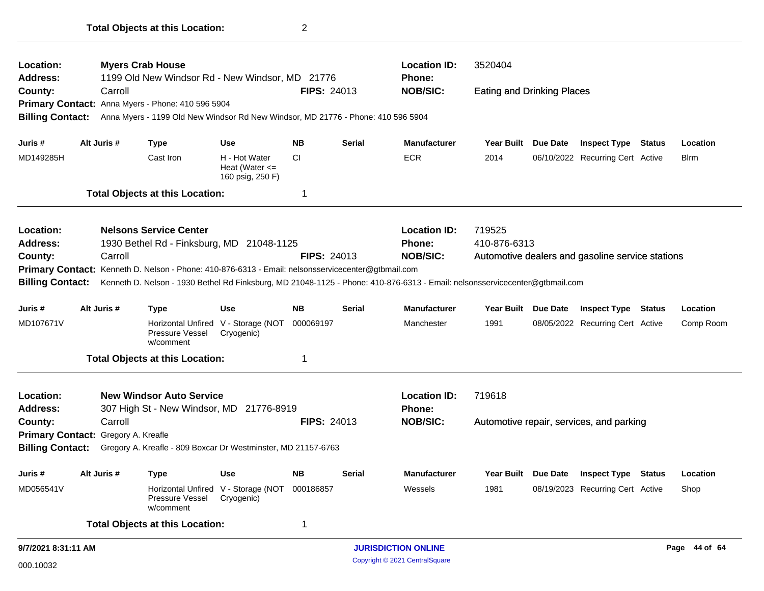**Total Objects at this Location:** 2

---

**Location:** **Myers Crab House**
**Address:** 1199 Old New Windsor Rd - New Windsor, MD 21776
**County:** Carroll
**FIPS:** 24013
**Location ID:** 3520404
**Phone:**
**NOB/SIC:** Eating and Drinking Places
**Primary Contact:** Anna Myers - Phone: 410 596 5904
**Billing Contact:** Anna Myers - 1199 Old New Windsor Rd New Windsor, MD 21776 - Phone: 410 596 5904

| Juris # | Alt Juris # | Type | Use | NB | Serial | Manufacturer | Year Built | Due Date | Inspect Type | Status | Location |
|---|---|---|---|---|---|---|---|---|---|---|---|
| MD149285H | | Cast Iron | H - Hot Water Heat (Water <= 160 psig, 250 F) | CI | | ECR | 2014 | 06/10/2022 | Recurring Cert | Active | Blrm |

**Total Objects at this Location:** 1

---

**Location:** **Nelsons Service Center**
**Address:** 1930 Bethel Rd - Finksburg, MD 21048-1125
**County:** Carroll
**FIPS:** 24013
**Location ID:** 719525
**Phone:** 410-876-6313
**NOB/SIC:** Automotive dealers and gasoline service stations
**Primary Contact:** Kenneth D. Nelson - Phone: 410-876-6313 - Email: nelsonsservicecenter@gtbmail.com
**Billing Contact:** Kenneth D. Nelson - 1930 Bethel Rd Finksburg, MD 21048-1125 - Phone: 410-876-6313 - Email: nelsonsservicecenter@gtbmail.com

| Juris # | Alt Juris # | Type | Use | NB | Serial | Manufacturer | Year Built | Due Date | Inspect Type | Status | Location |
|---|---|---|---|---|---|---|---|---|---|---|---|
| MD107671V | | Horizontal Unfired Pressure Vessel w/comment | V - Storage (NOT Cryogenic) | 000069197 | | Manchester | 1991 | 08/05/2022 | Recurring Cert | Active | Comp Room |

**Total Objects at this Location:** 1

---

**Location:** **New Windsor Auto Service**
**Address:** 307 High St - New Windsor, MD 21776-8919
**County:** Carroll
**FIPS:** 24013
**Location ID:** 719618
**Phone:**
**NOB/SIC:** Automotive repair, services, and parking
**Primary Contact:** Gregory A. Kreafle
**Billing Contact:** Gregory A. Kreafle - 809 Boxcar Dr Westminster, MD 21157-6763

| Juris # | Alt Juris # | Type | Use | NB | Serial | Manufacturer | Year Built | Due Date | Inspect Type | Status | Location |
|---|---|---|---|---|---|---|---|---|---|---|---|
| MD056541V | | Horizontal Unfired Pressure Vessel w/comment | V - Storage (NOT Cryogenic) | 000186857 | | Wessels | 1981 | 08/19/2023 | Recurring Cert | Active | Shop |

**Total Objects at this Location:** 1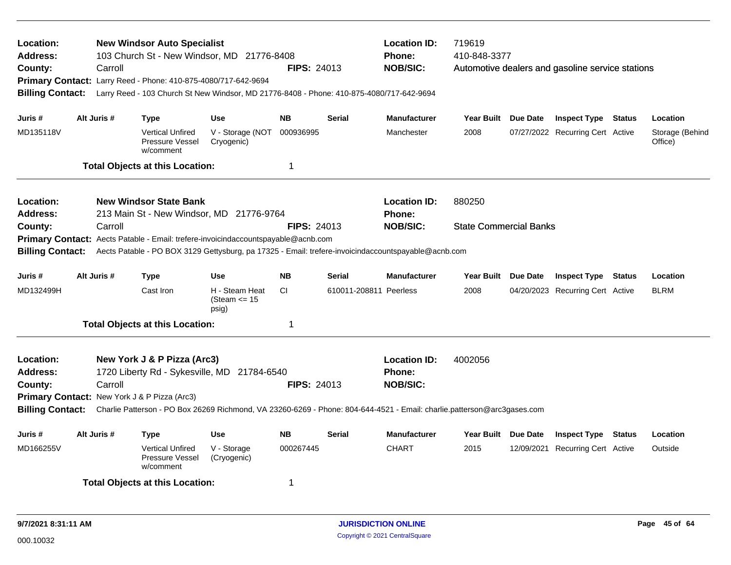**Location:** **New Windsor Auto Specialist**
**Address:** 103 Church St - New Windsor, MD 21776-8408
**County:** Carroll **FIPS:** 24013
**Location ID:** 719619
**Phone:** 410-848-3377
**NOB/SIC:** Automotive dealers and gasoline service stations
**Primary Contact:** Larry Reed - Phone: 410-875-4080/717-642-9694
**Billing Contact:** Larry Reed - 103 Church St New Windsor, MD 21776-8408 - Phone: 410-875-4080/717-642-9694

| Juris # | Alt Juris # | Type | Use | NB | Serial | Manufacturer | Year Built | Due Date | Inspect Type | Status | Location |
|---|---|---|---|---|---|---|---|---|---|---|---|
| MD135118V | | Vertical Unfired Pressure Vessel w/comment | V - Storage (NOT Cryogenic) | 000936995 | | Manchester | 2008 | 07/27/2022 | Recurring Cert | Active | Storage (Behind Office) |

**Total Objects at this Location:** 1

---

**Location:** **New Windsor State Bank**
**Address:** 213 Main St - New Windsor, MD 21776-9764
**County:** Carroll **FIPS:** 24013
**Location ID:** 880250
**Phone:**
**NOB/SIC:** State Commercial Banks
**Primary Contact:** Aects Patable - Email: trefere-invoicindaccountspayable@acnb.com
**Billing Contact:** Aects Patable - PO BOX 3129 Gettysburg, pa 17325 - Email: trefere-invoicindaccountspayable@acnb.com

| Juris # | Alt Juris # | Type | Use | NB | Serial | Manufacturer | Year Built | Due Date | Inspect Type | Status | Location |
|---|---|---|---|---|---|---|---|---|---|---|---|
| MD132499H | | Cast Iron | H - Steam Heat (Steam <= 15 psig) | CI | 610011-208811 | Peerless | 2008 | 04/20/2023 | Recurring Cert | Active | BLRM |

**Total Objects at this Location:** 1

---

**Location:** **New York J & P Pizza (Arc3)**
**Address:** 1720 Liberty Rd - Sykesville, MD 21784-6540
**County:** Carroll **FIPS:** 24013
**Location ID:** 4002056
**Phone:**
**NOB/SIC:**
**Primary Contact:** New York J & P Pizza (Arc3)
**Billing Contact:** Charlie Patterson - PO Box 26269 Richmond, VA 23260-6269 - Phone: 804-644-4521 - Email: charlie.patterson@arc3gases.com

| Juris # | Alt Juris # | Type | Use | NB | Serial | Manufacturer | Year Built | Due Date | Inspect Type | Status | Location |
|---|---|---|---|---|---|---|---|---|---|---|---|
| MD166255V | | Vertical Unfired Pressure Vessel w/comment | V - Storage (Cryogenic) | 000267445 | | CHART | 2015 | 12/09/2021 | Recurring Cert | Active | Outside |

**Total Objects at this Location:** 1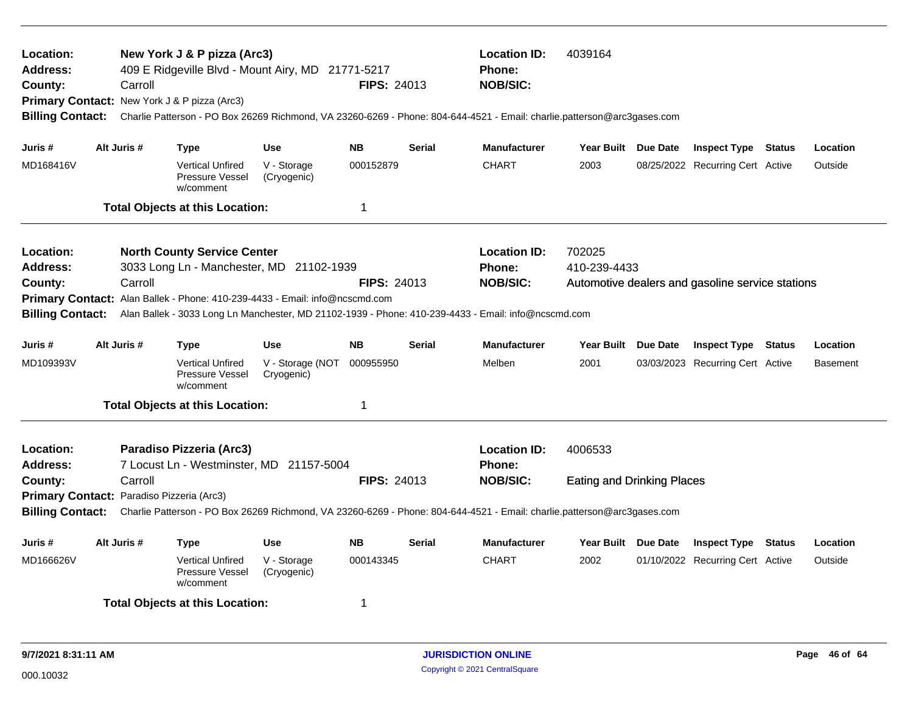**Location:** New York J & P pizza (Arc3)
**Location ID:** 4039164
**Address:** 409 E Ridgeville Blvd - Mount Airy, MD 21771-5217
**Phone:**
**County:** Carroll
**FIPS:** 24013
**NOB/SIC:**
**Primary Contact:** New York J & P pizza (Arc3)
**Billing Contact:** Charlie Patterson - PO Box 26269 Richmond, VA 23260-6269 - Phone: 804-644-4521 - Email: charlie.patterson@arc3gases.com

| Juris # | Alt Juris # | Type | Use | NB | Serial | Manufacturer | Year Built | Due Date | Inspect Type | Status | Location |
|---|---|---|---|---|---|---|---|---|---|---|---|
| MD168416V | | Vertical Unfired Pressure Vessel w/comment | V - Storage (Cryogenic) | 000152879 | | CHART | 2003 | 08/25/2022 | Recurring Cert | Active | Outside |

**Total Objects at this Location:** 1

---

**Location:** North County Service Center
**Location ID:** 702025
**Address:** 3033 Long Ln - Manchester, MD 21102-1939
**Phone:** 410-239-4433
**County:** Carroll
**FIPS:** 24013
**NOB/SIC:** Automotive dealers and gasoline service stations
**Primary Contact:** Alan Ballek - Phone: 410-239-4433 - Email: info@ncscmd.com
**Billing Contact:** Alan Ballek - 3033 Long Ln Manchester, MD 21102-1939 - Phone: 410-239-4433 - Email: info@ncscmd.com

| Juris # | Alt Juris # | Type | Use | NB | Serial | Manufacturer | Year Built | Due Date | Inspect Type | Status | Location |
|---|---|---|---|---|---|---|---|---|---|---|---|
| MD109393V | | Vertical Unfired Pressure Vessel w/comment | V - Storage (NOT Cryogenic) | 000955950 | | Melben | 2001 | 03/03/2023 | Recurring Cert | Active | Basement |

**Total Objects at this Location:** 1

---

**Location:** Paradiso Pizzeria (Arc3)
**Location ID:** 4006533
**Address:** 7 Locust Ln - Westminster, MD 21157-5004
**Phone:**
**County:** Carroll
**FIPS:** 24013
**NOB/SIC:** Eating and Drinking Places
**Primary Contact:** Paradiso Pizzeria (Arc3)
**Billing Contact:** Charlie Patterson - PO Box 26269 Richmond, VA 23260-6269 - Phone: 804-644-4521 - Email: charlie.patterson@arc3gases.com

| Juris # | Alt Juris # | Type | Use | NB | Serial | Manufacturer | Year Built | Due Date | Inspect Type | Status | Location |
|---|---|---|---|---|---|---|---|---|---|---|---|
| MD166626V | | Vertical Unfired Pressure Vessel w/comment | V - Storage (Cryogenic) | 000143345 | | CHART | 2002 | 01/10/2022 | Recurring Cert | Active | Outside |

**Total Objects at this Location:** 1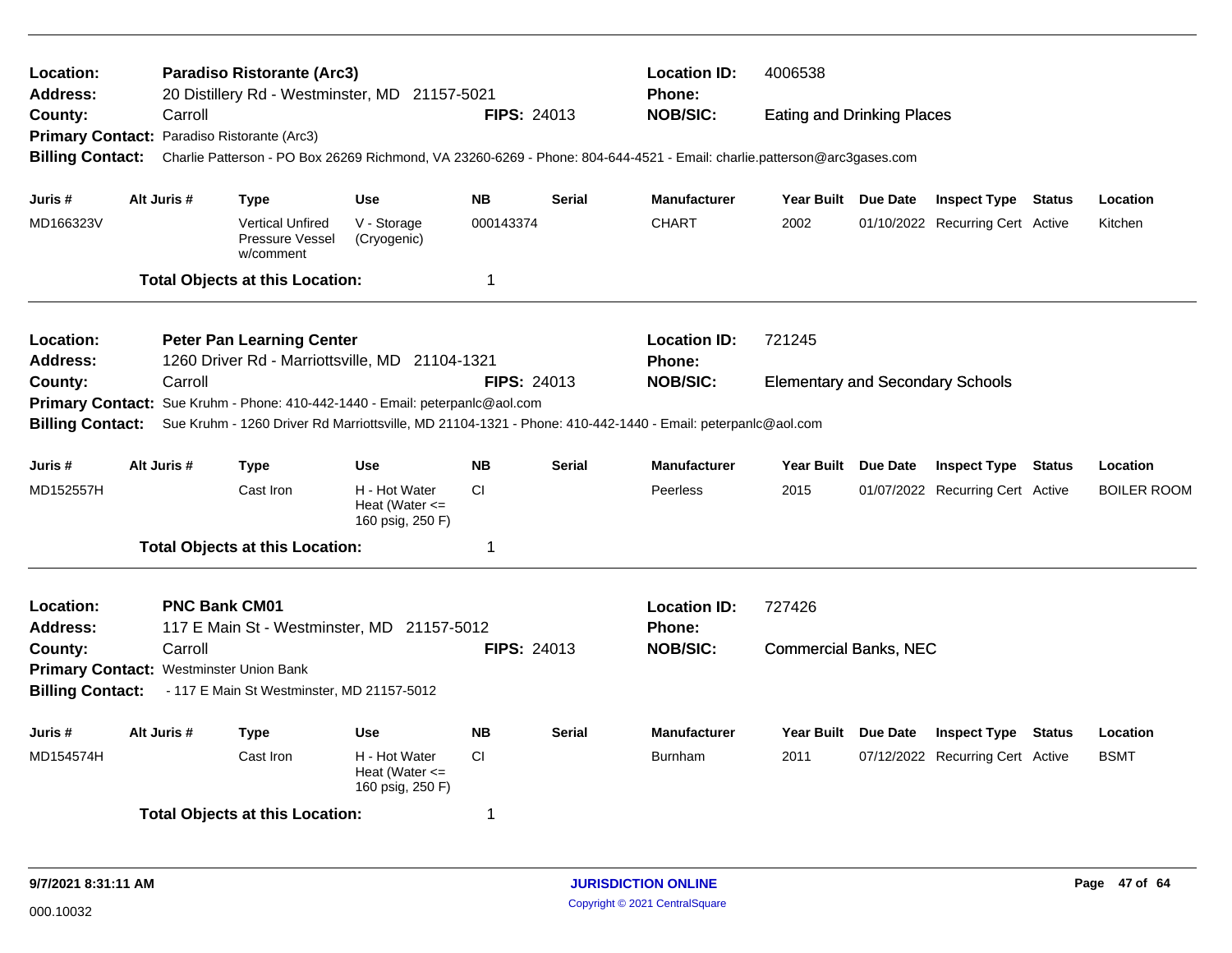**Location:** **Paradiso Ristorante (Arc3)**
**Address:** 20 Distillery Rd - Westminster, MD 21157-5021
**County:** Carroll
**FIPS:** 24013
**Location ID:** 4006538
**Phone:**
**NOB/SIC:** Eating and Drinking Places
**Primary Contact:** Paradiso Ristorante (Arc3)
**Billing Contact:** Charlie Patterson - PO Box 26269 Richmond, VA 23260-6269 - Phone: 804-644-4521 - Email: charlie.patterson@arc3gases.com

| Juris # | Alt Juris # | Type | Use | NB | Serial | Manufacturer | Year Built | Due Date | Inspect Type | Status | Location |
|---|---|---|---|---|---|---|---|---|---|---|---|
| MD166323V | | Vertical Unfired Pressure Vessel w/comment | V - Storage (Cryogenic) | 000143374 | | CHART | 2002 | 01/10/2022 | Recurring Cert | Active | Kitchen |

**Total Objects at this Location:** 1

---

**Location:** **Peter Pan Learning Center**
**Address:** 1260 Driver Rd - Marriottsville, MD 21104-1321
**County:** Carroll
**FIPS:** 24013
**Location ID:** 721245
**Phone:**
**NOB/SIC:** Elementary and Secondary Schools
**Primary Contact:** Sue Kruhm - Phone: 410-442-1440 - Email: peterpanlc@aol.com
**Billing Contact:** Sue Kruhm - 1260 Driver Rd Marriottsville, MD 21104-1321 - Phone: 410-442-1440 - Email: peterpanlc@aol.com

| Juris # | Alt Juris # | Type | Use | NB | Serial | Manufacturer | Year Built | Due Date | Inspect Type | Status | Location |
|---|---|---|---|---|---|---|---|---|---|---|---|
| MD152557H | | Cast Iron | H - Hot Water Heat (Water <= 160 psig, 250 F) | CI | | Peerless | 2015 | 01/07/2022 | Recurring Cert | Active | BOILER ROOM |

**Total Objects at this Location:** 1

---

**Location:** **PNC Bank CM01**
**Address:** 117 E Main St - Westminster, MD 21157-5012
**County:** Carroll
**FIPS:** 24013
**Location ID:** 727426
**Phone:**
**NOB/SIC:** Commercial Banks, NEC
**Primary Contact:** Westminster Union Bank
**Billing Contact:** - 117 E Main St Westminster, MD 21157-5012

| Juris # | Alt Juris # | Type | Use | NB | Serial | Manufacturer | Year Built | Due Date | Inspect Type | Status | Location |
|---|---|---|---|---|---|---|---|---|---|---|---|
| MD154574H | | Cast Iron | H - Hot Water Heat (Water <= 160 psig, 250 F) | CI | | Burnham | 2011 | 07/12/2022 | Recurring Cert | Active | BSMT |

**Total Objects at this Location:** 1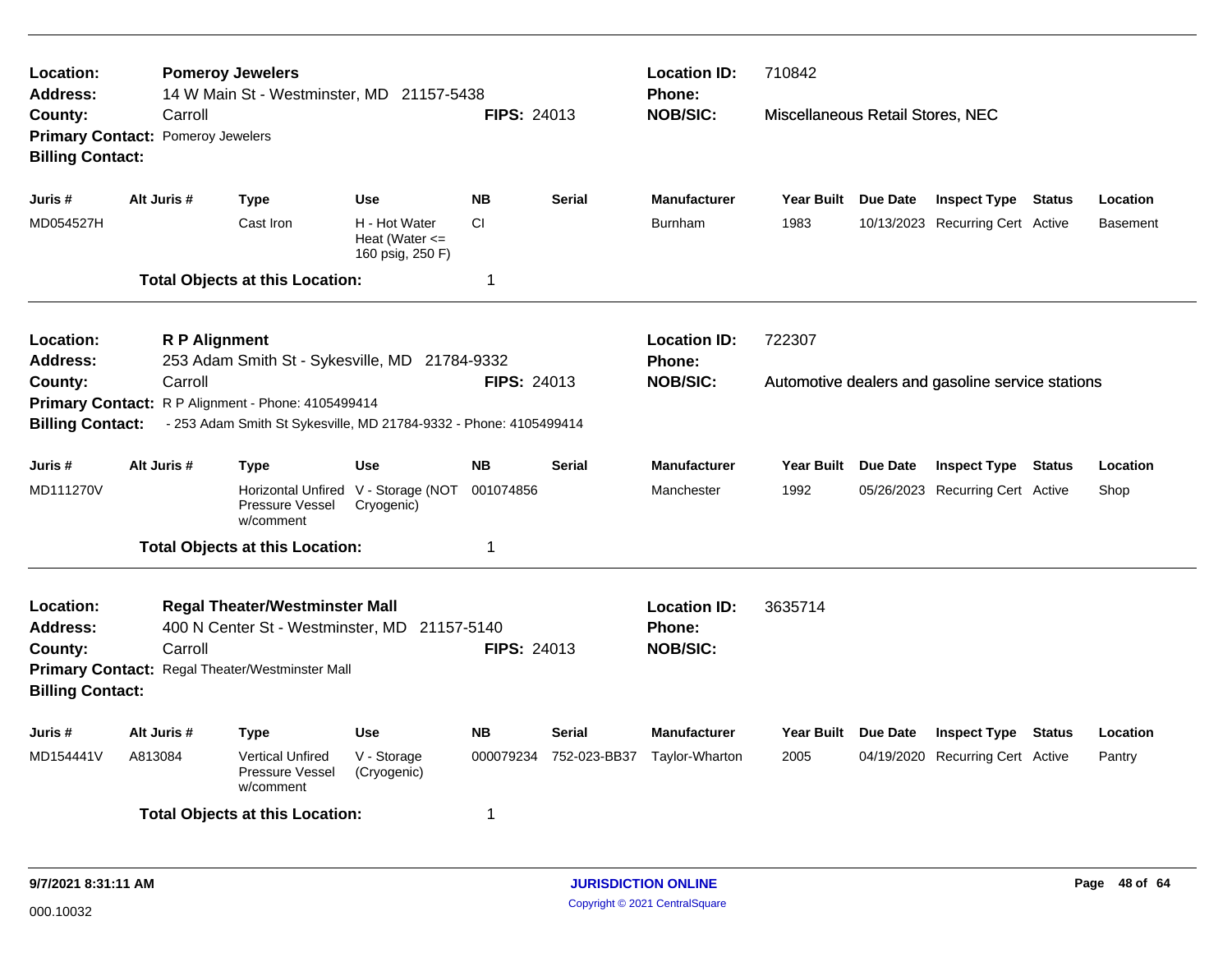**Location:** **Pomeroy Jewelers**
**Address:** 14 W Main St - Westminster, MD 21157-5438
**County:** Carroll **FIPS:** 24013
**Primary Contact:** Pomeroy Jewelers
**Billing Contact:**

**Location ID:** 710842
**Phone:**
**NOB/SIC:** Miscellaneous Retail Stores, NEC

| Juris # | Alt Juris # | Type | Use | NB | Serial | Manufacturer | Year Built | Due Date | Inspect Type | Status | Location |
|---|---|---|---|---|---|---|---|---|---|---|---|
| MD054527H | | Cast Iron | H - Hot Water Heat (Water <= 160 psig, 250 F) | CI | | Burnham | 1983 | 10/13/2023 | Recurring Cert | Active | Basement |

**Total Objects at this Location:** 1

---

**Location:** **R P Alignment**
**Address:** 253 Adam Smith St - Sykesville, MD 21784-9332
**County:** Carroll **FIPS:** 24013
**Primary Contact:** R P Alignment - Phone: 4105499414
**Billing Contact:** - 253 Adam Smith St Sykesville, MD 21784-9332 - Phone: 4105499414

**Location ID:** 722307
**Phone:**
**NOB/SIC:** Automotive dealers and gasoline service stations

| Juris # | Alt Juris # | Type | Use | NB | Serial | Manufacturer | Year Built | Due Date | Inspect Type | Status | Location |
|---|---|---|---|---|---|---|---|---|---|---|---|
| MD111270V | | Horizontal Unfired Pressure Vessel w/comment | V - Storage (NOT Cryogenic) | 001074856 | | Manchester | 1992 | 05/26/2023 | Recurring Cert | Active | Shop |

**Total Objects at this Location:** 1

---

**Location:** **Regal Theater/Westminster Mall**
**Address:** 400 N Center St - Westminster, MD 21157-5140
**County:** Carroll **FIPS:** 24013
**Primary Contact:** Regal Theater/Westminster Mall
**Billing Contact:**

**Location ID:** 3635714
**Phone:**
**NOB/SIC:**

| Juris # | Alt Juris # | Type | Use | NB | Serial | Manufacturer | Year Built | Due Date | Inspect Type | Status | Location |
|---|---|---|---|---|---|---|---|---|---|---|---|
| MD154441V | A813084 | Vertical Unfired Pressure Vessel w/comment | V - Storage (Cryogenic) | 000079234 | 752-023-BB37 | Taylor-Wharton | 2005 | 04/19/2020 | Recurring Cert | Active | Pantry |

**Total Objects at this Location:** 1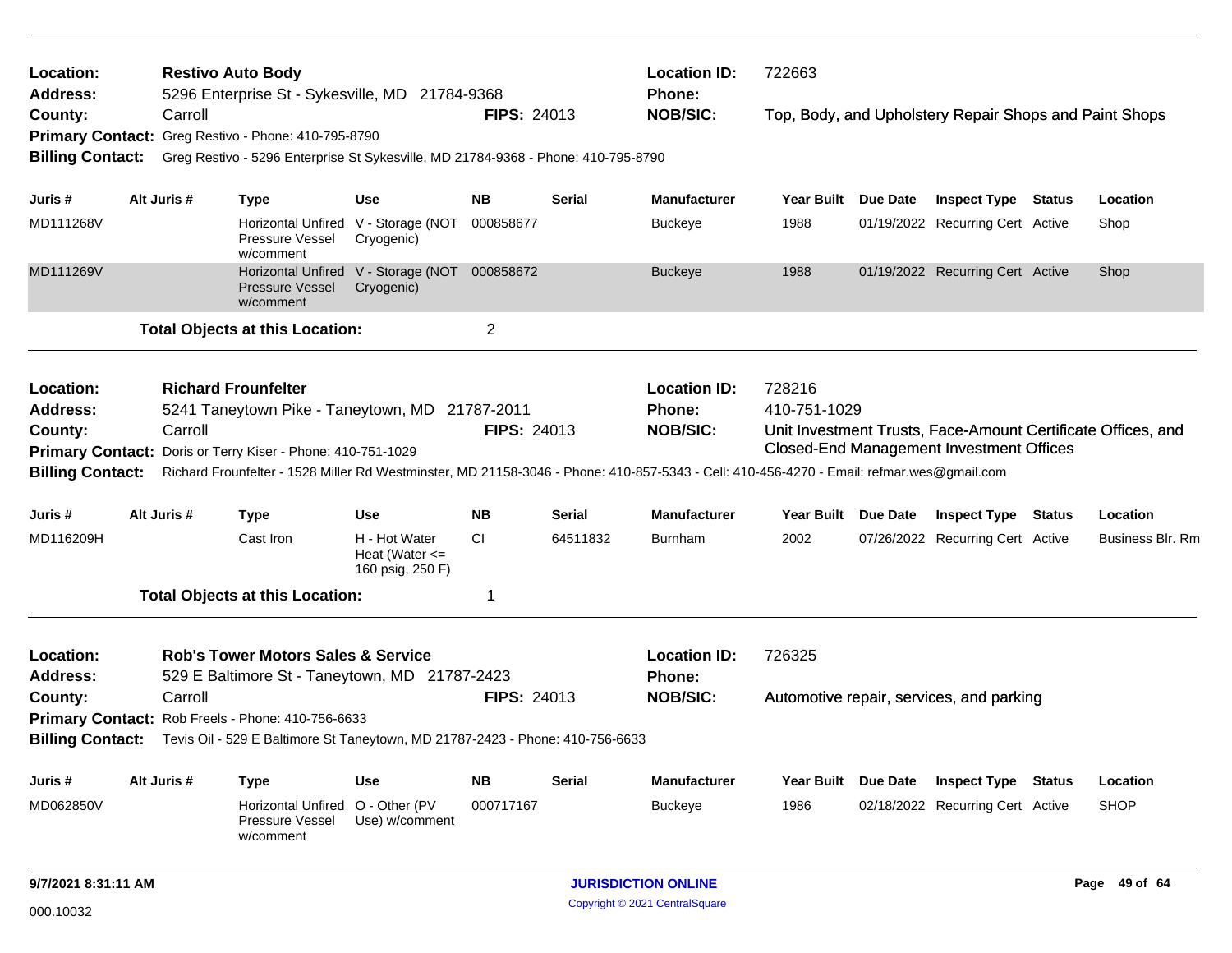**Location:** Restivo Auto Body
**Address:** 5296 Enterprise St - Sykesville, MD 21784-9368
**County:** Carroll **FIPS:** 24013
**Location ID:** 722663
**Phone:**
**NOB/SIC:** Top, Body, and Upholstery Repair Shops and Paint Shops
**Primary Contact:** Greg Restivo - Phone: 410-795-8790
**Billing Contact:** Greg Restivo - 5296 Enterprise St Sykesville, MD 21784-9368 - Phone: 410-795-8790

| Juris # | Alt Juris # | Type | Use | NB | Serial | Manufacturer | Year Built | Due Date | Inspect Type | Status | Location |
|---|---|---|---|---|---|---|---|---|---|---|---|
| MD111268V | | Horizontal Unfired Pressure Vessel w/comment | V - Storage (NOT Cryogenic) | 000858677 | | Buckeye | 1988 | 01/19/2022 | Recurring Cert | Active | Shop |
| MD111269V | | Horizontal Unfired Pressure Vessel w/comment | V - Storage (NOT Cryogenic) | 000858672 | | Buckeye | 1988 | 01/19/2022 | Recurring Cert | Active | Shop |

**Total Objects at this Location:** 2

**Location:** Richard Frounfelter
**Address:** 5241 Taneytown Pike - Taneytown, MD 21787-2011
**County:** Carroll **FIPS:** 24013
**Location ID:** 728216
**Phone:** 410-751-1029
**NOB/SIC:** Unit Investment Trusts, Face-Amount Certificate Offices, and Closed-End Management Investment Offices
**Primary Contact:** Doris or Terry Kiser - Phone: 410-751-1029
**Billing Contact:** Richard Frounfelter - 1528 Miller Rd Westminster, MD 21158-3046 - Phone: 410-857-5343 - Cell: 410-456-4270 - Email: refmar.wes@gmail.com

| Juris # | Alt Juris # | Type | Use | NB | Serial | Manufacturer | Year Built | Due Date | Inspect Type | Status | Location |
|---|---|---|---|---|---|---|---|---|---|---|---|
| MD116209H | | Cast Iron | H - Hot Water Heat (Water <= 160 psig, 250 F) | CI | 64511832 | Burnham | 2002 | 07/26/2022 | Recurring Cert | Active | Business Blr. Rm |

**Total Objects at this Location:** 1

**Location:** Rob's Tower Motors Sales & Service
**Address:** 529 E Baltimore St - Taneytown, MD 21787-2423
**County:** Carroll **FIPS:** 24013
**Location ID:** 726325
**Phone:**
**NOB/SIC:** Automotive repair, services, and parking
**Primary Contact:** Rob Freels - Phone: 410-756-6633
**Billing Contact:** Tevis Oil - 529 E Baltimore St Taneytown, MD 21787-2423 - Phone: 410-756-6633

| Juris # | Alt Juris # | Type | Use | NB | Serial | Manufacturer | Year Built | Due Date | Inspect Type | Status | Location |
|---|---|---|---|---|---|---|---|---|---|---|---|
| MD062850V | | Horizontal Unfired Pressure Vessel w/comment | O - Other (PV Use) w/comment | 000717167 | | Buckeye | 1986 | 02/18/2022 | Recurring Cert | Active | SHOP |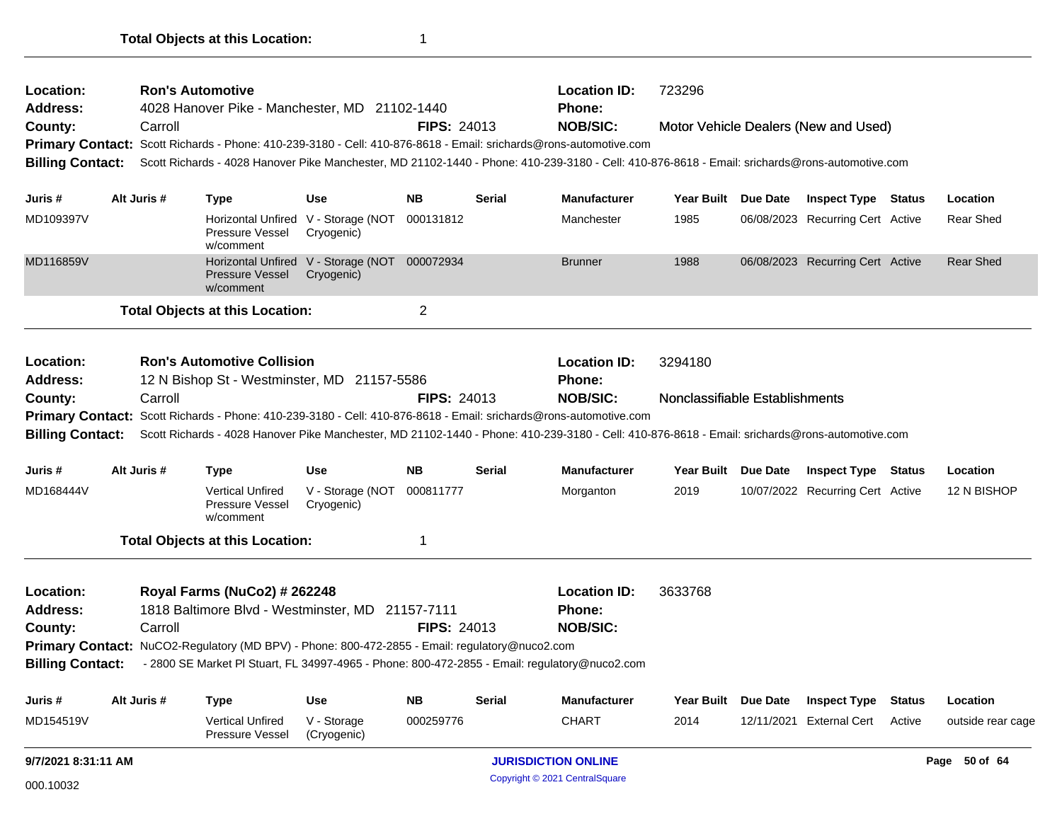**Total Objects at this Location:** 1

---

**Location:** Ron's Automotive
**Address:** 4028 Hanover Pike - Manchester, MD 21102-1440
**County:** Carroll
**FIPS:** 24013
**Location ID:** 723296
**Phone:**
**NOB/SIC:** Motor Vehicle Dealers (New and Used)
**Primary Contact:** Scott Richards - Phone: 410-239-3180 - Cell: 410-876-8618 - Email: srichards@rons-automotive.com
**Billing Contact:** Scott Richards - 4028 Hanover Pike Manchester, MD 21102-1440 - Phone: 410-239-3180 - Cell: 410-876-8618 - Email: srichards@rons-automotive.com

| Juris # | Alt Juris # | Type | Use | NB | Serial | Manufacturer | Year Built | Due Date | Inspect Type | Status | Location |
|---|---|---|---|---|---|---|---|---|---|---|---|
| MD109397V | | Horizontal Unfired Pressure Vessel w/comment | V - Storage (NOT Cryogenic) | 000131812 | | Manchester | 1985 | 06/08/2023 | Recurring Cert | Active | Rear Shed |
| MD116859V | | Horizontal Unfired Pressure Vessel w/comment | V - Storage (NOT Cryogenic) | 000072934 | | Brunner | 1988 | 06/08/2023 | Recurring Cert | Active | Rear Shed |

**Total Objects at this Location:** 2

---

**Location:** Ron's Automotive Collision
**Address:** 12 N Bishop St - Westminster, MD 21157-5586
**County:** Carroll
**FIPS:** 24013
**Location ID:** 3294180
**Phone:**
**NOB/SIC:** Nonclassifiable Establishments
**Primary Contact:** Scott Richards - Phone: 410-239-3180 - Cell: 410-876-8618 - Email: srichards@rons-automotive.com
**Billing Contact:** Scott Richards - 4028 Hanover Pike Manchester, MD 21102-1440 - Phone: 410-239-3180 - Cell: 410-876-8618 - Email: srichards@rons-automotive.com

| Juris # | Alt Juris # | Type | Use | NB | Serial | Manufacturer | Year Built | Due Date | Inspect Type | Status | Location |
|---|---|---|---|---|---|---|---|---|---|---|---|
| MD168444V | | Vertical Unfired Pressure Vessel w/comment | V - Storage (NOT Cryogenic) | 000811777 | | Morganton | 2019 | 10/07/2022 | Recurring Cert | Active | 12 N BISHOP |

**Total Objects at this Location:** 1

---

**Location:** Royal Farms (NuCo2) # 262248
**Address:** 1818 Baltimore Blvd - Westminster, MD 21157-7111
**County:** Carroll
**FIPS:** 24013
**Location ID:** 3633768
**Phone:**
**NOB/SIC:**
**Primary Contact:** NuCO2-Regulatory (MD BPV) - Phone: 800-472-2855 - Email: regulatory@nuco2.com
**Billing Contact:** - 2800 SE Market Pl Stuart, FL 34997-4965 - Phone: 800-472-2855 - Email: regulatory@nuco2.com

| Juris # | Alt Juris # | Type | Use | NB | Serial | Manufacturer | Year Built | Due Date | Inspect Type | Status | Location |
|---|---|---|---|---|---|---|---|---|---|---|---|
| MD154519V | | Vertical Unfired Pressure Vessel | V - Storage (Cryogenic) | 000259776 | | CHART | 2014 | 12/11/2021 | External Cert | Active | outside rear cage |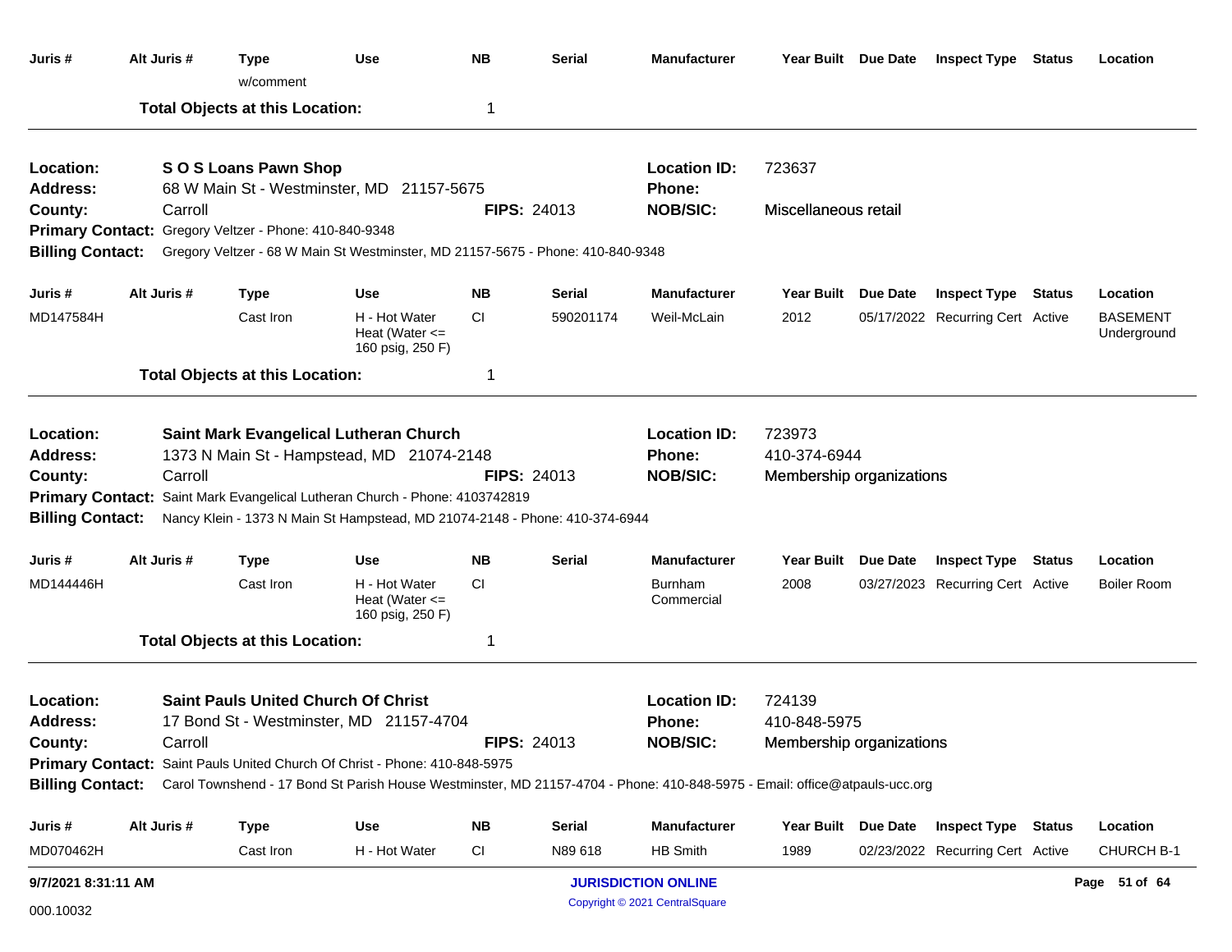| Juris # | Alt Juris # | Type | Use | NB | Serial | Manufacturer | Year Built | Due Date | Inspect Type | Status | Location |
|---|---|---|---|---|---|---|---|---|---|---|---|
| | | w/comment | | | | | | | | | |

**Total Objects at this Location:** 1

---

**Location:** S O S Loans Pawn Shop
**Location ID:** 723637
**Address:** 68 W Main St - Westminster, MD 21157-5675
**Phone:**
**County:** Carroll
**FIPS:** 24013
**NOB/SIC:** Miscellaneous retail
**Primary Contact:** Gregory Veltzer - Phone: 410-840-9348
**Billing Contact:** Gregory Veltzer - 68 W Main St Westminster, MD 21157-5675 - Phone: 410-840-9348

| Juris # | Alt Juris # | Type | Use | NB | Serial | Manufacturer | Year Built | Due Date | Inspect Type | Status | Location |
|---|---|---|---|---|---|---|---|---|---|---|---|
| MD147584H | | Cast Iron | H - Hot Water Heat (Water <= 160 psig, 250 F) | CI | 590201174 | Weil-McLain | 2012 | 05/17/2022 | Recurring Cert | Active | BASEMENT Underground |

**Total Objects at this Location:** 1

---

**Location:** Saint Mark Evangelical Lutheran Church
**Location ID:** 723973
**Address:** 1373 N Main St - Hampstead, MD 21074-2148
**Phone:** 410-374-6944
**County:** Carroll
**FIPS:** 24013
**NOB/SIC:** Membership organizations
**Primary Contact:** Saint Mark Evangelical Lutheran Church - Phone: 4103742819
**Billing Contact:** Nancy Klein - 1373 N Main St Hampstead, MD 21074-2148 - Phone: 410-374-6944

| Juris # | Alt Juris # | Type | Use | NB | Serial | Manufacturer | Year Built | Due Date | Inspect Type | Status | Location |
|---|---|---|---|---|---|---|---|---|---|---|---|
| MD144446H | | Cast Iron | H - Hot Water Heat (Water <= 160 psig, 250 F) | CI | | Burnham Commercial | 2008 | 03/27/2023 | Recurring Cert | Active | Boiler Room |

**Total Objects at this Location:** 1

---

**Location:** Saint Pauls United Church Of Christ
**Location ID:** 724139
**Address:** 17 Bond St - Westminster, MD 21157-4704
**Phone:** 410-848-5975
**County:** Carroll
**FIPS:** 24013
**NOB/SIC:** Membership organizations
**Primary Contact:** Saint Pauls United Church Of Christ - Phone: 410-848-5975
**Billing Contact:** Carol Townshend - 17 Bond St Parish House Westminster, MD 21157-4704 - Phone: 410-848-5975 - Email: office@atpauls-ucc.org

| Juris # | Alt Juris # | Type | Use | NB | Serial | Manufacturer | Year Built | Due Date | Inspect Type | Status | Location |
|---|---|---|---|---|---|---|---|---|---|---|---|
| MD070462H | | Cast Iron | H - Hot Water | CI | N89 618 | HB Smith | 1989 | 02/23/2022 | Recurring Cert | Active | CHURCH B-1 |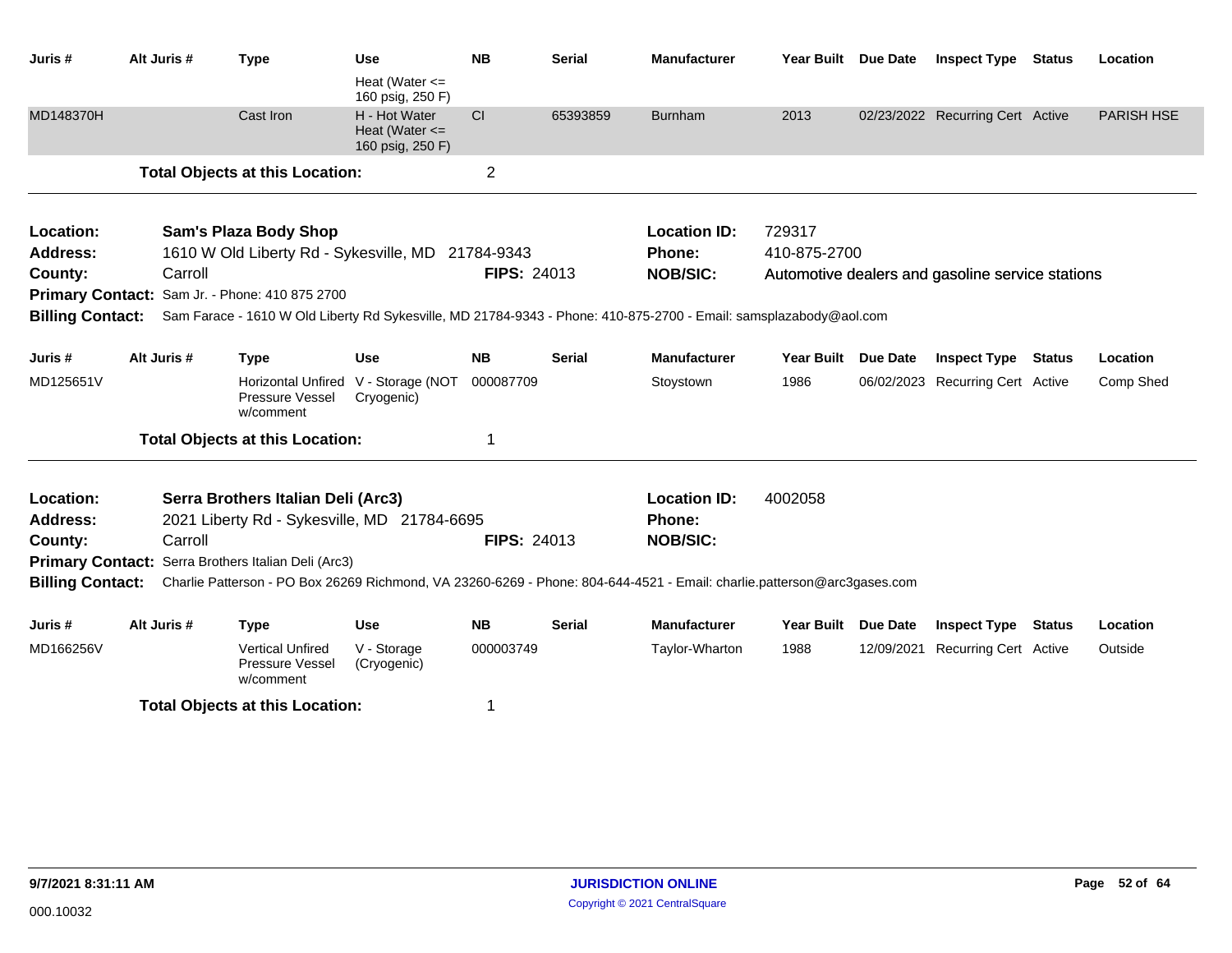| Juris # | Alt Juris # | Type | Use | NB | Serial | Manufacturer | Year Built | Due Date | Inspect Type | Status | Location |
|---|---|---|---|---|---|---|---|---|---|---|---|
| | | | Heat (Water <= 160 psig, 250 F) | | | | | | | | |
| MD148370H | | Cast Iron | H - Hot Water Heat (Water <= 160 psig, 250 F) | CI | 65393859 | Burnham | 2013 | 02/23/2022 | Recurring Cert | Active | PARISH HSE |

**Total Objects at this Location:** 2

---

**Location:** Sam's Plaza Body Shop
**Address:** 1610 W Old Liberty Rd - Sykesville, MD 21784-9343
**County:** Carroll
**FIPS:** 24013
**Location ID:** 729317
**Phone:** 410-875-2700
**NOB/SIC:** Automotive dealers and gasoline service stations
**Primary Contact:** Sam Jr. - Phone: 410 875 2700
**Billing Contact:** Sam Farace - 1610 W Old Liberty Rd Sykesville, MD 21784-9343 - Phone: 410-875-2700 - Email: samsplazabody@aol.com

| Juris # | Alt Juris # | Type | Use | NB | Serial | Manufacturer | Year Built | Due Date | Inspect Type | Status | Location |
|---|---|---|---|---|---|---|---|---|---|---|---|
| MD125651V | | Horizontal Unfired Pressure Vessel w/comment | V - Storage (NOT Cryogenic) | 000087709 | | Stoystown | 1986 | 06/02/2023 | Recurring Cert | Active | Comp Shed |

**Total Objects at this Location:** 1

---

**Location:** Serra Brothers Italian Deli (Arc3)
**Address:** 2021 Liberty Rd - Sykesville, MD 21784-6695
**County:** Carroll
**FIPS:** 24013
**Location ID:** 4002058
**Phone:**
**NOB/SIC:**
**Primary Contact:** Serra Brothers Italian Deli (Arc3)
**Billing Contact:** Charlie Patterson - PO Box 26269 Richmond, VA 23260-6269 - Phone: 804-644-4521 - Email: charlie.patterson@arc3gases.com

| Juris # | Alt Juris # | Type | Use | NB | Serial | Manufacturer | Year Built | Due Date | Inspect Type | Status | Location |
|---|---|---|---|---|---|---|---|---|---|---|---|
| MD166256V | | Vertical Unfired Pressure Vessel w/comment | V - Storage (Cryogenic) | 000003749 | | Taylor-Wharton | 1988 | 12/09/2021 | Recurring Cert | Active | Outside |

**Total Objects at this Location:** 1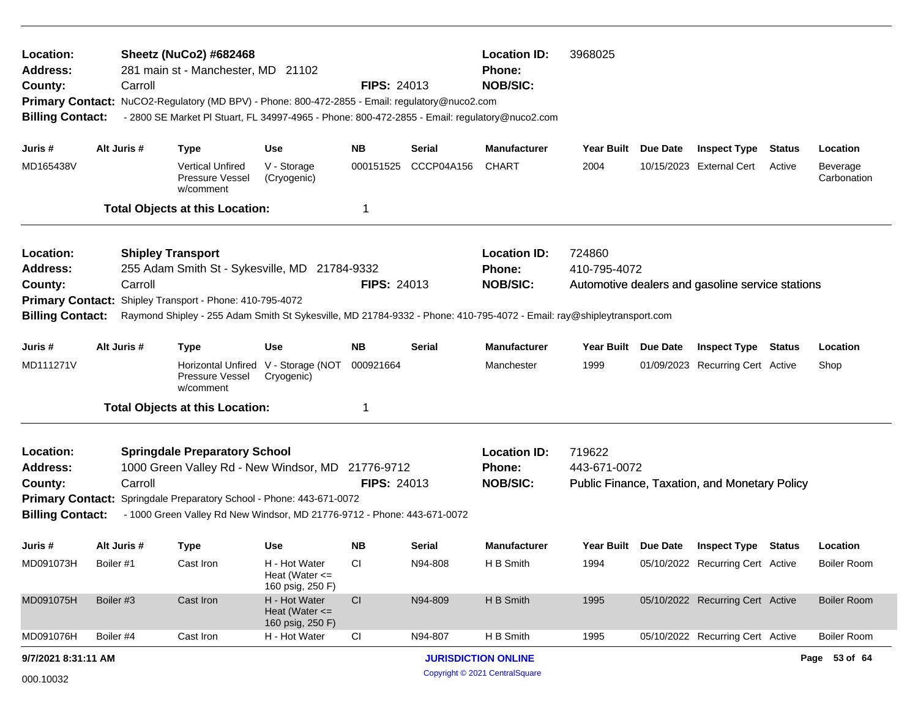**Location:** Sheetz (NuCo2) #682468
**Address:** 281 main st - Manchester, MD 21102
**County:** Carroll
**FIPS:** 24013
**Location ID:** 3968025
**Phone:**
**NOB/SIC:**
**Primary Contact:** NuCO2-Regulatory (MD BPV) - Phone: 800-472-2855 - Email: regulatory@nuco2.com
**Billing Contact:** - 2800 SE Market Pl Stuart, FL 34997-4965 - Phone: 800-472-2855 - Email: regulatory@nuco2.com

| Juris # | Alt Juris # | Type | Use | NB | Serial | Manufacturer | Year Built | Due Date | Inspect Type | Status | Location |
|---|---|---|---|---|---|---|---|---|---|---|---|
| MD165438V | | Vertical Unfired Pressure Vessel w/comment | V - Storage (Cryogenic) | 000151525 | CCCP04A156 | CHART | 2004 | 10/15/2023 | External Cert | Active | Beverage Carbonation |

**Total Objects at this Location:** 1

---

**Location:** Shipley Transport
**Address:** 255 Adam Smith St - Sykesville, MD 21784-9332
**County:** Carroll
**FIPS:** 24013
**Location ID:** 724860
**Phone:** 410-795-4072
**NOB/SIC:** Automotive dealers and gasoline service stations
**Primary Contact:** Shipley Transport - Phone: 410-795-4072
**Billing Contact:** Raymond Shipley - 255 Adam Smith St Sykesville, MD 21784-9332 - Phone: 410-795-4072 - Email: ray@shipleytransport.com

| Juris # | Alt Juris # | Type | Use | NB | Serial | Manufacturer | Year Built | Due Date | Inspect Type | Status | Location |
|---|---|---|---|---|---|---|---|---|---|---|---|
| MD111271V | | Horizontal Unfired Pressure Vessel w/comment | V - Storage (NOT Cryogenic) | 000921664 | | Manchester | 1999 | 01/09/2023 | Recurring Cert | Active | Shop |

**Total Objects at this Location:** 1

---

**Location:** Springdale Preparatory School
**Address:** 1000 Green Valley Rd - New Windsor, MD 21776-9712
**County:** Carroll
**FIPS:** 24013
**Location ID:** 719622
**Phone:** 443-671-0072
**NOB/SIC:** Public Finance, Taxation, and Monetary Policy
**Primary Contact:** Springdale Preparatory School - Phone: 443-671-0072
**Billing Contact:** - 1000 Green Valley Rd New Windsor, MD 21776-9712 - Phone: 443-671-0072

| Juris # | Alt Juris # | Type | Use | NB | Serial | Manufacturer | Year Built | Due Date | Inspect Type | Status | Location |
|---|---|---|---|---|---|---|---|---|---|---|---|
| MD091073H | Boiler #1 | Cast Iron | H - Hot Water Heat (Water <= 160 psig, 250 F) | CI | N94-808 | H B Smith | 1994 | 05/10/2022 | Recurring Cert | Active | Boiler Room |
| MD091075H | Boiler #3 | Cast Iron | H - Hot Water Heat (Water <= 160 psig, 250 F) | CI | N94-809 | H B Smith | 1995 | 05/10/2022 | Recurring Cert | Active | Boiler Room |
| MD091076H | Boiler #4 | Cast Iron | H - Hot Water | CI | N94-807 | H B Smith | 1995 | 05/10/2022 | Recurring Cert | Active | Boiler Room |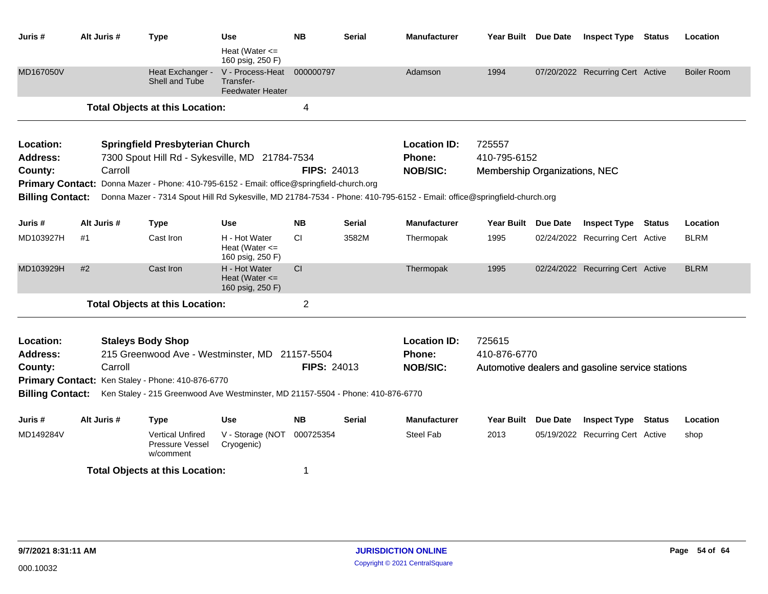| Juris # | Alt Juris # | Type | Use | NB | Serial | Manufacturer | Year Built | Due Date | Inspect Type | Status | Location |
|---|---|---|---|---|---|---|---|---|---|---|---|
| | | | Heat (Water <= 160 psig, 250 F) | | | | | | | | |
| MD167050V | | Heat Exchanger - Shell and Tube | V - Process-Heat Transfer-Feedwater Heater | 000000797 | | Adamson | 1994 | 07/20/2022 | Recurring Cert | Active | Boiler Room |

**Total Objects at this Location:** 4

---

**Location:** Springfield Presbyterian Church
**Location ID:** 725557
**Address:** 7300 Spout Hill Rd - Sykesville, MD 21784-7534
**Phone:** 410-795-6152
**County:** Carroll
**FIPS:** 24013
**NOB/SIC:** Membership Organizations, NEC
**Primary Contact:** Donna Mazer - Phone: 410-795-6152 - Email: office@springfield-church.org
**Billing Contact:** Donna Mazer - 7314 Spout Hill Rd Sykesville, MD 21784-7534 - Phone: 410-795-6152 - Email: office@springfield-church.org

| Juris # | Alt Juris # | Type | Use | NB | Serial | Manufacturer | Year Built | Due Date | Inspect Type | Status | Location |
|---|---|---|---|---|---|---|---|---|---|---|---|
| MD103927H | #1 | Cast Iron | H - Hot Water Heat (Water <= 160 psig, 250 F) | CI | 3582M | Thermopak | 1995 | 02/24/2022 | Recurring Cert | Active | BLRM |
| MD103929H | #2 | Cast Iron | H - Hot Water Heat (Water <= 160 psig, 250 F) | CI | | Thermopak | 1995 | 02/24/2022 | Recurring Cert | Active | BLRM |

**Total Objects at this Location:** 2

---

**Location:** Staleys Body Shop
**Location ID:** 725615
**Address:** 215 Greenwood Ave - Westminster, MD 21157-5504
**Phone:** 410-876-6770
**County:** Carroll
**FIPS:** 24013
**NOB/SIC:** Automotive dealers and gasoline service stations
**Primary Contact:** Ken Staley - Phone: 410-876-6770
**Billing Contact:** Ken Staley - 215 Greenwood Ave Westminster, MD 21157-5504 - Phone: 410-876-6770

| Juris # | Alt Juris # | Type | Use | NB | Serial | Manufacturer | Year Built | Due Date | Inspect Type | Status | Location |
|---|---|---|---|---|---|---|---|---|---|---|---|
| MD149284V | | Vertical Unfired Pressure Vessel w/comment | V - Storage (NOT Cryogenic) | 000725354 | | Steel Fab | 2013 | 05/19/2022 | Recurring Cert | Active | shop |

**Total Objects at this Location:** 1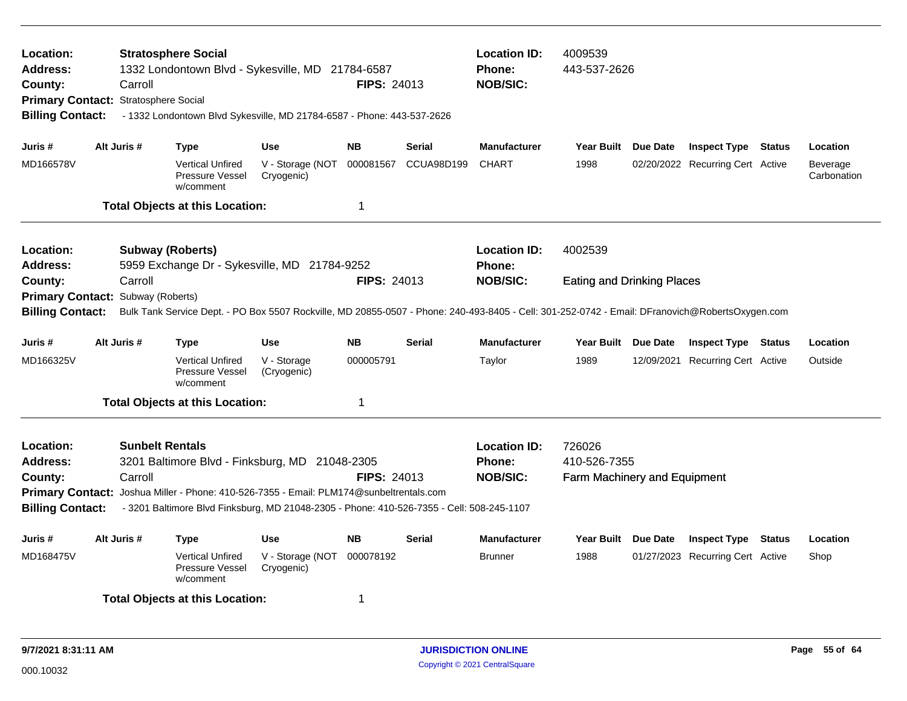**Location:** **Stratosphere Social**
**Address:** 1332 Londontown Blvd - Sykesville, MD 21784-6587
**County:** Carroll **FIPS:** 24013
**Location ID:** 4009539
**Phone:** 443-537-2626
**NOB/SIC:**
**Primary Contact:** Stratosphere Social
**Billing Contact:** - 1332 Londontown Blvd Sykesville, MD 21784-6587 - Phone: 443-537-2626

| Juris # | Alt Juris # | Type | Use | NB | Serial | Manufacturer | Year Built | Due Date | Inspect Type | Status | Location |
|---|---|---|---|---|---|---|---|---|---|---|---|
| MD166578V | | Vertical Unfired Pressure Vessel w/comment | V - Storage (NOT Cryogenic) | 000081567 | CCUA98D199 | CHART | 1998 | 02/20/2022 | Recurring Cert | Active | Beverage Carbonation |

**Total Objects at this Location:** 1

---

**Location:** **Subway (Roberts)**
**Address:** 5959 Exchange Dr - Sykesville, MD 21784-9252
**County:** Carroll **FIPS:** 24013
**Location ID:** 4002539
**Phone:**
**NOB/SIC:** Eating and Drinking Places
**Primary Contact:** Subway (Roberts)
**Billing Contact:** Bulk Tank Service Dept. - PO Box 5507 Rockville, MD 20855-0507 - Phone: 240-493-8405 - Cell: 301-252-0742 - Email: DFranovich@RobertsOxygen.com

| Juris # | Alt Juris # | Type | Use | NB | Serial | Manufacturer | Year Built | Due Date | Inspect Type | Status | Location |
|---|---|---|---|---|---|---|---|---|---|---|---|
| MD166325V | | Vertical Unfired Pressure Vessel w/comment | V - Storage (Cryogenic) | 000005791 | | Taylor | 1989 | 12/09/2021 | Recurring Cert | Active | Outside |

**Total Objects at this Location:** 1

---

**Location:** **Sunbelt Rentals**
**Address:** 3201 Baltimore Blvd - Finksburg, MD 21048-2305
**County:** Carroll **FIPS:** 24013
**Location ID:** 726026
**Phone:** 410-526-7355
**NOB/SIC:** Farm Machinery and Equipment
**Primary Contact:** Joshua Miller - Phone: 410-526-7355 - Email: PLM174@sunbeltrentals.com
**Billing Contact:** - 3201 Baltimore Blvd Finksburg, MD 21048-2305 - Phone: 410-526-7355 - Cell: 508-245-1107

| Juris # | Alt Juris # | Type | Use | NB | Serial | Manufacturer | Year Built | Due Date | Inspect Type | Status | Location |
|---|---|---|---|---|---|---|---|---|---|---|---|
| MD168475V | | Vertical Unfired Pressure Vessel w/comment | V - Storage (NOT Cryogenic) | 000078192 | | Brunner | 1988 | 01/27/2023 | Recurring Cert | Active | Shop |

**Total Objects at this Location:** 1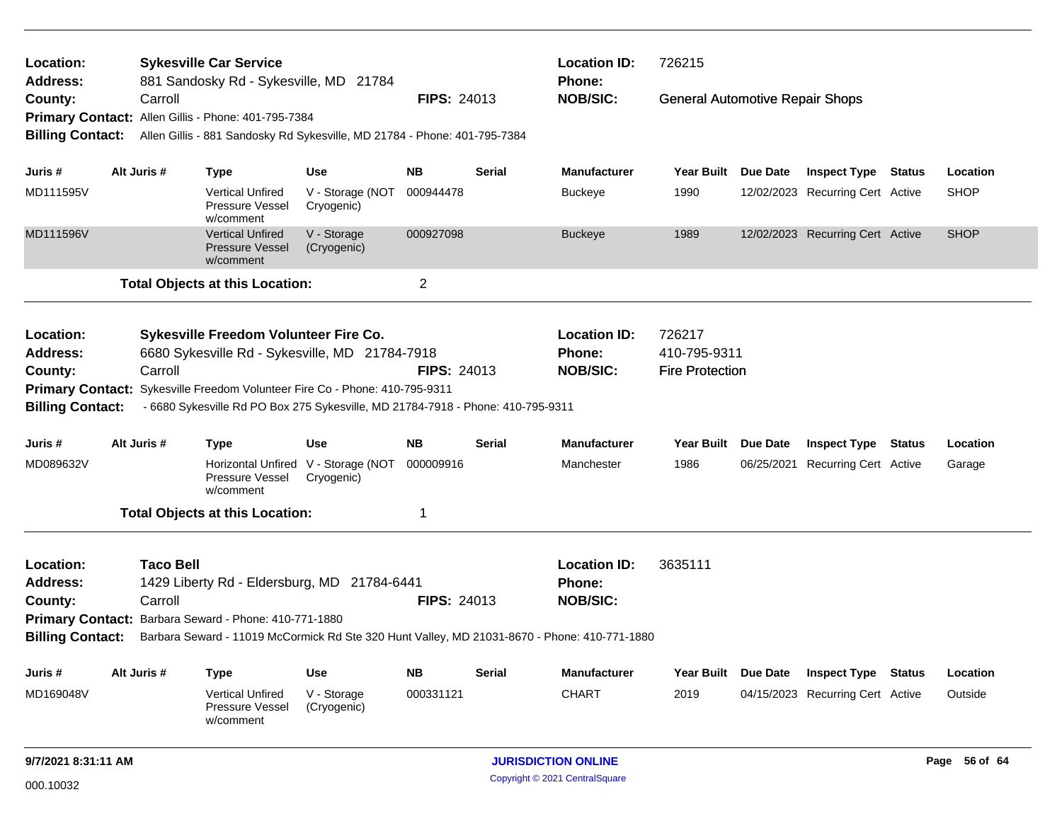**Location:** Sykesville Car Service
**Address:** 881 Sandosky Rd - Sykesville, MD 21784
**County:** Carroll
**FIPS:** 24013
**Location ID:** 726215
**Phone:**
**NOB/SIC:** General Automotive Repair Shops
**Primary Contact:** Allen Gillis - Phone: 401-795-7384
**Billing Contact:** Allen Gillis - 881 Sandosky Rd Sykesville, MD 21784 - Phone: 401-795-7384

| Juris # | Alt Juris # | Type | Use | NB | Serial | Manufacturer | Year Built | Due Date | Inspect Type | Status | Location |
|---|---|---|---|---|---|---|---|---|---|---|---|
| MD111595V | | Vertical Unfired Pressure Vessel w/comment | V - Storage (NOT Cryogenic) | 000944478 | | Buckeye | 1990 | 12/02/2023 | Recurring Cert | Active | SHOP |
| MD111596V | | Vertical Unfired Pressure Vessel w/comment | V - Storage (Cryogenic) | 000927098 | | Buckeye | 1989 | 12/02/2023 | Recurring Cert | Active | SHOP |

**Total Objects at this Location:** 2

---

**Location:** Sykesville Freedom Volunteer Fire Co.
**Address:** 6680 Sykesville Rd - Sykesville, MD 21784-7918
**County:** Carroll
**FIPS:** 24013
**Location ID:** 726217
**Phone:** 410-795-9311
**NOB/SIC:** Fire Protection
**Primary Contact:** Sykesville Freedom Volunteer Fire Co - Phone: 410-795-9311
**Billing Contact:** - 6680 Sykesville Rd PO Box 275 Sykesville, MD 21784-7918 - Phone: 410-795-9311

| Juris # | Alt Juris # | Type | Use | NB | Serial | Manufacturer | Year Built | Due Date | Inspect Type | Status | Location |
|---|---|---|---|---|---|---|---|---|---|---|---|
| MD089632V | | Horizontal Unfired Pressure Vessel w/comment | V - Storage (NOT Cryogenic) | 000009916 | | Manchester | 1986 | 06/25/2021 | Recurring Cert | Active | Garage |

**Total Objects at this Location:** 1

---

**Location:** Taco Bell
**Address:** 1429 Liberty Rd - Eldersburg, MD 21784-6441
**County:** Carroll
**FIPS:** 24013
**Location ID:** 3635111
**Phone:**
**NOB/SIC:**
**Primary Contact:** Barbara Seward - Phone: 410-771-1880
**Billing Contact:** Barbara Seward - 11019 McCormick Rd Ste 320 Hunt Valley, MD 21031-8670 - Phone: 410-771-1880

| Juris # | Alt Juris # | Type | Use | NB | Serial | Manufacturer | Year Built | Due Date | Inspect Type | Status | Location |
|---|---|---|---|---|---|---|---|---|---|---|---|
| MD169048V | | Vertical Unfired Pressure Vessel w/comment | V - Storage (Cryogenic) | 000331121 | | CHART | 2019 | 04/15/2023 | Recurring Cert | Active | Outside |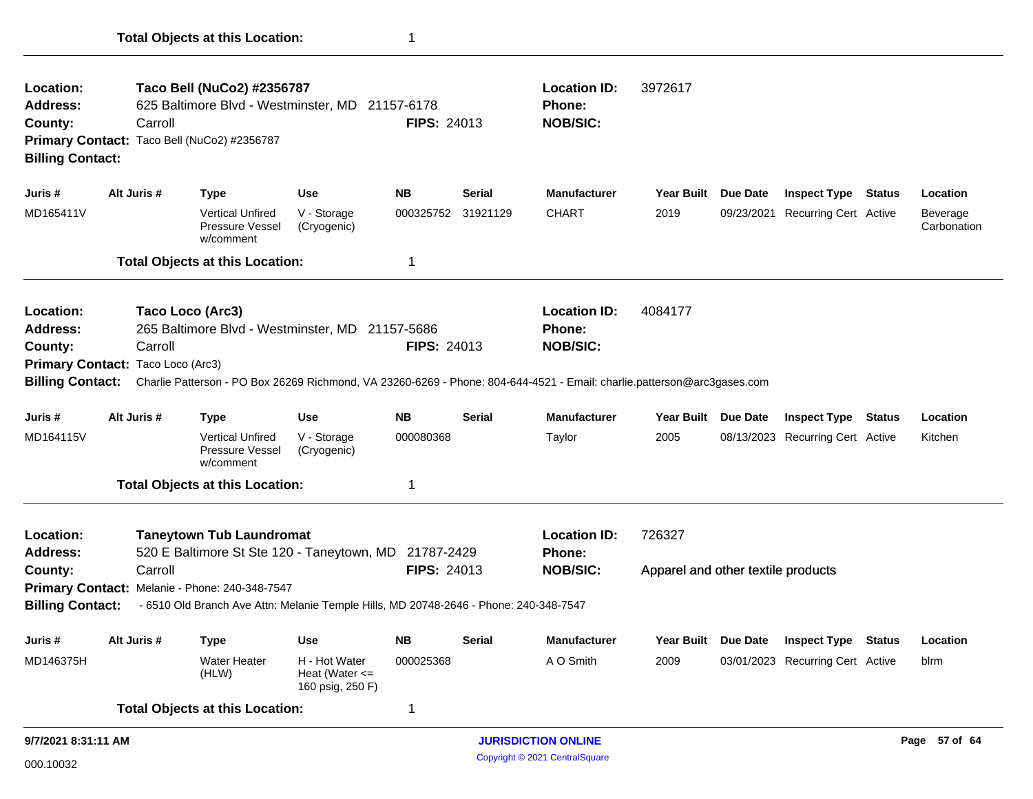**Total Objects at this Location:** 1

---

**Location:** Taco Bell (NuCo2) #2356787
**Location ID:** 3972617
**Address:** 625 Baltimore Blvd - Westminster, MD 21157-6178
**Phone:**
**County:** Carroll
**FIPS:** 24013
**NOB/SIC:**
**Primary Contact:** Taco Bell (NuCo2) #2356787
**Billing Contact:**

| Juris # | Alt Juris # | Type | Use | NB | Serial | Manufacturer | Year Built | Due Date | Inspect Type | Status | Location |
|---|---|---|---|---|---|---|---|---|---|---|---|
| MD165411V | | Vertical Unfired Pressure Vessel w/comment | V - Storage (Cryogenic) | 000325752 | 31921129 | CHART | 2019 | 09/23/2021 | Recurring Cert | Active | Beverage Carbonation |

**Total Objects at this Location:** 1

---

**Location:** Taco Loco (Arc3)
**Location ID:** 4084177
**Address:** 265 Baltimore Blvd - Westminster, MD 21157-5686
**Phone:**
**County:** Carroll
**FIPS:** 24013
**NOB/SIC:**
**Primary Contact:** Taco Loco (Arc3)
**Billing Contact:** Charlie Patterson - PO Box 26269 Richmond, VA 23260-6269 - Phone: 804-644-4521 - Email: charlie.patterson@arc3gases.com

| Juris # | Alt Juris # | Type | Use | NB | Serial | Manufacturer | Year Built | Due Date | Inspect Type | Status | Location |
|---|---|---|---|---|---|---|---|---|---|---|---|
| MD164115V | | Vertical Unfired Pressure Vessel w/comment | V - Storage (Cryogenic) | 000080368 | | Taylor | 2005 | 08/13/2023 | Recurring Cert | Active | Kitchen |

**Total Objects at this Location:** 1

---

**Location:** Taneytown Tub Laundromat
**Location ID:** 726327
**Address:** 520 E Baltimore St Ste 120 - Taneytown, MD 21787-2429
**Phone:**
**County:** Carroll
**FIPS:** 24013
**NOB/SIC:** Apparel and other textile products
**Primary Contact:** Melanie - Phone: 240-348-7547
**Billing Contact:** - 6510 Old Branch Ave Attn: Melanie Temple Hills, MD 20748-2646 - Phone: 240-348-7547

| Juris # | Alt Juris # | Type | Use | NB | Serial | Manufacturer | Year Built | Due Date | Inspect Type | Status | Location |
|---|---|---|---|---|---|---|---|---|---|---|---|
| MD146375H | | Water Heater (HLW) | H - Hot Water Heat (Water <= 160 psig, 250 F) | 000025368 | | A O Smith | 2009 | 03/01/2023 | Recurring Cert | Active | blrm |

**Total Objects at this Location:** 1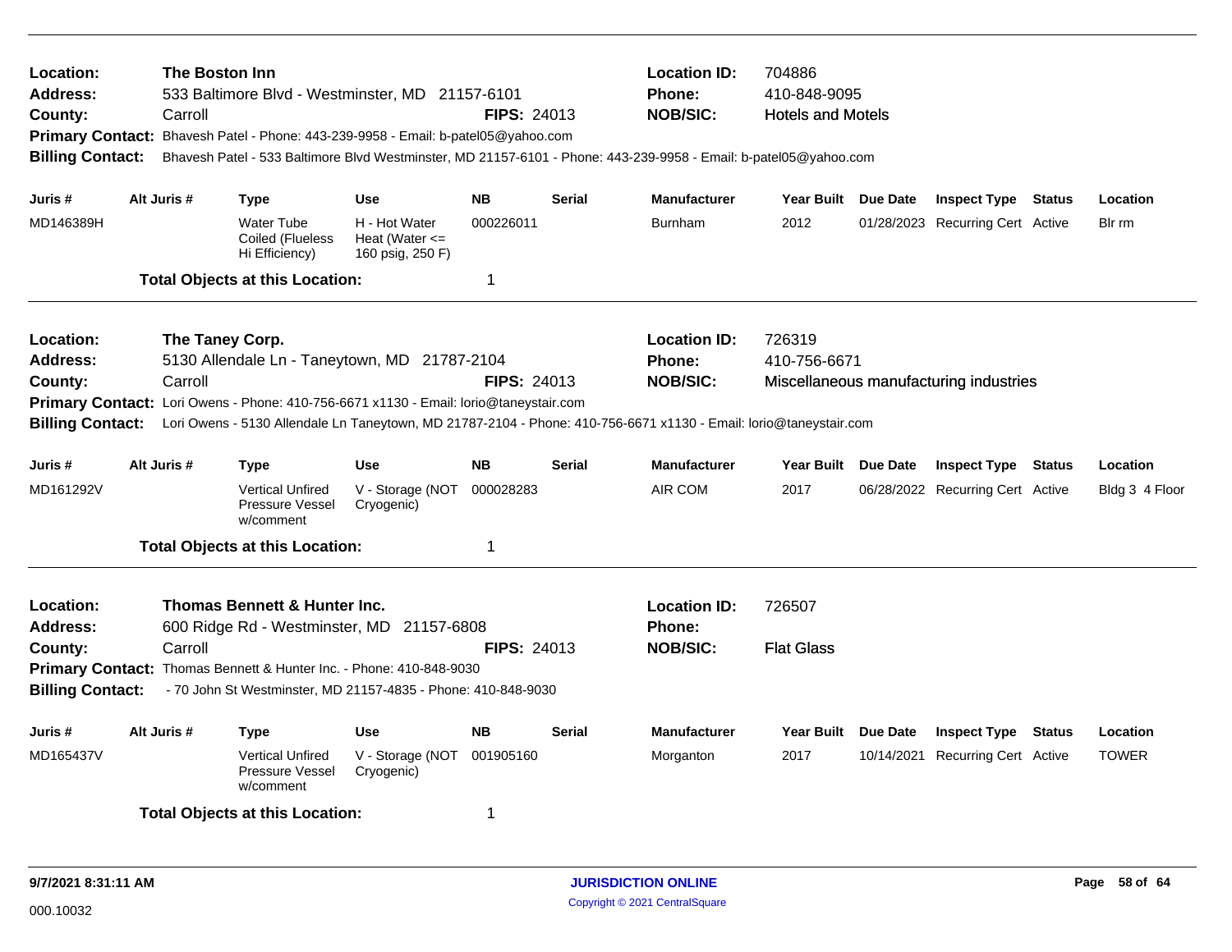**Location:** The Boston Inn
**Address:** 533 Baltimore Blvd - Westminster, MD 21157-6101
**County:** Carroll **FIPS:** 24013
**Location ID:** 704886
**Phone:** 410-848-9095
**NOB/SIC:** Hotels and Motels
**Primary Contact:** Bhavesh Patel - Phone: 443-239-9958 - Email: b-patel05@yahoo.com
**Billing Contact:** Bhavesh Patel - 533 Baltimore Blvd Westminster, MD 21157-6101 - Phone: 443-239-9958 - Email: b-patel05@yahoo.com

| Juris # | Alt Juris # | Type | Use | NB | Serial | Manufacturer | Year Built | Due Date | Inspect Type | Status | Location |
|---|---|---|---|---|---|---|---|---|---|---|---|
| MD146389H | | Water Tube Coiled (Flueless Hi Efficiency) | H - Hot Water Heat (Water <= 160 psig, 250 F) | 000226011 | | Burnham | 2012 | 01/28/2023 | Recurring Cert | Active | Blr rm |

**Total Objects at this Location:** 1

---

**Location:** The Taney Corp.
**Address:** 5130 Allendale Ln - Taneytown, MD 21787-2104
**County:** Carroll **FIPS:** 24013
**Location ID:** 726319
**Phone:** 410-756-6671
**NOB/SIC:** Miscellaneous manufacturing industries
**Primary Contact:** Lori Owens - Phone: 410-756-6671 x1130 - Email: lorio@taneystair.com
**Billing Contact:** Lori Owens - 5130 Allendale Ln Taneytown, MD 21787-2104 - Phone: 410-756-6671 x1130 - Email: lorio@taneystair.com

| Juris # | Alt Juris # | Type | Use | NB | Serial | Manufacturer | Year Built | Due Date | Inspect Type | Status | Location |
|---|---|---|---|---|---|---|---|---|---|---|---|
| MD161292V | | Vertical Unfired Pressure Vessel w/comment | V - Storage (NOT Cryogenic) | 000028283 | | AIR COM | 2017 | 06/28/2022 | Recurring Cert | Active | Bldg 3 4 Floor |

**Total Objects at this Location:** 1

---

**Location:** Thomas Bennett & Hunter Inc.
**Address:** 600 Ridge Rd - Westminster, MD 21157-6808
**County:** Carroll **FIPS:** 24013
**Location ID:** 726507
**Phone:**
**NOB/SIC:** Flat Glass
**Primary Contact:** Thomas Bennett & Hunter Inc. - Phone: 410-848-9030
**Billing Contact:** - 70 John St Westminster, MD 21157-4835 - Phone: 410-848-9030

| Juris # | Alt Juris # | Type | Use | NB | Serial | Manufacturer | Year Built | Due Date | Inspect Type | Status | Location |
|---|---|---|---|---|---|---|---|---|---|---|---|
| MD165437V | | Vertical Unfired Pressure Vessel w/comment | V - Storage (NOT Cryogenic) | 001905160 | | Morganton | 2017 | 10/14/2021 | Recurring Cert | Active | TOWER |

**Total Objects at this Location:** 1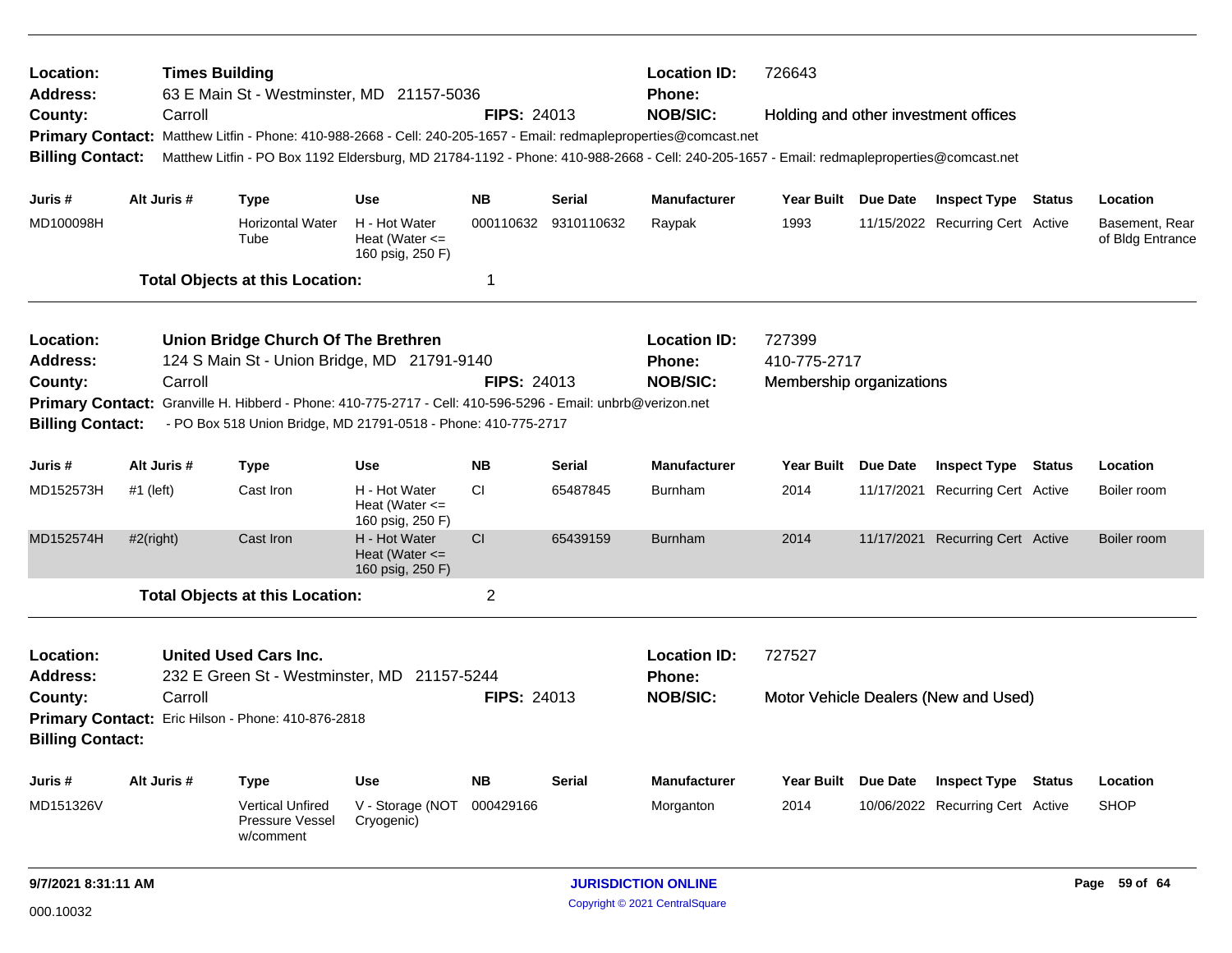**Location:** Times Building
**Address:** 63 E Main St - Westminster, MD 21157-5036
**County:** Carroll **FIPS:** 24013
**Location ID:** 726643
**Phone:**
**NOB/SIC:** Holding and other investment offices
**Primary Contact:** Matthew Litfin - Phone: 410-988-2668 - Cell: 240-205-1657 - Email: redmapleproperties@comcast.net
**Billing Contact:** Matthew Litfin - PO Box 1192 Eldersburg, MD 21784-1192 - Phone: 410-988-2668 - Cell: 240-205-1657 - Email: redmapleproperties@comcast.net

| Juris # | Alt Juris # | Type | Use | NB | Serial | Manufacturer | Year Built | Due Date | Inspect Type | Status | Location |
|---|---|---|---|---|---|---|---|---|---|---|---|
| MD100098H | | Horizontal Water Tube | H - Hot Water Heat (Water <= 160 psig, 250 F) | 000110632 | 9310110632 | Raypak | 1993 | 11/15/2022 | Recurring Cert | Active | Basement, Rear of Bldg Entrance |

**Total Objects at this Location:** 1

---

**Location:** Union Bridge Church Of The Brethren
**Address:** 124 S Main St - Union Bridge, MD 21791-9140
**County:** Carroll **FIPS:** 24013
**Location ID:** 727399
**Phone:** 410-775-2717
**NOB/SIC:** Membership organizations
**Primary Contact:** Granville H. Hibberd - Phone: 410-775-2717 - Cell: 410-596-5296 - Email: unbrb@verizon.net
**Billing Contact:** - PO Box 518 Union Bridge, MD 21791-0518 - Phone: 410-775-2717

| Juris # | Alt Juris # | Type | Use | NB | Serial | Manufacturer | Year Built | Due Date | Inspect Type | Status | Location |
|---|---|---|---|---|---|---|---|---|---|---|---|
| MD152573H | #1 (left) | Cast Iron | H - Hot Water Heat (Water <= 160 psig, 250 F) | CI | 65487845 | Burnham | 2014 | 11/17/2021 | Recurring Cert | Active | Boiler room |
| MD152574H | #2(right) | Cast Iron | H - Hot Water Heat (Water <= 160 psig, 250 F) | CI | 65439159 | Burnham | 2014 | 11/17/2021 | Recurring Cert | Active | Boiler room |

**Total Objects at this Location:** 2

---

**Location:** United Used Cars Inc.
**Address:** 232 E Green St - Westminster, MD 21157-5244
**County:** Carroll **FIPS:** 24013
**Location ID:** 727527
**Phone:**
**NOB/SIC:** Motor Vehicle Dealers (New and Used)
**Primary Contact:** Eric Hilson - Phone: 410-876-2818
**Billing Contact:**

| Juris # | Alt Juris # | Type | Use | NB | Serial | Manufacturer | Year Built | Due Date | Inspect Type | Status | Location |
|---|---|---|---|---|---|---|---|---|---|---|---|
| MD151326V | | Vertical Unfired Pressure Vessel w/comment | V - Storage (NOT Cryogenic) | 000429166 | | Morganton | 2014 | 10/06/2022 | Recurring Cert | Active | SHOP |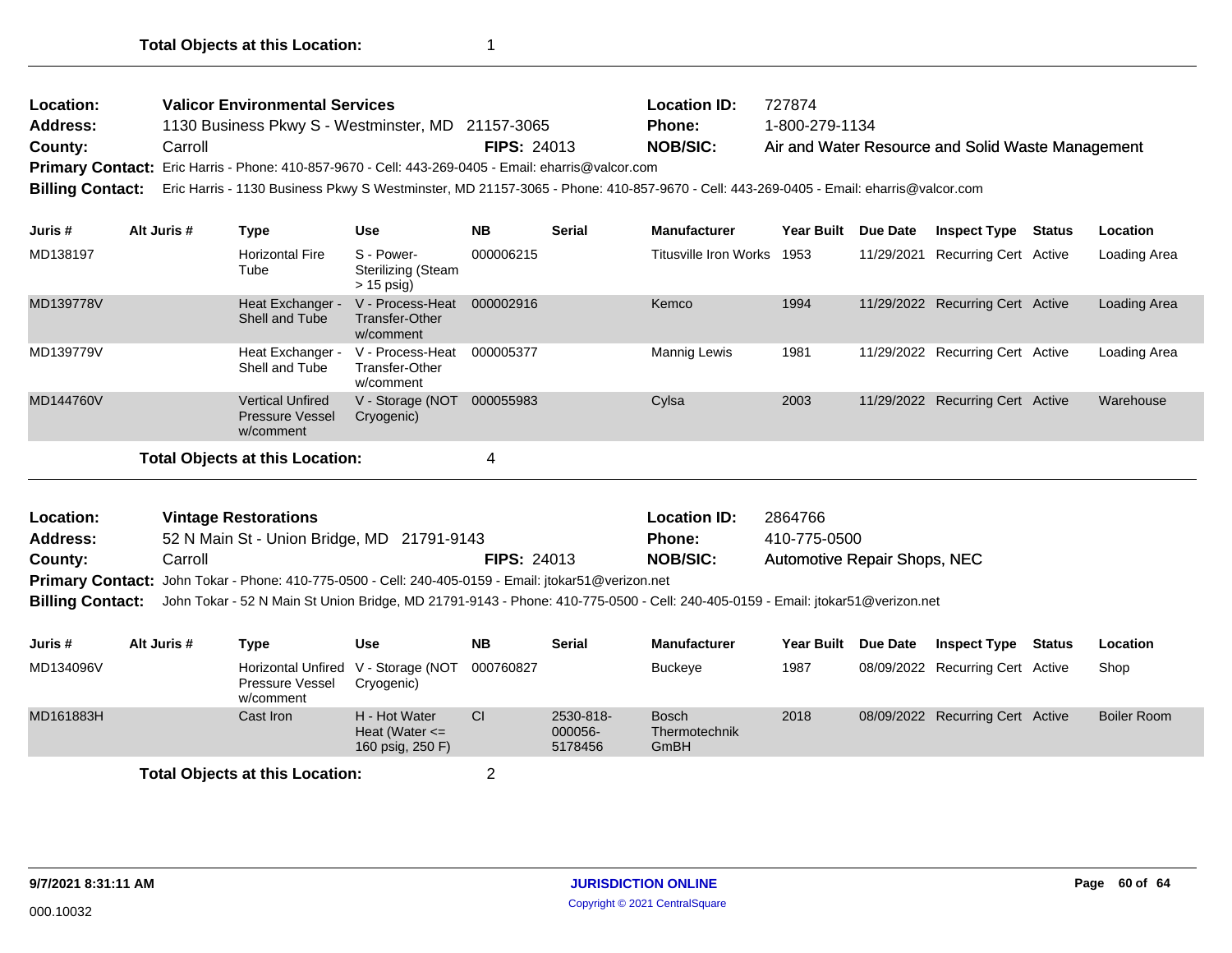**Total Objects at this Location:** 1

---

**Location:** Valicor Environmental Services
**Address:** 1130 Business Pkwy S - Westminster, MD 21157-3065
**County:** Carroll
**FIPS:** 24013
**Location ID:** 727874
**Phone:** 1-800-279-1134
**NOB/SIC:** Air and Water Resource and Solid Waste Management
**Primary Contact:** Eric Harris - Phone: 410-857-9670 - Cell: 443-269-0405 - Email: eharris@valcor.com
**Billing Contact:** Eric Harris - 1130 Business Pkwy S Westminster, MD 21157-3065 - Phone: 410-857-9670 - Cell: 443-269-0405 - Email: eharris@valcor.com

| Juris # | Alt Juris # | Type | Use | NB | Serial | Manufacturer | Year Built | Due Date | Inspect Type | Status | Location |
|---|---|---|---|---|---|---|---|---|---|---|---|
| MD138197 | | Horizontal Fire Tube | S - Power-Sterilizing (Steam > 15 psig) | 000006215 | | Titusville Iron Works | 1953 | 11/29/2021 | Recurring Cert | Active | Loading Area |
| MD139778V | | Heat Exchanger - Shell and Tube | V - Process-Heat Transfer-Other w/comment | 000002916 | | Kemco | 1994 | 11/29/2022 | Recurring Cert | Active | Loading Area |
| MD139779V | | Heat Exchanger - Shell and Tube | V - Process-Heat Transfer-Other w/comment | 000005377 | | Mannig Lewis | 1981 | 11/29/2022 | Recurring Cert | Active | Loading Area |
| MD144760V | | Vertical Unfired Pressure Vessel w/comment | V - Storage (NOT Cryogenic) | 000055983 | | Cylsa | 2003 | 11/29/2022 | Recurring Cert | Active | Warehouse |

**Total Objects at this Location:** 4

---

**Location:** Vintage Restorations
**Address:** 52 N Main St - Union Bridge, MD 21791-9143
**County:** Carroll
**FIPS:** 24013
**Location ID:** 2864766
**Phone:** 410-775-0500
**NOB/SIC:** Automotive Repair Shops, NEC
**Primary Contact:** John Tokar - Phone: 410-775-0500 - Cell: 240-405-0159 - Email: jtokar51@verizon.net
**Billing Contact:** John Tokar - 52 N Main St Union Bridge, MD 21791-9143 - Phone: 410-775-0500 - Cell: 240-405-0159 - Email: jtokar51@verizon.net

| Juris # | Alt Juris # | Type | Use | NB | Serial | Manufacturer | Year Built | Due Date | Inspect Type | Status | Location |
|---|---|---|---|---|---|---|---|---|---|---|---|
| MD134096V | | Horizontal Unfired Pressure Vessel w/comment | V - Storage (NOT Cryogenic) | 000760827 | | Buckeye | 1987 | 08/09/2022 | Recurring Cert | Active | Shop |
| MD161883H | | Cast Iron | H - Hot Water Heat (Water <= 160 psig, 250 F) | CI | 2530-818-000056-5178456 | Bosch Thermotechnik GmbH | 2018 | 08/09/2022 | Recurring Cert | Active | Boiler Room |

**Total Objects at this Location:** 2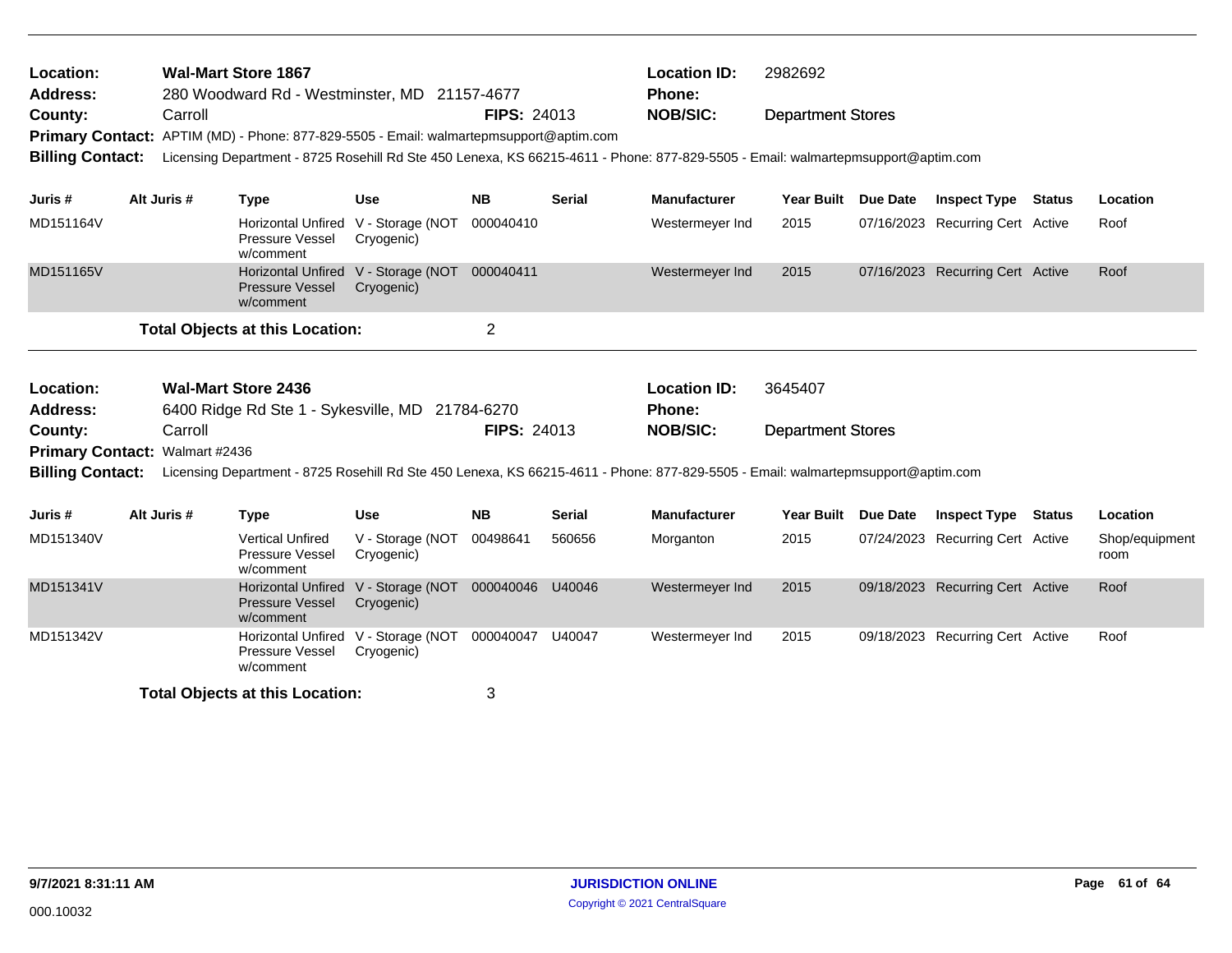**Location:** Wal-Mart Store 1867
**Address:** 280 Woodward Rd - Westminster, MD 21157-4677
**County:** Carroll **FIPS:** 24013
**Location ID:** 2982692
**Phone:**
**NOB/SIC:** Department Stores
**Primary Contact:** APTIM (MD) - Phone: 877-829-5505 - Email: walmartepmsupport@aptim.com
**Billing Contact:** Licensing Department - 8725 Rosehill Rd Ste 450 Lenexa, KS 66215-4611 - Phone: 877-829-5505 - Email: walmartepmsupport@aptim.com

| Juris # | Alt Juris # | Type | Use | NB | Serial | Manufacturer | Year Built | Due Date | Inspect Type | Status | Location |
|---|---|---|---|---|---|---|---|---|---|---|---|
| MD151164V | | Horizontal Unfired Pressure Vessel w/comment | V - Storage (NOT Cryogenic) | 000040410 | | Westermeyer Ind | 2015 | 07/16/2023 | Recurring Cert | Active | Roof |
| MD151165V | | Horizontal Unfired Pressure Vessel w/comment | V - Storage (NOT Cryogenic) | 000040411 | | Westermeyer Ind | 2015 | 07/16/2023 | Recurring Cert | Active | Roof |

**Total Objects at this Location:** 2

---

**Location:** Wal-Mart Store 2436
**Address:** 6400 Ridge Rd Ste 1 - Sykesville, MD 21784-6270
**County:** Carroll **FIPS:** 24013
**Location ID:** 3645407
**Phone:**
**NOB/SIC:** Department Stores
**Primary Contact:** Walmart #2436
**Billing Contact:** Licensing Department - 8725 Rosehill Rd Ste 450 Lenexa, KS 66215-4611 - Phone: 877-829-5505 - Email: walmartepmsupport@aptim.com

| Juris # | Alt Juris # | Type | Use | NB | Serial | Manufacturer | Year Built | Due Date | Inspect Type | Status | Location |
|---|---|---|---|---|---|---|---|---|---|---|---|
| MD151340V | | Vertical Unfired Pressure Vessel w/comment | V - Storage (NOT Cryogenic) | 00498641 | 560656 | Morganton | 2015 | 07/24/2023 | Recurring Cert | Active | Shop/equipment room |
| MD151341V | | Horizontal Unfired Pressure Vessel w/comment | V - Storage (NOT Cryogenic) | 000040046 | U40046 | Westermeyer Ind | 2015 | 09/18/2023 | Recurring Cert | Active | Roof |
| MD151342V | | Horizontal Unfired Pressure Vessel w/comment | V - Storage (NOT Cryogenic) | 000040047 | U40047 | Westermeyer Ind | 2015 | 09/18/2023 | Recurring Cert | Active | Roof |

**Total Objects at this Location:** 3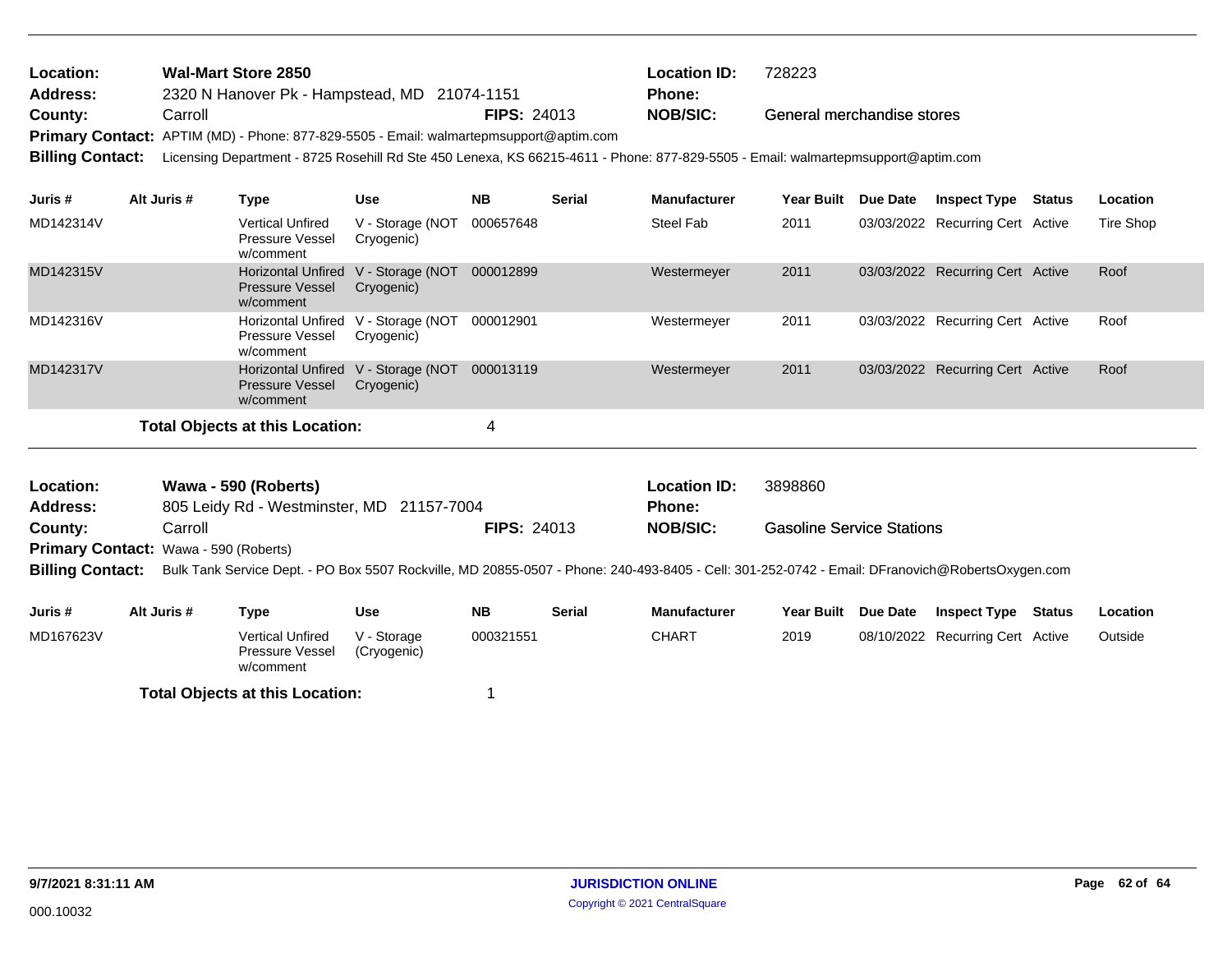**Location:** Wal-Mart Store 2850 **Location ID:** 728223
**Address:** 2320 N Hanover Pk - Hampstead, MD 21074-1151 **Phone:**
**County:** Carroll **FIPS:** 24013 **NOB/SIC:** General merchandise stores
**Primary Contact:** APTIM (MD) - Phone: 877-829-5505 - Email: walmartepmsupport@aptim.com
**Billing Contact:** Licensing Department - 8725 Rosehill Rd Ste 450 Lenexa, KS 66215-4611 - Phone: 877-829-5505 - Email: walmartepmsupport@aptim.com

| Juris # | Alt Juris # | Type | Use | NB | Serial | Manufacturer | Year Built | Due Date | Inspect Type | Status | Location |
|---|---|---|---|---|---|---|---|---|---|---|---|
| MD142314V | | Vertical Unfired Pressure Vessel w/comment | V - Storage (NOT Cryogenic) | 000657648 | | Steel Fab | 2011 | 03/03/2022 | Recurring Cert | Active | Tire Shop |
| MD142315V | | Horizontal Unfired Pressure Vessel w/comment | V - Storage (NOT Cryogenic) | 000012899 | | Westermeyer | 2011 | 03/03/2022 | Recurring Cert | Active | Roof |
| MD142316V | | Horizontal Unfired Pressure Vessel w/comment | V - Storage (NOT Cryogenic) | 000012901 | | Westermeyer | 2011 | 03/03/2022 | Recurring Cert | Active | Roof |
| MD142317V | | Horizontal Unfired Pressure Vessel w/comment | V - Storage (NOT Cryogenic) | 000013119 | | Westermeyer | 2011 | 03/03/2022 | Recurring Cert | Active | Roof |

**Total Objects at this Location:** 4

---

**Location:** Wawa - 590 (Roberts) **Location ID:** 3898860
**Address:** 805 Leidy Rd - Westminster, MD 21157-7004 **Phone:**
**County:** Carroll **FIPS:** 24013 **NOB/SIC:** Gasoline Service Stations
**Primary Contact:** Wawa - 590 (Roberts)
**Billing Contact:** Bulk Tank Service Dept. - PO Box 5507 Rockville, MD 20855-0507 - Phone: 240-493-8405 - Cell: 301-252-0742 - Email: DFranovich@RobertsOxygen.com

| Juris # | Alt Juris # | Type | Use | NB | Serial | Manufacturer | Year Built | Due Date | Inspect Type | Status | Location |
|---|---|---|---|---|---|---|---|---|---|---|---|
| MD167623V | | Vertical Unfired Pressure Vessel w/comment | V - Storage (Cryogenic) | 000321551 | | CHART | 2019 | 08/10/2022 | Recurring Cert | Active | Outside |

**Total Objects at this Location:** 1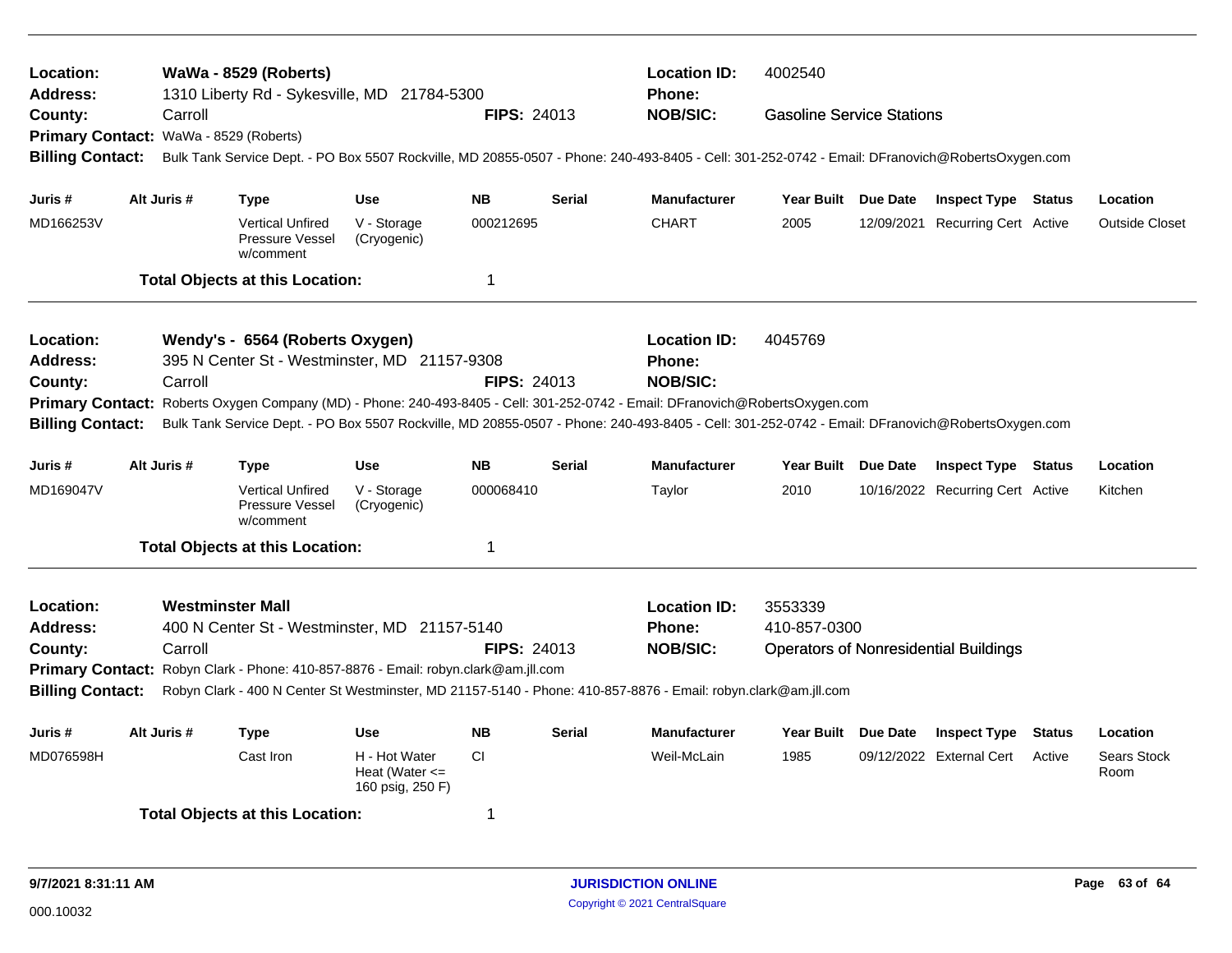**Location:** WaWa - 8529 (Roberts) **Location ID:** 4002540
**Address:** 1310 Liberty Rd - Sykesville, MD 21784-5300 **Phone:**
**County:** Carroll **FIPS:** 24013 **NOB/SIC:** Gasoline Service Stations
**Primary Contact:** WaWa - 8529 (Roberts)
**Billing Contact:** Bulk Tank Service Dept. - PO Box 5507 Rockville, MD 20855-0507 - Phone: 240-493-8405 - Cell: 301-252-0742 - Email: DFranovich@RobertsOxygen.com

| Juris # | Alt Juris # | Type | Use | NB | Serial | Manufacturer | Year Built | Due Date | Inspect Type | Status | Location |
|---|---|---|---|---|---|---|---|---|---|---|---|
| MD166253V | | Vertical Unfired Pressure Vessel w/comment | V - Storage (Cryogenic) | 000212695 | | CHART | 2005 | 12/09/2021 | Recurring Cert | Active | Outside Closet |

**Total Objects at this Location:** 1

---

**Location:** Wendy's - 6564 (Roberts Oxygen) **Location ID:** 4045769
**Address:** 395 N Center St - Westminster, MD 21157-9308 **Phone:**
**County:** Carroll **FIPS:** 24013 **NOB/SIC:**
**Primary Contact:** Roberts Oxygen Company (MD) - Phone: 240-493-8405 - Cell: 301-252-0742 - Email: DFranovich@RobertsOxygen.com
**Billing Contact:** Bulk Tank Service Dept. - PO Box 5507 Rockville, MD 20855-0507 - Phone: 240-493-8405 - Cell: 301-252-0742 - Email: DFranovich@RobertsOxygen.com

| Juris # | Alt Juris # | Type | Use | NB | Serial | Manufacturer | Year Built | Due Date | Inspect Type | Status | Location |
|---|---|---|---|---|---|---|---|---|---|---|---|
| MD169047V | | Vertical Unfired Pressure Vessel w/comment | V - Storage (Cryogenic) | 000068410 | | Taylor | 2010 | 10/16/2022 | Recurring Cert | Active | Kitchen |

**Total Objects at this Location:** 1

---

**Location:** Westminster Mall **Location ID:** 3553339
**Address:** 400 N Center St - Westminster, MD 21157-5140 **Phone:** 410-857-0300
**County:** Carroll **FIPS:** 24013 **NOB/SIC:** Operators of Nonresidential Buildings
**Primary Contact:** Robyn Clark - Phone: 410-857-8876 - Email: robyn.clark@am.jll.com
**Billing Contact:** Robyn Clark - 400 N Center St Westminster, MD 21157-5140 - Phone: 410-857-8876 - Email: robyn.clark@am.jll.com

| Juris # | Alt Juris # | Type | Use | NB | Serial | Manufacturer | Year Built | Due Date | Inspect Type | Status | Location |
|---|---|---|---|---|---|---|---|---|---|---|---|
| MD076598H | | Cast Iron | H - Hot Water Heat (Water <= 160 psig, 250 F) | CI | | Weil-McLain | 1985 | 09/12/2022 | External Cert | Active | Sears Stock Room |

**Total Objects at this Location:** 1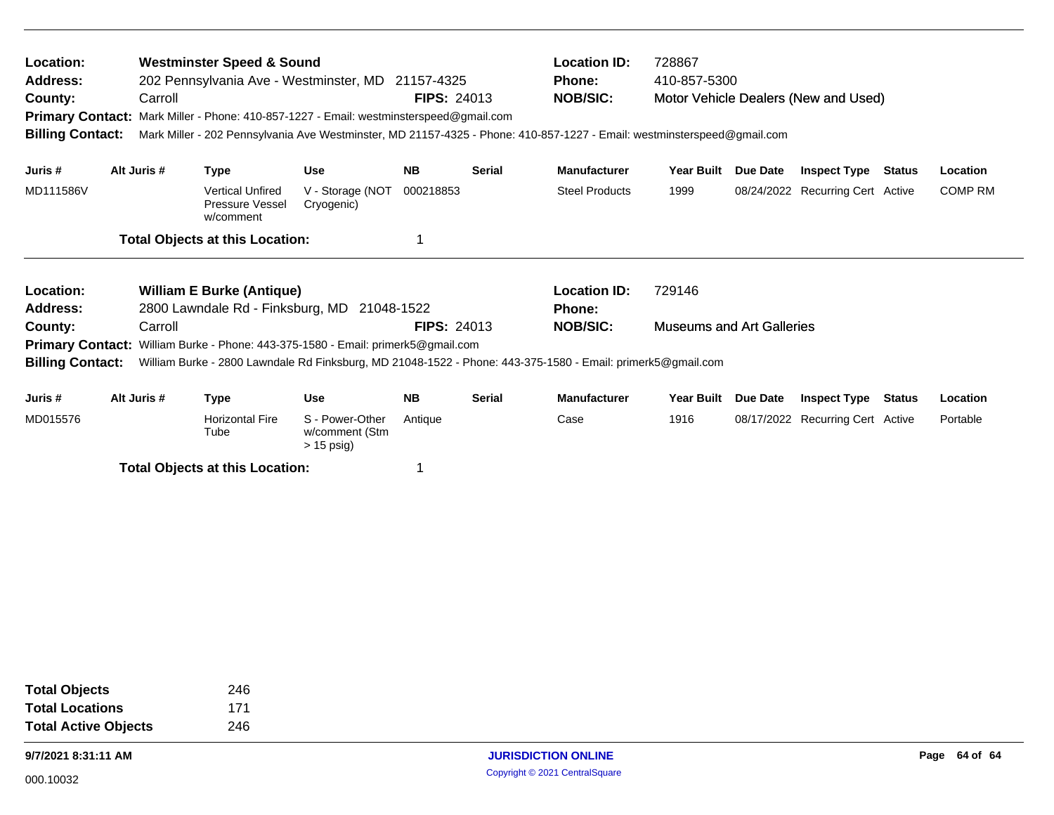**Location:** Westminster Speed & Sound
**Address:** 202 Pennsylvania Ave - Westminster, MD 21157-4325
**County:** Carroll **FIPS:** 24013
**Location ID:** 728867
**Phone:** 410-857-5300
**NOB/SIC:** Motor Vehicle Dealers (New and Used)
**Primary Contact:** Mark Miller - Phone: 410-857-1227 - Email: westminsterspeed@gmail.com
**Billing Contact:** Mark Miller - 202 Pennsylvania Ave Westminster, MD 21157-4325 - Phone: 410-857-1227 - Email: westminsterspeed@gmail.com

| Juris # | Alt Juris # | Type | Use | NB | Serial | Manufacturer | Year Built | Due Date | Inspect Type | Status | Location |
|---|---|---|---|---|---|---|---|---|---|---|---|
| MD111586V | | Vertical Unfired Pressure Vessel w/comment | V - Storage (NOT Cryogenic) | 000218853 | | Steel Products | 1999 | 08/24/2022 | Recurring Cert | Active | COMP RM |

**Total Objects at this Location:** 1

---

**Location:** William E Burke (Antique)
**Address:** 2800 Lawndale Rd - Finksburg, MD 21048-1522
**County:** Carroll **FIPS:** 24013
**Location ID:** 729146
**Phone:**
**NOB/SIC:** Museums and Art Galleries
**Primary Contact:** William Burke - Phone: 443-375-1580 - Email: primerk5@gmail.com
**Billing Contact:** William Burke - 2800 Lawndale Rd Finksburg, MD 21048-1522 - Phone: 443-375-1580 - Email: primerk5@gmail.com

| Juris # | Alt Juris # | Type | Use | NB | Serial | Manufacturer | Year Built | Due Date | Inspect Type | Status | Location |
|---|---|---|---|---|---|---|---|---|---|---|---|
| MD015576 | | Horizontal Fire Tube | S - Power-Other w/comment (Stm > 15 psig) | Antique | | Case | 1916 | 08/17/2022 | Recurring Cert | Active | Portable |

**Total Objects at this Location:** 1

---

| | |
|---|---|
| **Total Objects** | 246 |
| **Total Locations** | 171 |
| **Total Active Objects** | 246 |